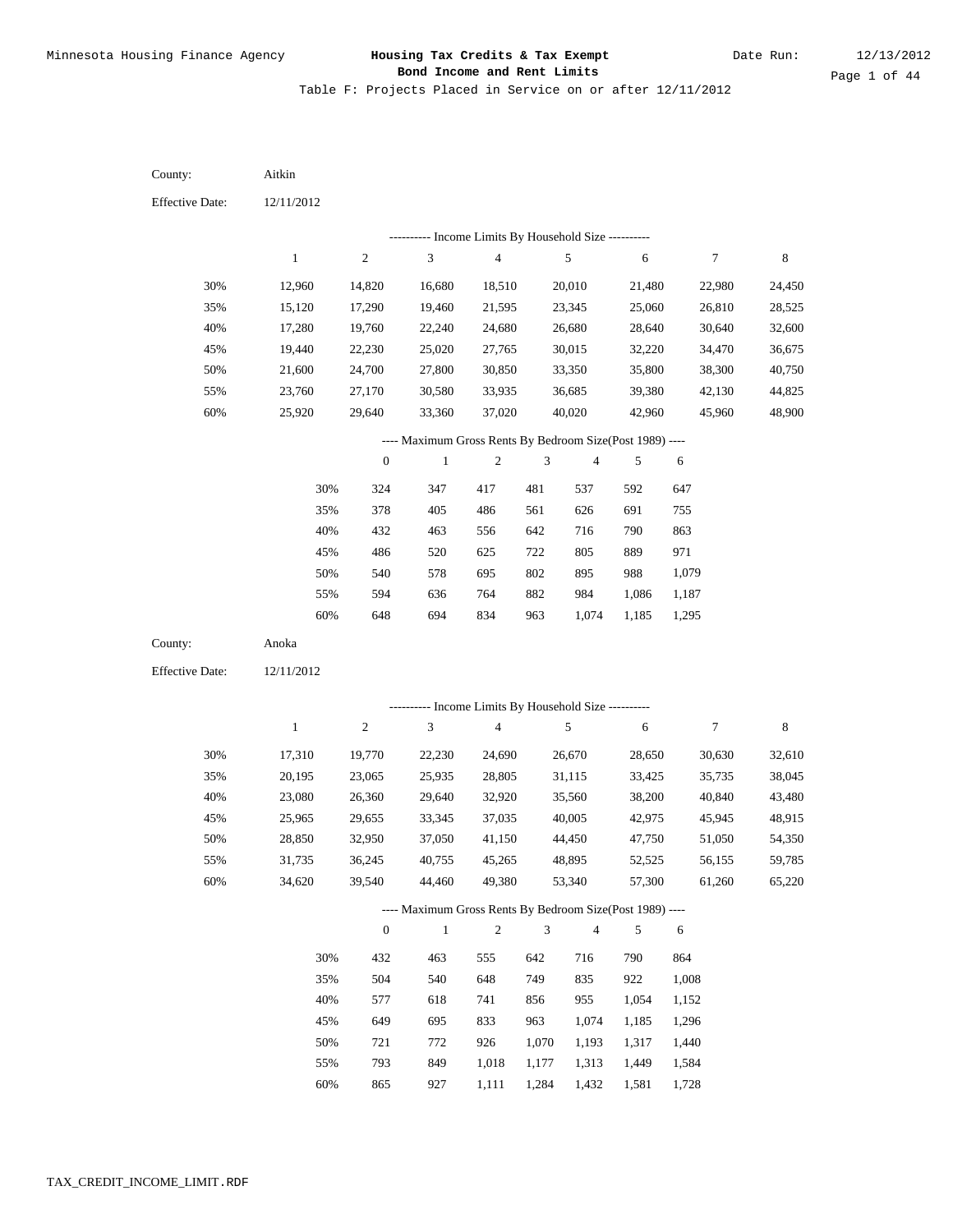Minnesota Housing Finance Agency

# Housing Tax Credits & Tax Exempt Bond Income and Rent Limits

Date Run: 12/13/2012

Table F: Projects Placed in Service on or after 12/11/2012

County: Aitkin

Effective Date: 12/11/2012

---------- Income Limits By Household Size ----------

| | 1 | 2 | 3 | 4 | 5 | 6 | 7 | 8 |
|---|---|---|---|---|---|---|---|---|
| 30% | 12,960 | 14,820 | 16,680 | 18,510 | 20,010 | 21,480 | 22,980 | 24,450 |
| 35% | 15,120 | 17,290 | 19,460 | 21,595 | 23,345 | 25,060 | 26,810 | 28,525 |
| 40% | 17,280 | 19,760 | 22,240 | 24,680 | 26,680 | 28,640 | 30,640 | 32,600 |
| 45% | 19,440 | 22,230 | 25,020 | 27,765 | 30,015 | 32,220 | 34,470 | 36,675 |
| 50% | 21,600 | 24,700 | 27,800 | 30,850 | 33,350 | 35,800 | 38,300 | 40,750 |
| 55% | 23,760 | 27,170 | 30,580 | 33,935 | 36,685 | 39,380 | 42,130 | 44,825 |
| 60% | 25,920 | 29,640 | 33,360 | 37,020 | 40,020 | 42,960 | 45,960 | 48,900 |

---- Maximum Gross Rents By Bedroom Size(Post 1989) ----

| | 0 | 1 | 2 | 3 | 4 | 5 | 6 |
|---|---|---|---|---|---|---|---|
| 30% | 324 | 347 | 417 | 481 | 537 | 592 | 647 |
| 35% | 378 | 405 | 486 | 561 | 626 | 691 | 755 |
| 40% | 432 | 463 | 556 | 642 | 716 | 790 | 863 |
| 45% | 486 | 520 | 625 | 722 | 805 | 889 | 971 |
| 50% | 540 | 578 | 695 | 802 | 895 | 988 | 1,079 |
| 55% | 594 | 636 | 764 | 882 | 984 | 1,086 | 1,187 |
| 60% | 648 | 694 | 834 | 963 | 1,074 | 1,185 | 1,295 |

County: Anoka

Effective Date: 12/11/2012

---------- Income Limits By Household Size ----------

| | 1 | 2 | 3 | 4 | 5 | 6 | 7 | 8 |
|---|---|---|---|---|---|---|---|---|
| 30% | 17,310 | 19,770 | 22,230 | 24,690 | 26,670 | 28,650 | 30,630 | 32,610 |
| 35% | 20,195 | 23,065 | 25,935 | 28,805 | 31,115 | 33,425 | 35,735 | 38,045 |
| 40% | 23,080 | 26,360 | 29,640 | 32,920 | 35,560 | 38,200 | 40,840 | 43,480 |
| 45% | 25,965 | 29,655 | 33,345 | 37,035 | 40,005 | 42,975 | 45,945 | 48,915 |
| 50% | 28,850 | 32,950 | 37,050 | 41,150 | 44,450 | 47,750 | 51,050 | 54,350 |
| 55% | 31,735 | 36,245 | 40,755 | 45,265 | 48,895 | 52,525 | 56,155 | 59,785 |
| 60% | 34,620 | 39,540 | 44,460 | 49,380 | 53,340 | 57,300 | 61,260 | 65,220 |

---- Maximum Gross Rents By Bedroom Size(Post 1989) ----

| | 0 | 1 | 2 | 3 | 4 | 5 | 6 |
|---|---|---|---|---|---|---|---|
| 30% | 432 | 463 | 555 | 642 | 716 | 790 | 864 |
| 35% | 504 | 540 | 648 | 749 | 835 | 922 | 1,008 |
| 40% | 577 | 618 | 741 | 856 | 955 | 1,054 | 1,152 |
| 45% | 649 | 695 | 833 | 963 | 1,074 | 1,185 | 1,296 |
| 50% | 721 | 772 | 926 | 1,070 | 1,193 | 1,317 | 1,440 |
| 55% | 793 | 849 | 1,018 | 1,177 | 1,313 | 1,449 | 1,584 |
| 60% | 865 | 927 | 1,111 | 1,284 | 1,432 | 1,581 | 1,728 |

TAX_CREDIT_INCOME_LIMIT.RDF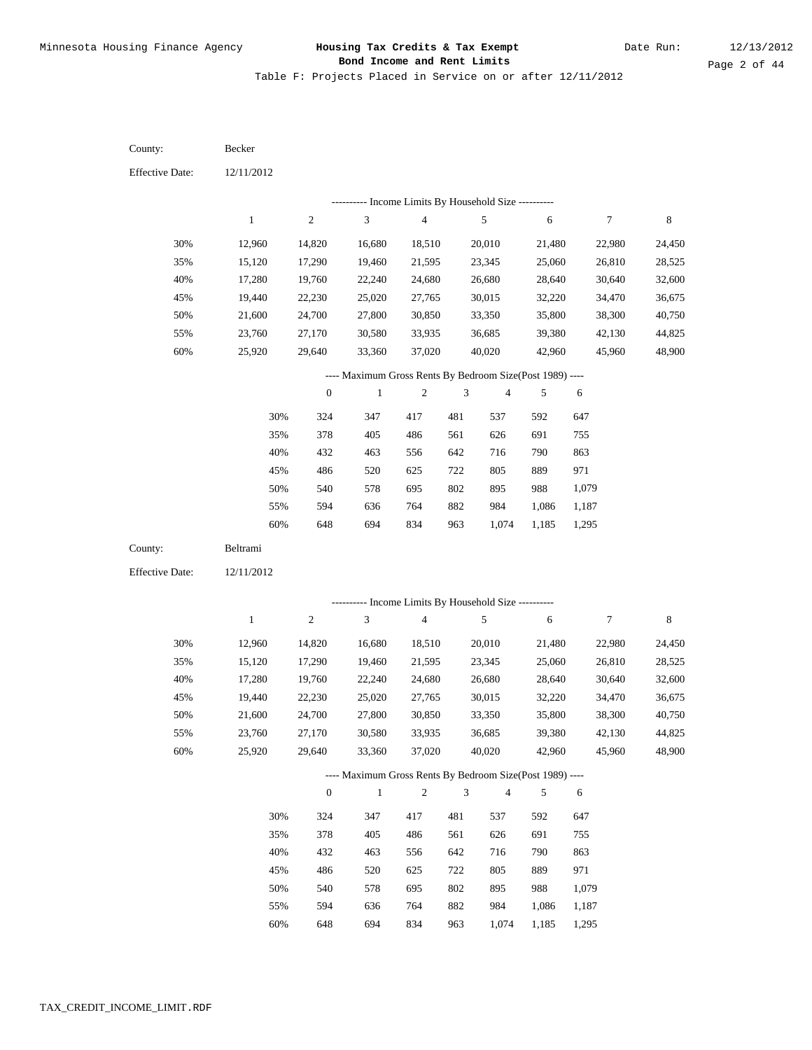Minnesota Housing Finance Agency

**Housing Tax Credits & Tax Exempt Bond Income and Rent Limits**

Date Run: 12/13/2012

Table F: Projects Placed in Service on or after 12/11/2012

County: Becker

Effective Date: 12/11/2012

---------- Income Limits By Household Size ----------

| | 1 | 2 | 3 | 4 | 5 | 6 | 7 | 8 |
|---|---|---|---|---|---|---|---|---|
| 30% | 12,960 | 14,820 | 16,680 | 18,510 | 20,010 | 21,480 | 22,980 | 24,450 |
| 35% | 15,120 | 17,290 | 19,460 | 21,595 | 23,345 | 25,060 | 26,810 | 28,525 |
| 40% | 17,280 | 19,760 | 22,240 | 24,680 | 26,680 | 28,640 | 30,640 | 32,600 |
| 45% | 19,440 | 22,230 | 25,020 | 27,765 | 30,015 | 32,220 | 34,470 | 36,675 |
| 50% | 21,600 | 24,700 | 27,800 | 30,850 | 33,350 | 35,800 | 38,300 | 40,750 |
| 55% | 23,760 | 27,170 | 30,580 | 33,935 | 36,685 | 39,380 | 42,130 | 44,825 |
| 60% | 25,920 | 29,640 | 33,360 | 37,020 | 40,020 | 42,960 | 45,960 | 48,900 |

---- Maximum Gross Rents By Bedroom Size(Post 1989) ----

| | 0 | 1 | 2 | 3 | 4 | 5 | 6 |
|---|---|---|---|---|---|---|---|
| 30% | 324 | 347 | 417 | 481 | 537 | 592 | 647 |
| 35% | 378 | 405 | 486 | 561 | 626 | 691 | 755 |
| 40% | 432 | 463 | 556 | 642 | 716 | 790 | 863 |
| 45% | 486 | 520 | 625 | 722 | 805 | 889 | 971 |
| 50% | 540 | 578 | 695 | 802 | 895 | 988 | 1,079 |
| 55% | 594 | 636 | 764 | 882 | 984 | 1,086 | 1,187 |
| 60% | 648 | 694 | 834 | 963 | 1,074 | 1,185 | 1,295 |

County: Beltrami

Effective Date: 12/11/2012

---------- Income Limits By Household Size ----------

| | 1 | 2 | 3 | 4 | 5 | 6 | 7 | 8 |
|---|---|---|---|---|---|---|---|---|
| 30% | 12,960 | 14,820 | 16,680 | 18,510 | 20,010 | 21,480 | 22,980 | 24,450 |
| 35% | 15,120 | 17,290 | 19,460 | 21,595 | 23,345 | 25,060 | 26,810 | 28,525 |
| 40% | 17,280 | 19,760 | 22,240 | 24,680 | 26,680 | 28,640 | 30,640 | 32,600 |
| 45% | 19,440 | 22,230 | 25,020 | 27,765 | 30,015 | 32,220 | 34,470 | 36,675 |
| 50% | 21,600 | 24,700 | 27,800 | 30,850 | 33,350 | 35,800 | 38,300 | 40,750 |
| 55% | 23,760 | 27,170 | 30,580 | 33,935 | 36,685 | 39,380 | 42,130 | 44,825 |
| 60% | 25,920 | 29,640 | 33,360 | 37,020 | 40,020 | 42,960 | 45,960 | 48,900 |

---- Maximum Gross Rents By Bedroom Size(Post 1989) ----

| | 0 | 1 | 2 | 3 | 4 | 5 | 6 |
|---|---|---|---|---|---|---|---|
| 30% | 324 | 347 | 417 | 481 | 537 | 592 | 647 |
| 35% | 378 | 405 | 486 | 561 | 626 | 691 | 755 |
| 40% | 432 | 463 | 556 | 642 | 716 | 790 | 863 |
| 45% | 486 | 520 | 625 | 722 | 805 | 889 | 971 |
| 50% | 540 | 578 | 695 | 802 | 895 | 988 | 1,079 |
| 55% | 594 | 636 | 764 | 882 | 984 | 1,086 | 1,187 |
| 60% | 648 | 694 | 834 | 963 | 1,074 | 1,185 | 1,295 |

TAX_CREDIT_INCOME_LIMIT.RDF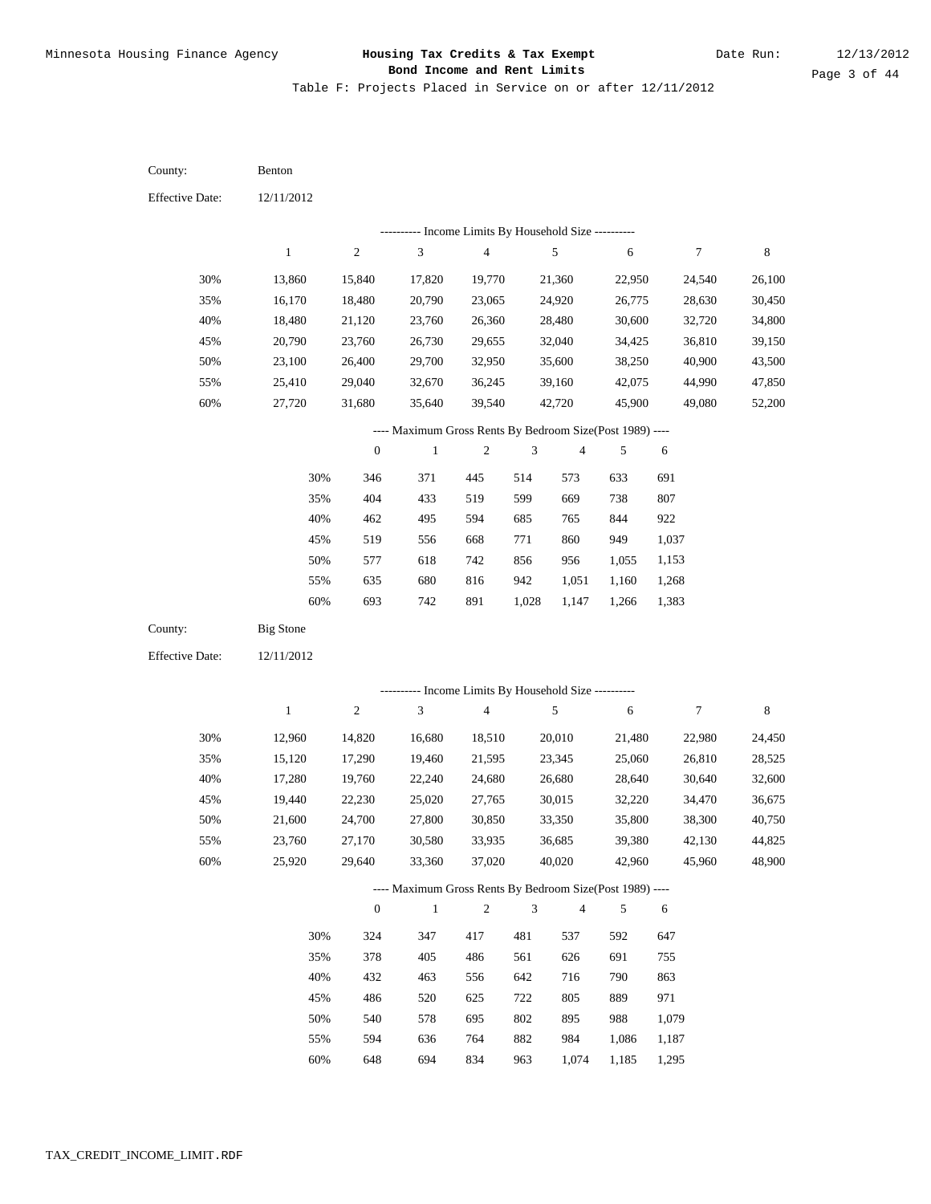County: Benton

Effective Date: 12/11/2012

---------- Income Limits By Household Size ----------

| | 1 | 2 | 3 | 4 | 5 | 6 | 7 | 8 |
|---|---|---|---|---|---|---|---|---|
| 30% | 13,860 | 15,840 | 17,820 | 19,770 | 21,360 | 22,950 | 24,540 | 26,100 |
| 35% | 16,170 | 18,480 | 20,790 | 23,065 | 24,920 | 26,775 | 28,630 | 30,450 |
| 40% | 18,480 | 21,120 | 23,760 | 26,360 | 28,480 | 30,600 | 32,720 | 34,800 |
| 45% | 20,790 | 23,760 | 26,730 | 29,655 | 32,040 | 34,425 | 36,810 | 39,150 |
| 50% | 23,100 | 26,400 | 29,700 | 32,950 | 35,600 | 38,250 | 40,900 | 43,500 |
| 55% | 25,410 | 29,040 | 32,670 | 36,245 | 39,160 | 42,075 | 44,990 | 47,850 |
| 60% | 27,720 | 31,680 | 35,640 | 39,540 | 42,720 | 45,900 | 49,080 | 52,200 |

---- Maximum Gross Rents By Bedroom Size(Post 1989) ----

| | 0 | 1 | 2 | 3 | 4 | 5 | 6 |
|---|---|---|---|---|---|---|---|
| 30% | 346 | 371 | 445 | 514 | 573 | 633 | 691 |
| 35% | 404 | 433 | 519 | 599 | 669 | 738 | 807 |
| 40% | 462 | 495 | 594 | 685 | 765 | 844 | 922 |
| 45% | 519 | 556 | 668 | 771 | 860 | 949 | 1,037 |
| 50% | 577 | 618 | 742 | 856 | 956 | 1,055 | 1,153 |
| 55% | 635 | 680 | 816 | 942 | 1,051 | 1,160 | 1,268 |
| 60% | 693 | 742 | 891 | 1,028 | 1,147 | 1,266 | 1,383 |

County: Big Stone

Effective Date: 12/11/2012

---------- Income Limits By Household Size ----------

| | 1 | 2 | 3 | 4 | 5 | 6 | 7 | 8 |
|---|---|---|---|---|---|---|---|---|
| 30% | 12,960 | 14,820 | 16,680 | 18,510 | 20,010 | 21,480 | 22,980 | 24,450 |
| 35% | 15,120 | 17,290 | 19,460 | 21,595 | 23,345 | 25,060 | 26,810 | 28,525 |
| 40% | 17,280 | 19,760 | 22,240 | 24,680 | 26,680 | 28,640 | 30,640 | 32,600 |
| 45% | 19,440 | 22,230 | 25,020 | 27,765 | 30,015 | 32,220 | 34,470 | 36,675 |
| 50% | 21,600 | 24,700 | 27,800 | 30,850 | 33,350 | 35,800 | 38,300 | 40,750 |
| 55% | 23,760 | 27,170 | 30,580 | 33,935 | 36,685 | 39,380 | 42,130 | 44,825 |
| 60% | 25,920 | 29,640 | 33,360 | 37,020 | 40,020 | 42,960 | 45,960 | 48,900 |

---- Maximum Gross Rents By Bedroom Size(Post 1989) ----

| | 0 | 1 | 2 | 3 | 4 | 5 | 6 |
|---|---|---|---|---|---|---|---|
| 30% | 324 | 347 | 417 | 481 | 537 | 592 | 647 |
| 35% | 378 | 405 | 486 | 561 | 626 | 691 | 755 |
| 40% | 432 | 463 | 556 | 642 | 716 | 790 | 863 |
| 45% | 486 | 520 | 625 | 722 | 805 | 889 | 971 |
| 50% | 540 | 578 | 695 | 802 | 895 | 988 | 1,079 |
| 55% | 594 | 636 | 764 | 882 | 984 | 1,086 | 1,187 |
| 60% | 648 | 694 | 834 | 963 | 1,074 | 1,185 | 1,295 |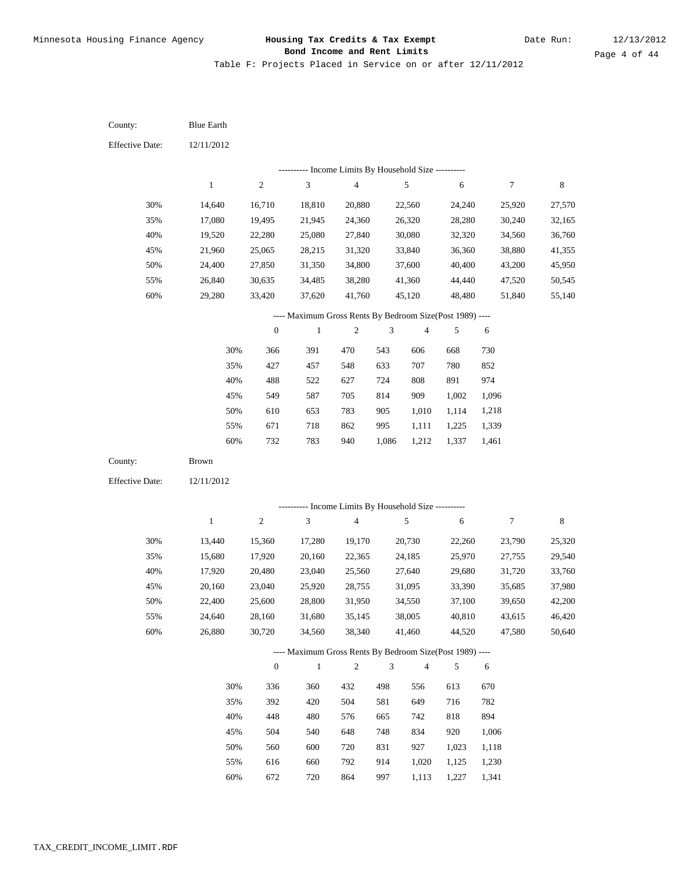County: Blue Earth

Effective Date: 12/11/2012

---------- Income Limits By Household Size ----------

| | 1 | 2 | 3 | 4 | 5 | 6 | 7 | 8 |
|---|---|---|---|---|---|---|---|---|
| 30% | 14,640 | 16,710 | 18,810 | 20,880 | 22,560 | 24,240 | 25,920 | 27,570 |
| 35% | 17,080 | 19,495 | 21,945 | 24,360 | 26,320 | 28,280 | 30,240 | 32,165 |
| 40% | 19,520 | 22,280 | 25,080 | 27,840 | 30,080 | 32,320 | 34,560 | 36,760 |
| 45% | 21,960 | 25,065 | 28,215 | 31,320 | 33,840 | 36,360 | 38,880 | 41,355 |
| 50% | 24,400 | 27,850 | 31,350 | 34,800 | 37,600 | 40,400 | 43,200 | 45,950 |
| 55% | 26,840 | 30,635 | 34,485 | 38,280 | 41,360 | 44,440 | 47,520 | 50,545 |
| 60% | 29,280 | 33,420 | 37,620 | 41,760 | 45,120 | 48,480 | 51,840 | 55,140 |

---- Maximum Gross Rents By Bedroom Size(Post 1989) ----

| | 0 | 1 | 2 | 3 | 4 | 5 | 6 |
|---|---|---|---|---|---|---|---|
| 30% | 366 | 391 | 470 | 543 | 606 | 668 | 730 |
| 35% | 427 | 457 | 548 | 633 | 707 | 780 | 852 |
| 40% | 488 | 522 | 627 | 724 | 808 | 891 | 974 |
| 45% | 549 | 587 | 705 | 814 | 909 | 1,002 | 1,096 |
| 50% | 610 | 653 | 783 | 905 | 1,010 | 1,114 | 1,218 |
| 55% | 671 | 718 | 862 | 995 | 1,111 | 1,225 | 1,339 |
| 60% | 732 | 783 | 940 | 1,086 | 1,212 | 1,337 | 1,461 |

County: Brown

Effective Date: 12/11/2012

---------- Income Limits By Household Size ----------

| | 1 | 2 | 3 | 4 | 5 | 6 | 7 | 8 |
|---|---|---|---|---|---|---|---|---|
| 30% | 13,440 | 15,360 | 17,280 | 19,170 | 20,730 | 22,260 | 23,790 | 25,320 |
| 35% | 15,680 | 17,920 | 20,160 | 22,365 | 24,185 | 25,970 | 27,755 | 29,540 |
| 40% | 17,920 | 20,480 | 23,040 | 25,560 | 27,640 | 29,680 | 31,720 | 33,760 |
| 45% | 20,160 | 23,040 | 25,920 | 28,755 | 31,095 | 33,390 | 35,685 | 37,980 |
| 50% | 22,400 | 25,600 | 28,800 | 31,950 | 34,550 | 37,100 | 39,650 | 42,200 |
| 55% | 24,640 | 28,160 | 31,680 | 35,145 | 38,005 | 40,810 | 43,615 | 46,420 |
| 60% | 26,880 | 30,720 | 34,560 | 38,340 | 41,460 | 44,520 | 47,580 | 50,640 |

---- Maximum Gross Rents By Bedroom Size(Post 1989) ----

| | 0 | 1 | 2 | 3 | 4 | 5 | 6 |
|---|---|---|---|---|---|---|---|
| 30% | 336 | 360 | 432 | 498 | 556 | 613 | 670 |
| 35% | 392 | 420 | 504 | 581 | 649 | 716 | 782 |
| 40% | 448 | 480 | 576 | 665 | 742 | 818 | 894 |
| 45% | 504 | 540 | 648 | 748 | 834 | 920 | 1,006 |
| 50% | 560 | 600 | 720 | 831 | 927 | 1,023 | 1,118 |
| 55% | 616 | 660 | 792 | 914 | 1,020 | 1,125 | 1,230 |
| 60% | 672 | 720 | 864 | 997 | 1,113 | 1,227 | 1,341 |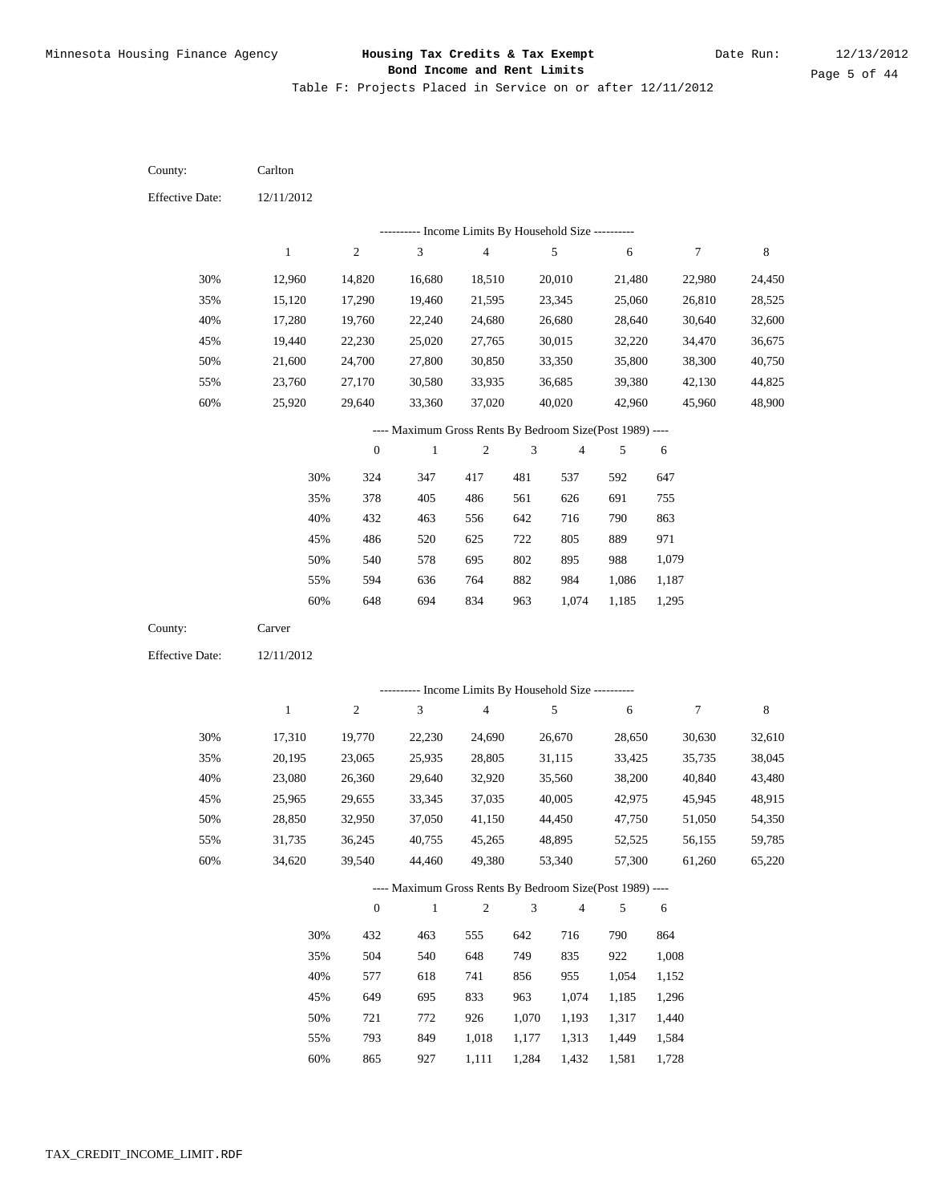County: Carlton

Effective Date: 12/11/2012

---------- Income Limits By Household Size ----------

| | 1 | 2 | 3 | 4 | 5 | 6 | 7 | 8 |
|---|---|---|---|---|---|---|---|---|
| 30% | 12,960 | 14,820 | 16,680 | 18,510 | 20,010 | 21,480 | 22,980 | 24,450 |
| 35% | 15,120 | 17,290 | 19,460 | 21,595 | 23,345 | 25,060 | 26,810 | 28,525 |
| 40% | 17,280 | 19,760 | 22,240 | 24,680 | 26,680 | 28,640 | 30,640 | 32,600 |
| 45% | 19,440 | 22,230 | 25,020 | 27,765 | 30,015 | 32,220 | 34,470 | 36,675 |
| 50% | 21,600 | 24,700 | 27,800 | 30,850 | 33,350 | 35,800 | 38,300 | 40,750 |
| 55% | 23,760 | 27,170 | 30,580 | 33,935 | 36,685 | 39,380 | 42,130 | 44,825 |
| 60% | 25,920 | 29,640 | 33,360 | 37,020 | 40,020 | 42,960 | 45,960 | 48,900 |

---- Maximum Gross Rents By Bedroom Size(Post 1989) ----

| | 0 | 1 | 2 | 3 | 4 | 5 | 6 |
|---|---|---|---|---|---|---|---|
| 30% | 324 | 347 | 417 | 481 | 537 | 592 | 647 |
| 35% | 378 | 405 | 486 | 561 | 626 | 691 | 755 |
| 40% | 432 | 463 | 556 | 642 | 716 | 790 | 863 |
| 45% | 486 | 520 | 625 | 722 | 805 | 889 | 971 |
| 50% | 540 | 578 | 695 | 802 | 895 | 988 | 1,079 |
| 55% | 594 | 636 | 764 | 882 | 984 | 1,086 | 1,187 |
| 60% | 648 | 694 | 834 | 963 | 1,074 | 1,185 | 1,295 |

County: Carver

Effective Date: 12/11/2012

---------- Income Limits By Household Size ----------

| | 1 | 2 | 3 | 4 | 5 | 6 | 7 | 8 |
|---|---|---|---|---|---|---|---|---|
| 30% | 17,310 | 19,770 | 22,230 | 24,690 | 26,670 | 28,650 | 30,630 | 32,610 |
| 35% | 20,195 | 23,065 | 25,935 | 28,805 | 31,115 | 33,425 | 35,735 | 38,045 |
| 40% | 23,080 | 26,360 | 29,640 | 32,920 | 35,560 | 38,200 | 40,840 | 43,480 |
| 45% | 25,965 | 29,655 | 33,345 | 37,035 | 40,005 | 42,975 | 45,945 | 48,915 |
| 50% | 28,850 | 32,950 | 37,050 | 41,150 | 44,450 | 47,750 | 51,050 | 54,350 |
| 55% | 31,735 | 36,245 | 40,755 | 45,265 | 48,895 | 52,525 | 56,155 | 59,785 |
| 60% | 34,620 | 39,540 | 44,460 | 49,380 | 53,340 | 57,300 | 61,260 | 65,220 |

---- Maximum Gross Rents By Bedroom Size(Post 1989) ----

| | 0 | 1 | 2 | 3 | 4 | 5 | 6 |
|---|---|---|---|---|---|---|---|
| 30% | 432 | 463 | 555 | 642 | 716 | 790 | 864 |
| 35% | 504 | 540 | 648 | 749 | 835 | 922 | 1,008 |
| 40% | 577 | 618 | 741 | 856 | 955 | 1,054 | 1,152 |
| 45% | 649 | 695 | 833 | 963 | 1,074 | 1,185 | 1,296 |
| 50% | 721 | 772 | 926 | 1,070 | 1,193 | 1,317 | 1,440 |
| 55% | 793 | 849 | 1,018 | 1,177 | 1,313 | 1,449 | 1,584 |
| 60% | 865 | 927 | 1,111 | 1,284 | 1,432 | 1,581 | 1,728 |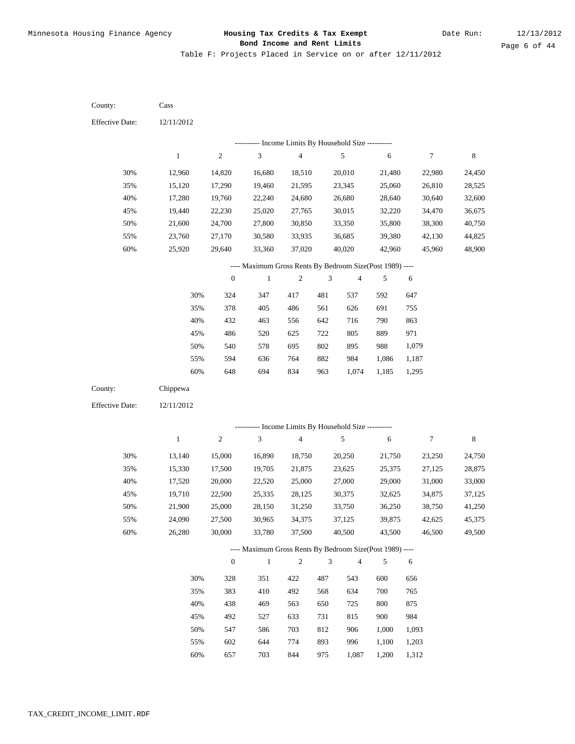Minnesota Housing Finance Agency

**Housing Tax Credits & Tax Exempt Bond Income and Rent Limits**

Date Run: 12/13/2012

Table F: Projects Placed in Service on or after 12/11/2012

County: Cass

Effective Date: 12/11/2012

---------- Income Limits By Household Size ----------

| | 1 | 2 | 3 | 4 | 5 | 6 | 7 | 8 |
|---|---|---|---|---|---|---|---|---|
| 30% | 12,960 | 14,820 | 16,680 | 18,510 | 20,010 | 21,480 | 22,980 | 24,450 |
| 35% | 15,120 | 17,290 | 19,460 | 21,595 | 23,345 | 25,060 | 26,810 | 28,525 |
| 40% | 17,280 | 19,760 | 22,240 | 24,680 | 26,680 | 28,640 | 30,640 | 32,600 |
| 45% | 19,440 | 22,230 | 25,020 | 27,765 | 30,015 | 32,220 | 34,470 | 36,675 |
| 50% | 21,600 | 24,700 | 27,800 | 30,850 | 33,350 | 35,800 | 38,300 | 40,750 |
| 55% | 23,760 | 27,170 | 30,580 | 33,935 | 36,685 | 39,380 | 42,130 | 44,825 |
| 60% | 25,920 | 29,640 | 33,360 | 37,020 | 40,020 | 42,960 | 45,960 | 48,900 |

---- Maximum Gross Rents By Bedroom Size(Post 1989) ----

| | 0 | 1 | 2 | 3 | 4 | 5 | 6 |
|---|---|---|---|---|---|---|---|
| 30% | 324 | 347 | 417 | 481 | 537 | 592 | 647 |
| 35% | 378 | 405 | 486 | 561 | 626 | 691 | 755 |
| 40% | 432 | 463 | 556 | 642 | 716 | 790 | 863 |
| 45% | 486 | 520 | 625 | 722 | 805 | 889 | 971 |
| 50% | 540 | 578 | 695 | 802 | 895 | 988 | 1,079 |
| 55% | 594 | 636 | 764 | 882 | 984 | 1,086 | 1,187 |
| 60% | 648 | 694 | 834 | 963 | 1,074 | 1,185 | 1,295 |

County: Chippewa

Effective Date: 12/11/2012

---------- Income Limits By Household Size ----------

| | 1 | 2 | 3 | 4 | 5 | 6 | 7 | 8 |
|---|---|---|---|---|---|---|---|---|
| 30% | 13,140 | 15,000 | 16,890 | 18,750 | 20,250 | 21,750 | 23,250 | 24,750 |
| 35% | 15,330 | 17,500 | 19,705 | 21,875 | 23,625 | 25,375 | 27,125 | 28,875 |
| 40% | 17,520 | 20,000 | 22,520 | 25,000 | 27,000 | 29,000 | 31,000 | 33,000 |
| 45% | 19,710 | 22,500 | 25,335 | 28,125 | 30,375 | 32,625 | 34,875 | 37,125 |
| 50% | 21,900 | 25,000 | 28,150 | 31,250 | 33,750 | 36,250 | 38,750 | 41,250 |
| 55% | 24,090 | 27,500 | 30,965 | 34,375 | 37,125 | 39,875 | 42,625 | 45,375 |
| 60% | 26,280 | 30,000 | 33,780 | 37,500 | 40,500 | 43,500 | 46,500 | 49,500 |

---- Maximum Gross Rents By Bedroom Size(Post 1989) ----

| | 0 | 1 | 2 | 3 | 4 | 5 | 6 |
|---|---|---|---|---|---|---|---|
| 30% | 328 | 351 | 422 | 487 | 543 | 600 | 656 |
| 35% | 383 | 410 | 492 | 568 | 634 | 700 | 765 |
| 40% | 438 | 469 | 563 | 650 | 725 | 800 | 875 |
| 45% | 492 | 527 | 633 | 731 | 815 | 900 | 984 |
| 50% | 547 | 586 | 703 | 812 | 906 | 1,000 | 1,093 |
| 55% | 602 | 644 | 774 | 893 | 996 | 1,100 | 1,203 |
| 60% | 657 | 703 | 844 | 975 | 1,087 | 1,200 | 1,312 |

TAX_CREDIT_INCOME_LIMIT.RDF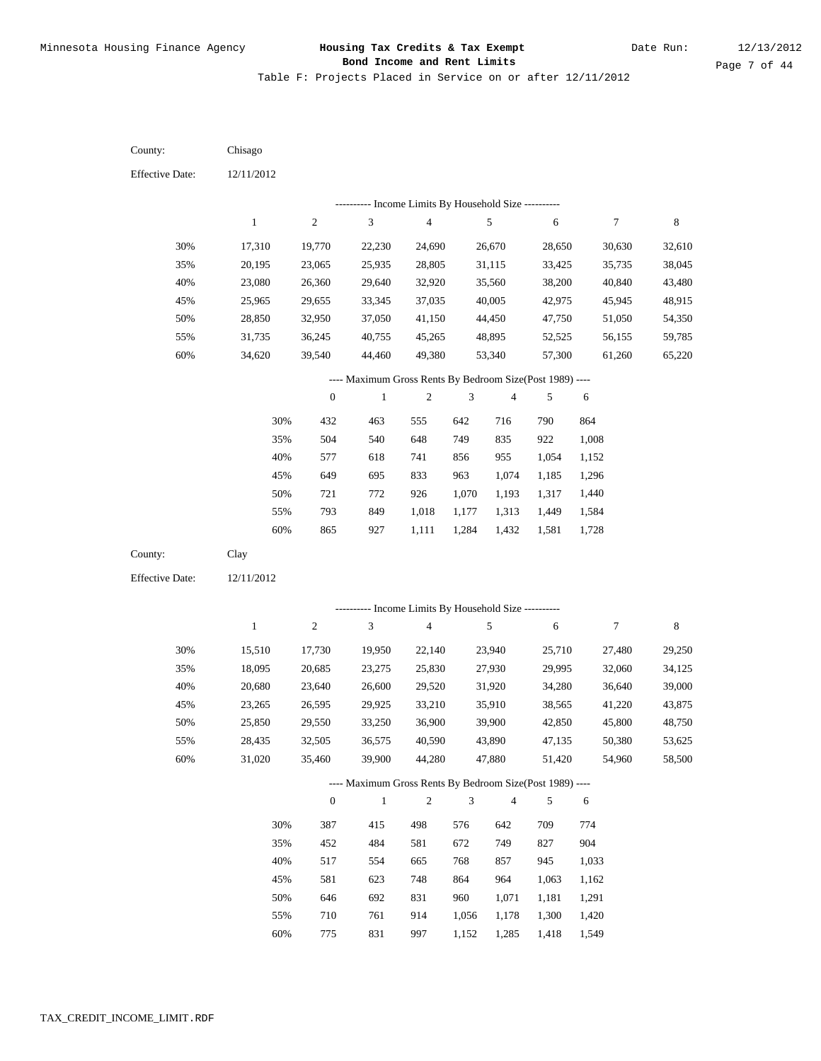Minnesota Housing Finance Agency

**Housing Tax Credits & Tax Exempt Bond Income and Rent Limits**

Date Run: 12/13/2012

Table F: Projects Placed in Service on or after 12/11/2012

County: Chisago

Effective Date: 12/11/2012

---------- Income Limits By Household Size ----------

| | 1 | 2 | 3 | 4 | 5 | 6 | 7 | 8 |
|---|---|---|---|---|---|---|---|---|
| 30% | 17,310 | 19,770 | 22,230 | 24,690 | 26,670 | 28,650 | 30,630 | 32,610 |
| 35% | 20,195 | 23,065 | 25,935 | 28,805 | 31,115 | 33,425 | 35,735 | 38,045 |
| 40% | 23,080 | 26,360 | 29,640 | 32,920 | 35,560 | 38,200 | 40,840 | 43,480 |
| 45% | 25,965 | 29,655 | 33,345 | 37,035 | 40,005 | 42,975 | 45,945 | 48,915 |
| 50% | 28,850 | 32,950 | 37,050 | 41,150 | 44,450 | 47,750 | 51,050 | 54,350 |
| 55% | 31,735 | 36,245 | 40,755 | 45,265 | 48,895 | 52,525 | 56,155 | 59,785 |
| 60% | 34,620 | 39,540 | 44,460 | 49,380 | 53,340 | 57,300 | 61,260 | 65,220 |

---- Maximum Gross Rents By Bedroom Size(Post 1989) ----

| | 0 | 1 | 2 | 3 | 4 | 5 | 6 |
|---|---|---|---|---|---|---|---|
| 30% | 432 | 463 | 555 | 642 | 716 | 790 | 864 |
| 35% | 504 | 540 | 648 | 749 | 835 | 922 | 1,008 |
| 40% | 577 | 618 | 741 | 856 | 955 | 1,054 | 1,152 |
| 45% | 649 | 695 | 833 | 963 | 1,074 | 1,185 | 1,296 |
| 50% | 721 | 772 | 926 | 1,070 | 1,193 | 1,317 | 1,440 |
| 55% | 793 | 849 | 1,018 | 1,177 | 1,313 | 1,449 | 1,584 |
| 60% | 865 | 927 | 1,111 | 1,284 | 1,432 | 1,581 | 1,728 |

County: Clay

Effective Date: 12/11/2012

---------- Income Limits By Household Size ----------

| | 1 | 2 | 3 | 4 | 5 | 6 | 7 | 8 |
|---|---|---|---|---|---|---|---|---|
| 30% | 15,510 | 17,730 | 19,950 | 22,140 | 23,940 | 25,710 | 27,480 | 29,250 |
| 35% | 18,095 | 20,685 | 23,275 | 25,830 | 27,930 | 29,995 | 32,060 | 34,125 |
| 40% | 20,680 | 23,640 | 26,600 | 29,520 | 31,920 | 34,280 | 36,640 | 39,000 |
| 45% | 23,265 | 26,595 | 29,925 | 33,210 | 35,910 | 38,565 | 41,220 | 43,875 |
| 50% | 25,850 | 29,550 | 33,250 | 36,900 | 39,900 | 42,850 | 45,800 | 48,750 |
| 55% | 28,435 | 32,505 | 36,575 | 40,590 | 43,890 | 47,135 | 50,380 | 53,625 |
| 60% | 31,020 | 35,460 | 39,900 | 44,280 | 47,880 | 51,420 | 54,960 | 58,500 |

---- Maximum Gross Rents By Bedroom Size(Post 1989) ----

| | 0 | 1 | 2 | 3 | 4 | 5 | 6 |
|---|---|---|---|---|---|---|---|
| 30% | 387 | 415 | 498 | 576 | 642 | 709 | 774 |
| 35% | 452 | 484 | 581 | 672 | 749 | 827 | 904 |
| 40% | 517 | 554 | 665 | 768 | 857 | 945 | 1,033 |
| 45% | 581 | 623 | 748 | 864 | 964 | 1,063 | 1,162 |
| 50% | 646 | 692 | 831 | 960 | 1,071 | 1,181 | 1,291 |
| 55% | 710 | 761 | 914 | 1,056 | 1,178 | 1,300 | 1,420 |
| 60% | 775 | 831 | 997 | 1,152 | 1,285 | 1,418 | 1,549 |

TAX_CREDIT_INCOME_LIMIT.RDF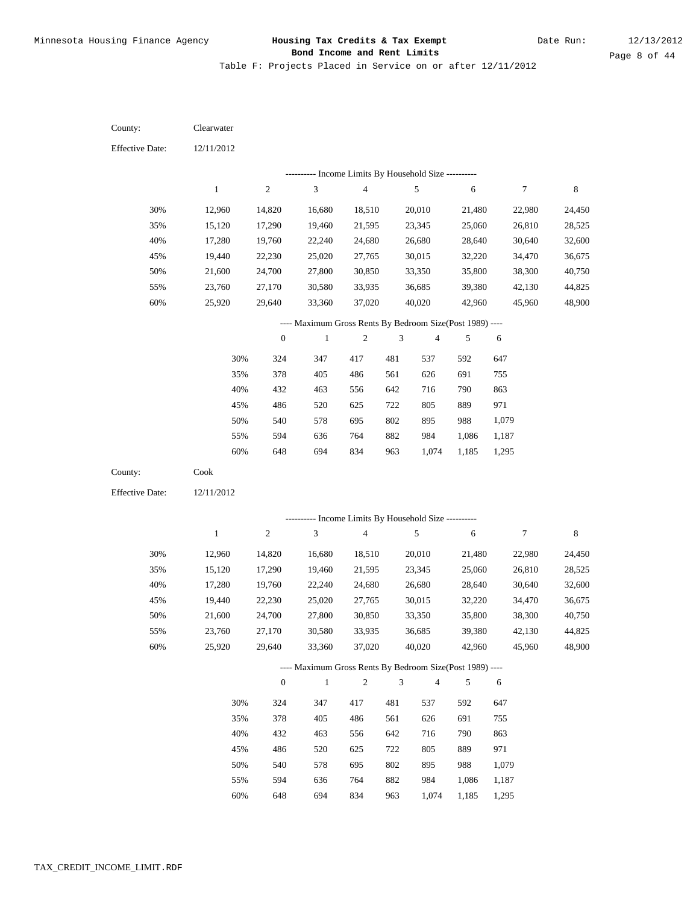Minnesota Housing Finance Agency

**Housing Tax Credits & Tax Exempt Bond Income and Rent Limits**

Date Run: 12/13/2012

Table F: Projects Placed in Service on or after 12/11/2012

County: Clearwater

Effective Date: 12/11/2012

---------- Income Limits By Household Size ----------

| | 1 | 2 | 3 | 4 | 5 | 6 | 7 | 8 |
|---|---|---|---|---|---|---|---|---|
| 30% | 12,960 | 14,820 | 16,680 | 18,510 | 20,010 | 21,480 | 22,980 | 24,450 |
| 35% | 15,120 | 17,290 | 19,460 | 21,595 | 23,345 | 25,060 | 26,810 | 28,525 |
| 40% | 17,280 | 19,760 | 22,240 | 24,680 | 26,680 | 28,640 | 30,640 | 32,600 |
| 45% | 19,440 | 22,230 | 25,020 | 27,765 | 30,015 | 32,220 | 34,470 | 36,675 |
| 50% | 21,600 | 24,700 | 27,800 | 30,850 | 33,350 | 35,800 | 38,300 | 40,750 |
| 55% | 23,760 | 27,170 | 30,580 | 33,935 | 36,685 | 39,380 | 42,130 | 44,825 |
| 60% | 25,920 | 29,640 | 33,360 | 37,020 | 40,020 | 42,960 | 45,960 | 48,900 |

---- Maximum Gross Rents By Bedroom Size(Post 1989) ----

| | 0 | 1 | 2 | 3 | 4 | 5 | 6 |
|---|---|---|---|---|---|---|---|
| 30% | 324 | 347 | 417 | 481 | 537 | 592 | 647 |
| 35% | 378 | 405 | 486 | 561 | 626 | 691 | 755 |
| 40% | 432 | 463 | 556 | 642 | 716 | 790 | 863 |
| 45% | 486 | 520 | 625 | 722 | 805 | 889 | 971 |
| 50% | 540 | 578 | 695 | 802 | 895 | 988 | 1,079 |
| 55% | 594 | 636 | 764 | 882 | 984 | 1,086 | 1,187 |
| 60% | 648 | 694 | 834 | 963 | 1,074 | 1,185 | 1,295 |

County: Cook

Effective Date: 12/11/2012

---------- Income Limits By Household Size ----------

| | 1 | 2 | 3 | 4 | 5 | 6 | 7 | 8 |
|---|---|---|---|---|---|---|---|---|
| 30% | 12,960 | 14,820 | 16,680 | 18,510 | 20,010 | 21,480 | 22,980 | 24,450 |
| 35% | 15,120 | 17,290 | 19,460 | 21,595 | 23,345 | 25,060 | 26,810 | 28,525 |
| 40% | 17,280 | 19,760 | 22,240 | 24,680 | 26,680 | 28,640 | 30,640 | 32,600 |
| 45% | 19,440 | 22,230 | 25,020 | 27,765 | 30,015 | 32,220 | 34,470 | 36,675 |
| 50% | 21,600 | 24,700 | 27,800 | 30,850 | 33,350 | 35,800 | 38,300 | 40,750 |
| 55% | 23,760 | 27,170 | 30,580 | 33,935 | 36,685 | 39,380 | 42,130 | 44,825 |
| 60% | 25,920 | 29,640 | 33,360 | 37,020 | 40,020 | 42,960 | 45,960 | 48,900 |

---- Maximum Gross Rents By Bedroom Size(Post 1989) ----

| | 0 | 1 | 2 | 3 | 4 | 5 | 6 |
|---|---|---|---|---|---|---|---|
| 30% | 324 | 347 | 417 | 481 | 537 | 592 | 647 |
| 35% | 378 | 405 | 486 | 561 | 626 | 691 | 755 |
| 40% | 432 | 463 | 556 | 642 | 716 | 790 | 863 |
| 45% | 486 | 520 | 625 | 722 | 805 | 889 | 971 |
| 50% | 540 | 578 | 695 | 802 | 895 | 988 | 1,079 |
| 55% | 594 | 636 | 764 | 882 | 984 | 1,086 | 1,187 |
| 60% | 648 | 694 | 834 | 963 | 1,074 | 1,185 | 1,295 |

TAX_CREDIT_INCOME_LIMIT.RDF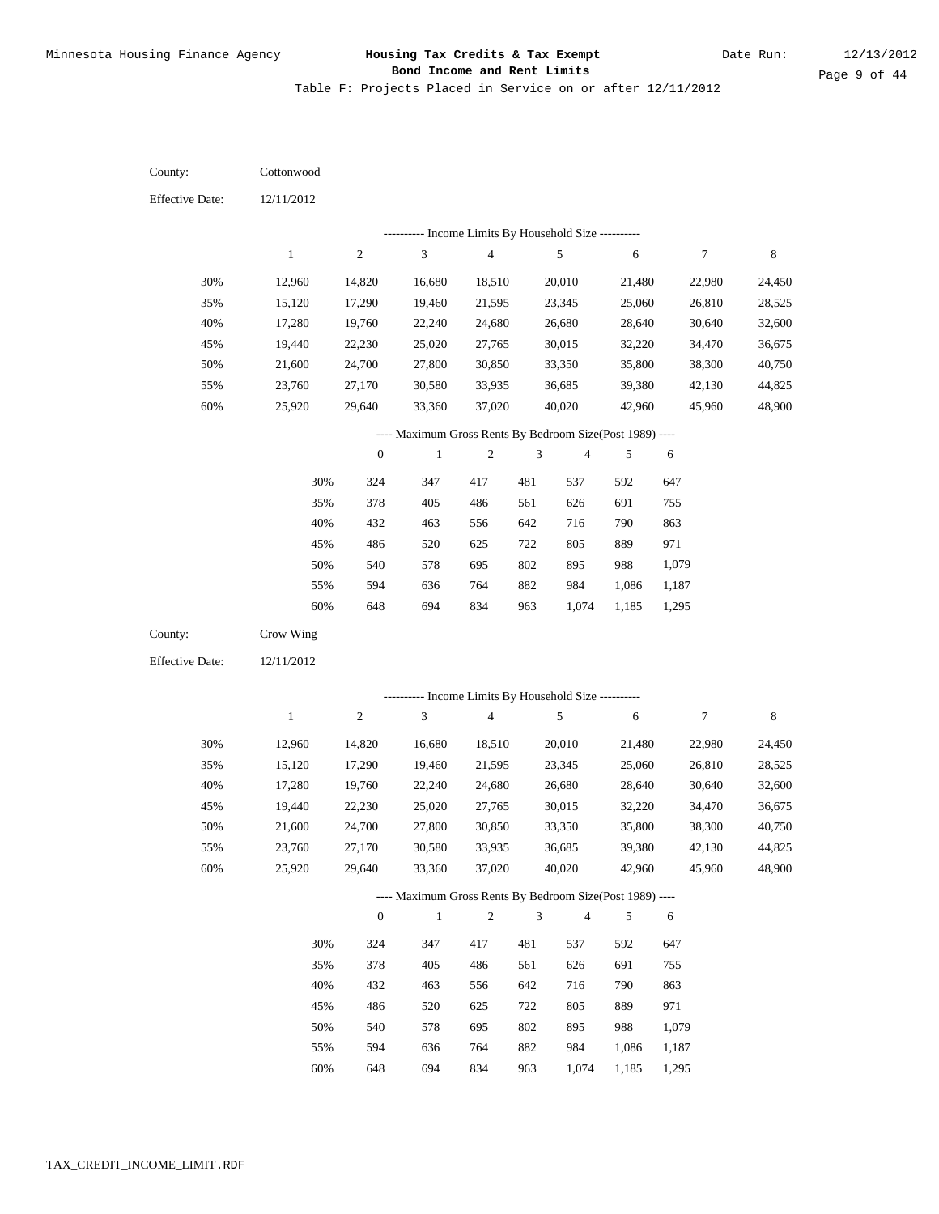Minnesota Housing Finance Agency

**Housing Tax Credits & Tax Exempt Bond Income and Rent Limits**

Date Run: 12/13/2012

Table F: Projects Placed in Service on or after 12/11/2012

County: Cottonwood

Effective Date: 12/11/2012

---------- Income Limits By Household Size ----------

| | 1 | 2 | 3 | 4 | 5 | 6 | 7 | 8 |
|---|---|---|---|---|---|---|---|---|
| 30% | 12,960 | 14,820 | 16,680 | 18,510 | 20,010 | 21,480 | 22,980 | 24,450 |
| 35% | 15,120 | 17,290 | 19,460 | 21,595 | 23,345 | 25,060 | 26,810 | 28,525 |
| 40% | 17,280 | 19,760 | 22,240 | 24,680 | 26,680 | 28,640 | 30,640 | 32,600 |
| 45% | 19,440 | 22,230 | 25,020 | 27,765 | 30,015 | 32,220 | 34,470 | 36,675 |
| 50% | 21,600 | 24,700 | 27,800 | 30,850 | 33,350 | 35,800 | 38,300 | 40,750 |
| 55% | 23,760 | 27,170 | 30,580 | 33,935 | 36,685 | 39,380 | 42,130 | 44,825 |
| 60% | 25,920 | 29,640 | 33,360 | 37,020 | 40,020 | 42,960 | 45,960 | 48,900 |

---- Maximum Gross Rents By Bedroom Size(Post 1989) ----

| | 0 | 1 | 2 | 3 | 4 | 5 | 6 |
|---|---|---|---|---|---|---|---|
| 30% | 324 | 347 | 417 | 481 | 537 | 592 | 647 |
| 35% | 378 | 405 | 486 | 561 | 626 | 691 | 755 |
| 40% | 432 | 463 | 556 | 642 | 716 | 790 | 863 |
| 45% | 486 | 520 | 625 | 722 | 805 | 889 | 971 |
| 50% | 540 | 578 | 695 | 802 | 895 | 988 | 1,079 |
| 55% | 594 | 636 | 764 | 882 | 984 | 1,086 | 1,187 |
| 60% | 648 | 694 | 834 | 963 | 1,074 | 1,185 | 1,295 |

County: Crow Wing

Effective Date: 12/11/2012

---------- Income Limits By Household Size ----------

| | 1 | 2 | 3 | 4 | 5 | 6 | 7 | 8 |
|---|---|---|---|---|---|---|---|---|
| 30% | 12,960 | 14,820 | 16,680 | 18,510 | 20,010 | 21,480 | 22,980 | 24,450 |
| 35% | 15,120 | 17,290 | 19,460 | 21,595 | 23,345 | 25,060 | 26,810 | 28,525 |
| 40% | 17,280 | 19,760 | 22,240 | 24,680 | 26,680 | 28,640 | 30,640 | 32,600 |
| 45% | 19,440 | 22,230 | 25,020 | 27,765 | 30,015 | 32,220 | 34,470 | 36,675 |
| 50% | 21,600 | 24,700 | 27,800 | 30,850 | 33,350 | 35,800 | 38,300 | 40,750 |
| 55% | 23,760 | 27,170 | 30,580 | 33,935 | 36,685 | 39,380 | 42,130 | 44,825 |
| 60% | 25,920 | 29,640 | 33,360 | 37,020 | 40,020 | 42,960 | 45,960 | 48,900 |

---- Maximum Gross Rents By Bedroom Size(Post 1989) ----

| | 0 | 1 | 2 | 3 | 4 | 5 | 6 |
|---|---|---|---|---|---|---|---|
| 30% | 324 | 347 | 417 | 481 | 537 | 592 | 647 |
| 35% | 378 | 405 | 486 | 561 | 626 | 691 | 755 |
| 40% | 432 | 463 | 556 | 642 | 716 | 790 | 863 |
| 45% | 486 | 520 | 625 | 722 | 805 | 889 | 971 |
| 50% | 540 | 578 | 695 | 802 | 895 | 988 | 1,079 |
| 55% | 594 | 636 | 764 | 882 | 984 | 1,086 | 1,187 |
| 60% | 648 | 694 | 834 | 963 | 1,074 | 1,185 | 1,295 |

TAX_CREDIT_INCOME_LIMIT.RDF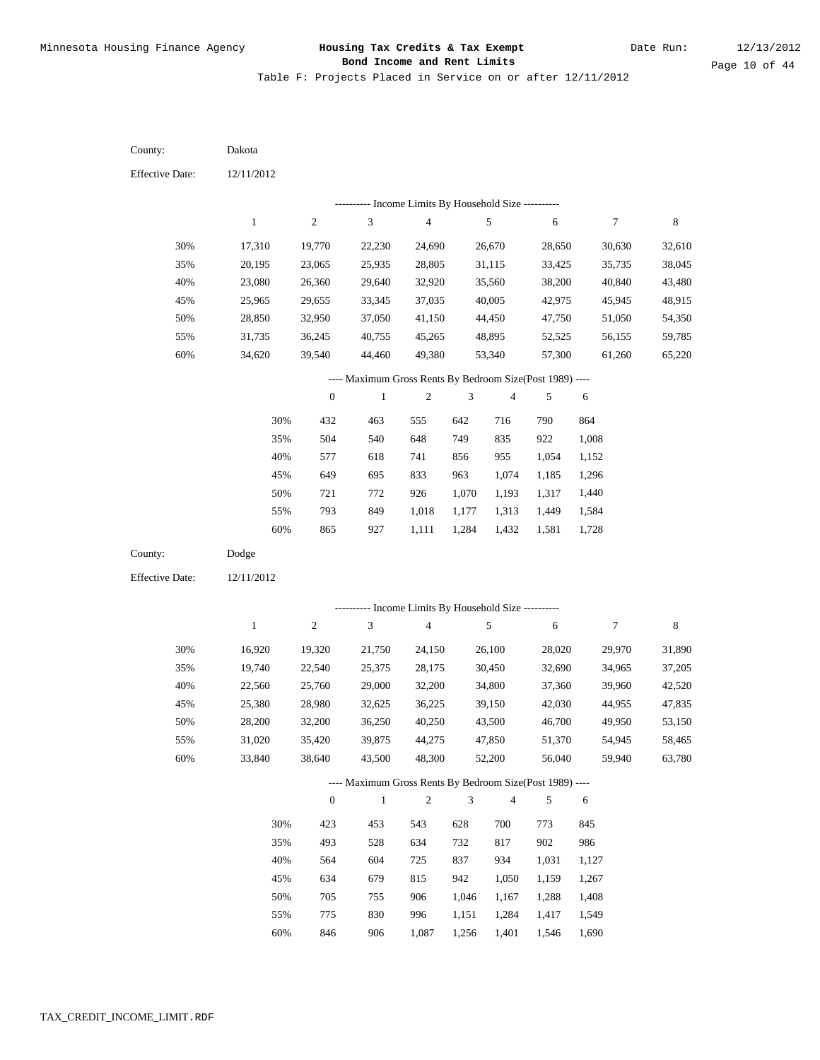County: Dakota

Effective Date: 12/11/2012

---------- Income Limits By Household Size ----------

| | 1 | 2 | 3 | 4 | 5 | 6 | 7 | 8 |
|---|---|---|---|---|---|---|---|---|
| 30% | 17,310 | 19,770 | 22,230 | 24,690 | 26,670 | 28,650 | 30,630 | 32,610 |
| 35% | 20,195 | 23,065 | 25,935 | 28,805 | 31,115 | 33,425 | 35,735 | 38,045 |
| 40% | 23,080 | 26,360 | 29,640 | 32,920 | 35,560 | 38,200 | 40,840 | 43,480 |
| 45% | 25,965 | 29,655 | 33,345 | 37,035 | 40,005 | 42,975 | 45,945 | 48,915 |
| 50% | 28,850 | 32,950 | 37,050 | 41,150 | 44,450 | 47,750 | 51,050 | 54,350 |
| 55% | 31,735 | 36,245 | 40,755 | 45,265 | 48,895 | 52,525 | 56,155 | 59,785 |
| 60% | 34,620 | 39,540 | 44,460 | 49,380 | 53,340 | 57,300 | 61,260 | 65,220 |

---- Maximum Gross Rents By Bedroom Size(Post 1989) ----

| | 0 | 1 | 2 | 3 | 4 | 5 | 6 |
|---|---|---|---|---|---|---|---|
| 30% | 432 | 463 | 555 | 642 | 716 | 790 | 864 |
| 35% | 504 | 540 | 648 | 749 | 835 | 922 | 1,008 |
| 40% | 577 | 618 | 741 | 856 | 955 | 1,054 | 1,152 |
| 45% | 649 | 695 | 833 | 963 | 1,074 | 1,185 | 1,296 |
| 50% | 721 | 772 | 926 | 1,070 | 1,193 | 1,317 | 1,440 |
| 55% | 793 | 849 | 1,018 | 1,177 | 1,313 | 1,449 | 1,584 |
| 60% | 865 | 927 | 1,111 | 1,284 | 1,432 | 1,581 | 1,728 |

County: Dodge

Effective Date: 12/11/2012

---------- Income Limits By Household Size ----------

| | 1 | 2 | 3 | 4 | 5 | 6 | 7 | 8 |
|---|---|---|---|---|---|---|---|---|
| 30% | 16,920 | 19,320 | 21,750 | 24,150 | 26,100 | 28,020 | 29,970 | 31,890 |
| 35% | 19,740 | 22,540 | 25,375 | 28,175 | 30,450 | 32,690 | 34,965 | 37,205 |
| 40% | 22,560 | 25,760 | 29,000 | 32,200 | 34,800 | 37,360 | 39,960 | 42,520 |
| 45% | 25,380 | 28,980 | 32,625 | 36,225 | 39,150 | 42,030 | 44,955 | 47,835 |
| 50% | 28,200 | 32,200 | 36,250 | 40,250 | 43,500 | 46,700 | 49,950 | 53,150 |
| 55% | 31,020 | 35,420 | 39,875 | 44,275 | 47,850 | 51,370 | 54,945 | 58,465 |
| 60% | 33,840 | 38,640 | 43,500 | 48,300 | 52,200 | 56,040 | 59,940 | 63,780 |

---- Maximum Gross Rents By Bedroom Size(Post 1989) ----

| | 0 | 1 | 2 | 3 | 4 | 5 | 6 |
|---|---|---|---|---|---|---|---|
| 30% | 423 | 453 | 543 | 628 | 700 | 773 | 845 |
| 35% | 493 | 528 | 634 | 732 | 817 | 902 | 986 |
| 40% | 564 | 604 | 725 | 837 | 934 | 1,031 | 1,127 |
| 45% | 634 | 679 | 815 | 942 | 1,050 | 1,159 | 1,267 |
| 50% | 705 | 755 | 906 | 1,046 | 1,167 | 1,288 | 1,408 |
| 55% | 775 | 830 | 996 | 1,151 | 1,284 | 1,417 | 1,549 |
| 60% | 846 | 906 | 1,087 | 1,256 | 1,401 | 1,546 | 1,690 |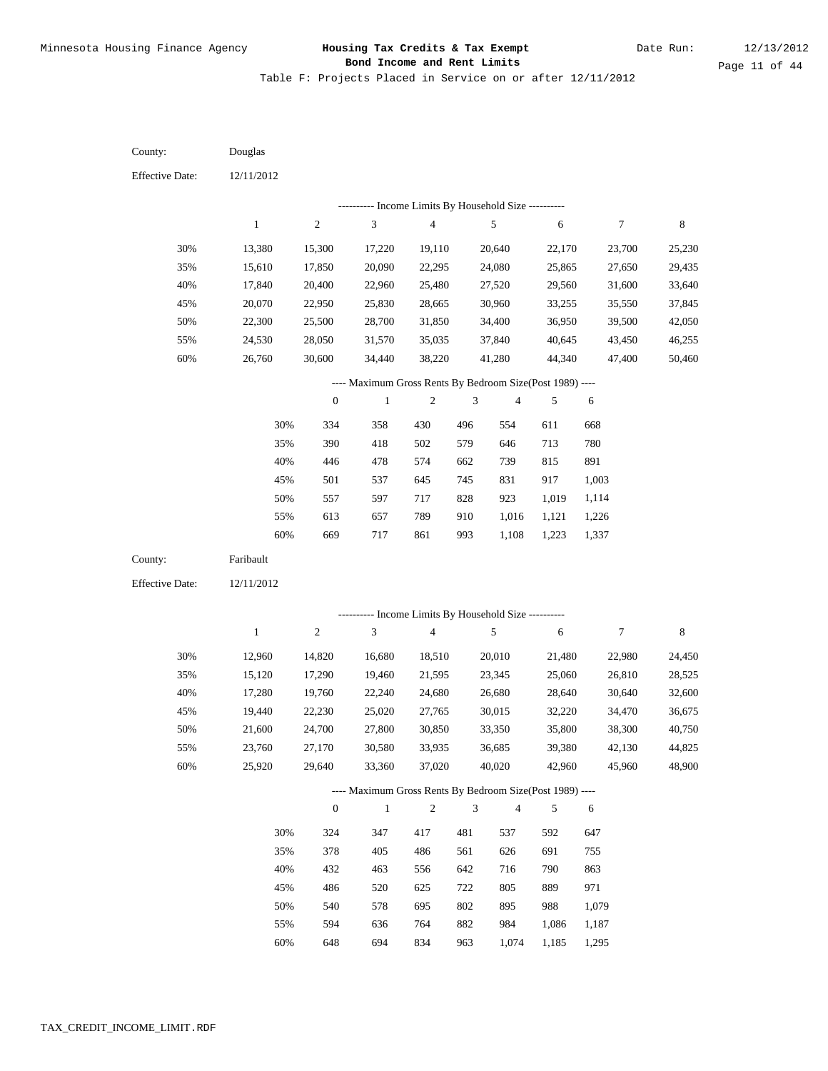Minnesota Housing Finance Agency

# Housing Tax Credits & Tax Exempt Bond Income and Rent Limits

Date Run: 12/13/2012

Table F: Projects Placed in Service on or after 12/11/2012

County: Douglas

Effective Date: 12/11/2012

---------- Income Limits By Household Size ----------

| | 1 | 2 | 3 | 4 | 5 | 6 | 7 | 8 |
|---|---|---|---|---|---|---|---|---|
| 30% | 13,380 | 15,300 | 17,220 | 19,110 | 20,640 | 22,170 | 23,700 | 25,230 |
| 35% | 15,610 | 17,850 | 20,090 | 22,295 | 24,080 | 25,865 | 27,650 | 29,435 |
| 40% | 17,840 | 20,400 | 22,960 | 25,480 | 27,520 | 29,560 | 31,600 | 33,640 |
| 45% | 20,070 | 22,950 | 25,830 | 28,665 | 30,960 | 33,255 | 35,550 | 37,845 |
| 50% | 22,300 | 25,500 | 28,700 | 31,850 | 34,400 | 36,950 | 39,500 | 42,050 |
| 55% | 24,530 | 28,050 | 31,570 | 35,035 | 37,840 | 40,645 | 43,450 | 46,255 |
| 60% | 26,760 | 30,600 | 34,440 | 38,220 | 41,280 | 44,340 | 47,400 | 50,460 |

---- Maximum Gross Rents By Bedroom Size(Post 1989) ----

| | 0 | 1 | 2 | 3 | 4 | 5 | 6 |
|---|---|---|---|---|---|---|---|
| 30% | 334 | 358 | 430 | 496 | 554 | 611 | 668 |
| 35% | 390 | 418 | 502 | 579 | 646 | 713 | 780 |
| 40% | 446 | 478 | 574 | 662 | 739 | 815 | 891 |
| 45% | 501 | 537 | 645 | 745 | 831 | 917 | 1,003 |
| 50% | 557 | 597 | 717 | 828 | 923 | 1,019 | 1,114 |
| 55% | 613 | 657 | 789 | 910 | 1,016 | 1,121 | 1,226 |
| 60% | 669 | 717 | 861 | 993 | 1,108 | 1,223 | 1,337 |

County: Faribault

Effective Date: 12/11/2012

---------- Income Limits By Household Size ----------

| | 1 | 2 | 3 | 4 | 5 | 6 | 7 | 8 |
|---|---|---|---|---|---|---|---|---|
| 30% | 12,960 | 14,820 | 16,680 | 18,510 | 20,010 | 21,480 | 22,980 | 24,450 |
| 35% | 15,120 | 17,290 | 19,460 | 21,595 | 23,345 | 25,060 | 26,810 | 28,525 |
| 40% | 17,280 | 19,760 | 22,240 | 24,680 | 26,680 | 28,640 | 30,640 | 32,600 |
| 45% | 19,440 | 22,230 | 25,020 | 27,765 | 30,015 | 32,220 | 34,470 | 36,675 |
| 50% | 21,600 | 24,700 | 27,800 | 30,850 | 33,350 | 35,800 | 38,300 | 40,750 |
| 55% | 23,760 | 27,170 | 30,580 | 33,935 | 36,685 | 39,380 | 42,130 | 44,825 |
| 60% | 25,920 | 29,640 | 33,360 | 37,020 | 40,020 | 42,960 | 45,960 | 48,900 |

---- Maximum Gross Rents By Bedroom Size(Post 1989) ----

| | 0 | 1 | 2 | 3 | 4 | 5 | 6 |
|---|---|---|---|---|---|---|---|
| 30% | 324 | 347 | 417 | 481 | 537 | 592 | 647 |
| 35% | 378 | 405 | 486 | 561 | 626 | 691 | 755 |
| 40% | 432 | 463 | 556 | 642 | 716 | 790 | 863 |
| 45% | 486 | 520 | 625 | 722 | 805 | 889 | 971 |
| 50% | 540 | 578 | 695 | 802 | 895 | 988 | 1,079 |
| 55% | 594 | 636 | 764 | 882 | 984 | 1,086 | 1,187 |
| 60% | 648 | 694 | 834 | 963 | 1,074 | 1,185 | 1,295 |

TAX_CREDIT_INCOME_LIMIT.RDF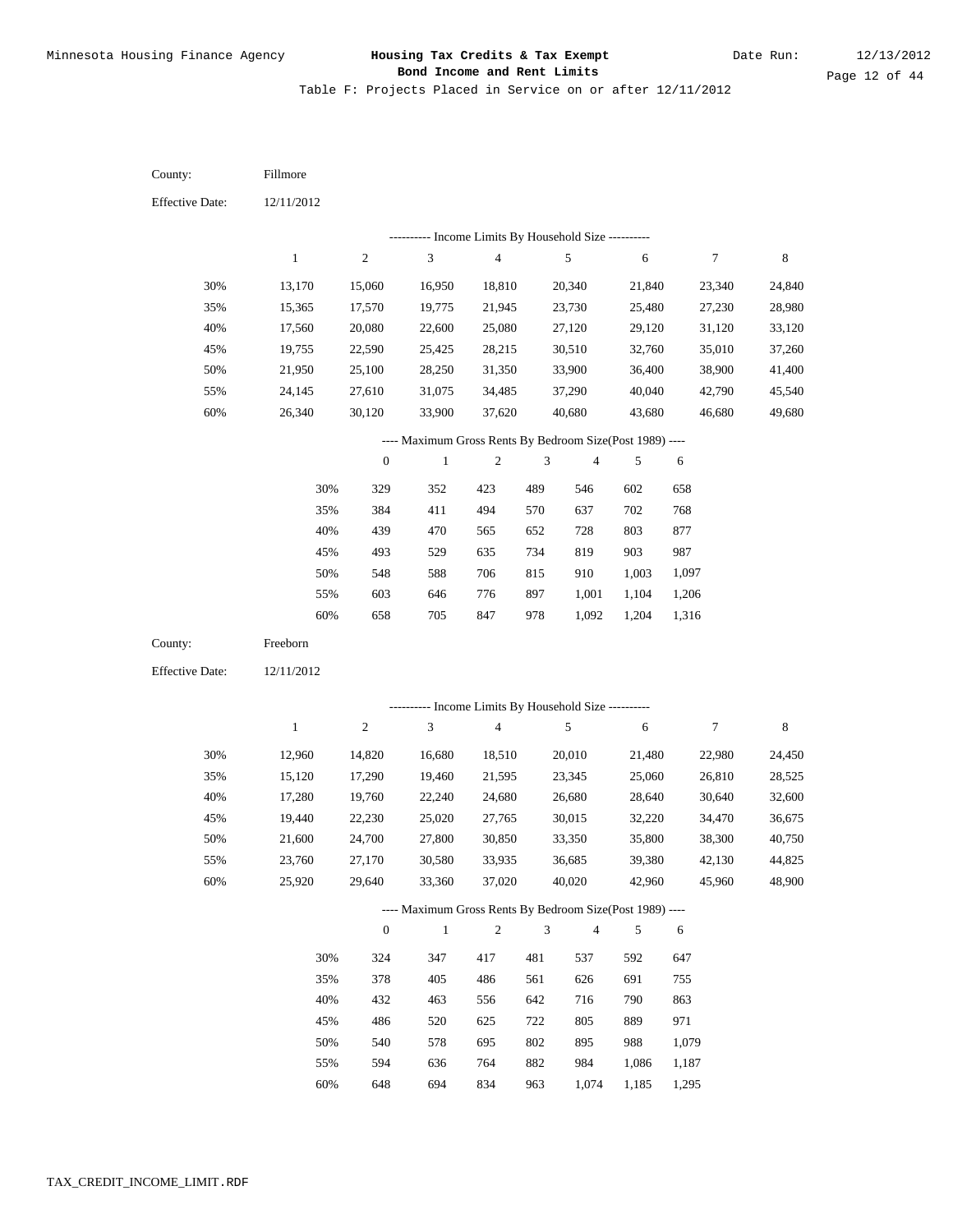Table F: Projects Placed in Service on or after 12/11/2012

County: Fillmore

Effective Date: 12/11/2012

---------- Income Limits By Household Size ----------

| | 1 | 2 | 3 | 4 | 5 | 6 | 7 | 8 |
|---|---|---|---|---|---|---|---|---|
| 30% | 13,170 | 15,060 | 16,950 | 18,810 | 20,340 | 21,840 | 23,340 | 24,840 |
| 35% | 15,365 | 17,570 | 19,775 | 21,945 | 23,730 | 25,480 | 27,230 | 28,980 |
| 40% | 17,560 | 20,080 | 22,600 | 25,080 | 27,120 | 29,120 | 31,120 | 33,120 |
| 45% | 19,755 | 22,590 | 25,425 | 28,215 | 30,510 | 32,760 | 35,010 | 37,260 |
| 50% | 21,950 | 25,100 | 28,250 | 31,350 | 33,900 | 36,400 | 38,900 | 41,400 |
| 55% | 24,145 | 27,610 | 31,075 | 34,485 | 37,290 | 40,040 | 42,790 | 45,540 |
| 60% | 26,340 | 30,120 | 33,900 | 37,620 | 40,680 | 43,680 | 46,680 | 49,680 |

---- Maximum Gross Rents By Bedroom Size(Post 1989) ----

| | 0 | 1 | 2 | 3 | 4 | 5 | 6 |
|---|---|---|---|---|---|---|---|
| 30% | 329 | 352 | 423 | 489 | 546 | 602 | 658 |
| 35% | 384 | 411 | 494 | 570 | 637 | 702 | 768 |
| 40% | 439 | 470 | 565 | 652 | 728 | 803 | 877 |
| 45% | 493 | 529 | 635 | 734 | 819 | 903 | 987 |
| 50% | 548 | 588 | 706 | 815 | 910 | 1,003 | 1,097 |
| 55% | 603 | 646 | 776 | 897 | 1,001 | 1,104 | 1,206 |
| 60% | 658 | 705 | 847 | 978 | 1,092 | 1,204 | 1,316 |

County: Freeborn

Effective Date: 12/11/2012

---------- Income Limits By Household Size ----------

| | 1 | 2 | 3 | 4 | 5 | 6 | 7 | 8 |
|---|---|---|---|---|---|---|---|---|
| 30% | 12,960 | 14,820 | 16,680 | 18,510 | 20,010 | 21,480 | 22,980 | 24,450 |
| 35% | 15,120 | 17,290 | 19,460 | 21,595 | 23,345 | 25,060 | 26,810 | 28,525 |
| 40% | 17,280 | 19,760 | 22,240 | 24,680 | 26,680 | 28,640 | 30,640 | 32,600 |
| 45% | 19,440 | 22,230 | 25,020 | 27,765 | 30,015 | 32,220 | 34,470 | 36,675 |
| 50% | 21,600 | 24,700 | 27,800 | 30,850 | 33,350 | 35,800 | 38,300 | 40,750 |
| 55% | 23,760 | 27,170 | 30,580 | 33,935 | 36,685 | 39,380 | 42,130 | 44,825 |
| 60% | 25,920 | 29,640 | 33,360 | 37,020 | 40,020 | 42,960 | 45,960 | 48,900 |

---- Maximum Gross Rents By Bedroom Size(Post 1989) ----

| | 0 | 1 | 2 | 3 | 4 | 5 | 6 |
|---|---|---|---|---|---|---|---|
| 30% | 324 | 347 | 417 | 481 | 537 | 592 | 647 |
| 35% | 378 | 405 | 486 | 561 | 626 | 691 | 755 |
| 40% | 432 | 463 | 556 | 642 | 716 | 790 | 863 |
| 45% | 486 | 520 | 625 | 722 | 805 | 889 | 971 |
| 50% | 540 | 578 | 695 | 802 | 895 | 988 | 1,079 |
| 55% | 594 | 636 | 764 | 882 | 984 | 1,086 | 1,187 |
| 60% | 648 | 694 | 834 | 963 | 1,074 | 1,185 | 1,295 |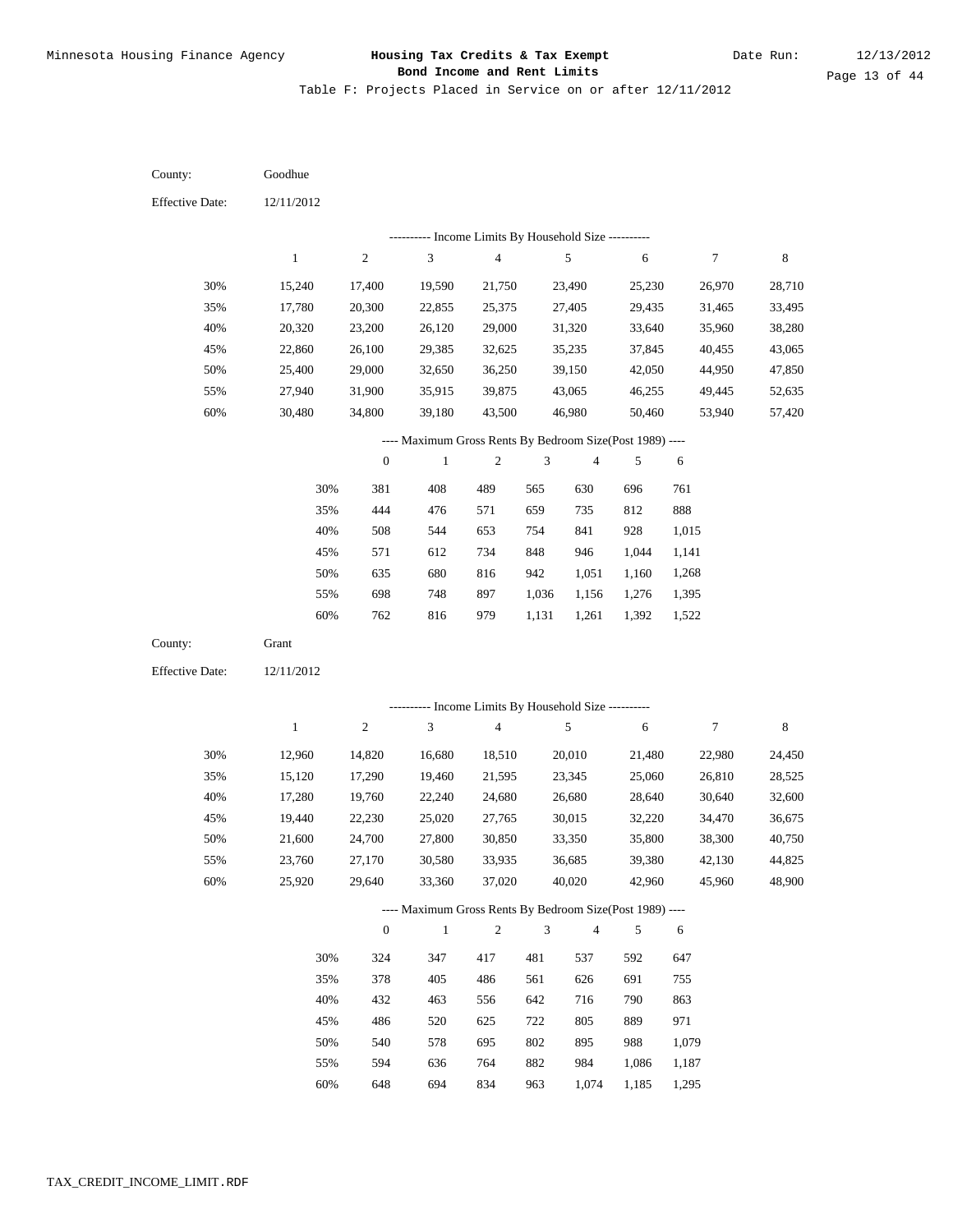Minnesota Housing Finance Agency

**Housing Tax Credits & Tax Exempt Bond Income and Rent Limits**

Date Run: 12/13/2012

Table F: Projects Placed in Service on or after 12/11/2012

County: Goodhue

Effective Date: 12/11/2012

---------- Income Limits By Household Size ----------

| | 1 | 2 | 3 | 4 | 5 | 6 | 7 | 8 |
|---|---|---|---|---|---|---|---|---|
| 30% | 15,240 | 17,400 | 19,590 | 21,750 | 23,490 | 25,230 | 26,970 | 28,710 |
| 35% | 17,780 | 20,300 | 22,855 | 25,375 | 27,405 | 29,435 | 31,465 | 33,495 |
| 40% | 20,320 | 23,200 | 26,120 | 29,000 | 31,320 | 33,640 | 35,960 | 38,280 |
| 45% | 22,860 | 26,100 | 29,385 | 32,625 | 35,235 | 37,845 | 40,455 | 43,065 |
| 50% | 25,400 | 29,000 | 32,650 | 36,250 | 39,150 | 42,050 | 44,950 | 47,850 |
| 55% | 27,940 | 31,900 | 35,915 | 39,875 | 43,065 | 46,255 | 49,445 | 52,635 |
| 60% | 30,480 | 34,800 | 39,180 | 43,500 | 46,980 | 50,460 | 53,940 | 57,420 |

---- Maximum Gross Rents By Bedroom Size(Post 1989) ----

| | 0 | 1 | 2 | 3 | 4 | 5 | 6 |
|---|---|---|---|---|---|---|---|
| 30% | 381 | 408 | 489 | 565 | 630 | 696 | 761 |
| 35% | 444 | 476 | 571 | 659 | 735 | 812 | 888 |
| 40% | 508 | 544 | 653 | 754 | 841 | 928 | 1,015 |
| 45% | 571 | 612 | 734 | 848 | 946 | 1,044 | 1,141 |
| 50% | 635 | 680 | 816 | 942 | 1,051 | 1,160 | 1,268 |
| 55% | 698 | 748 | 897 | 1,036 | 1,156 | 1,276 | 1,395 |
| 60% | 762 | 816 | 979 | 1,131 | 1,261 | 1,392 | 1,522 |

County: Grant

Effective Date: 12/11/2012

---------- Income Limits By Household Size ----------

| | 1 | 2 | 3 | 4 | 5 | 6 | 7 | 8 |
|---|---|---|---|---|---|---|---|---|
| 30% | 12,960 | 14,820 | 16,680 | 18,510 | 20,010 | 21,480 | 22,980 | 24,450 |
| 35% | 15,120 | 17,290 | 19,460 | 21,595 | 23,345 | 25,060 | 26,810 | 28,525 |
| 40% | 17,280 | 19,760 | 22,240 | 24,680 | 26,680 | 28,640 | 30,640 | 32,600 |
| 45% | 19,440 | 22,230 | 25,020 | 27,765 | 30,015 | 32,220 | 34,470 | 36,675 |
| 50% | 21,600 | 24,700 | 27,800 | 30,850 | 33,350 | 35,800 | 38,300 | 40,750 |
| 55% | 23,760 | 27,170 | 30,580 | 33,935 | 36,685 | 39,380 | 42,130 | 44,825 |
| 60% | 25,920 | 29,640 | 33,360 | 37,020 | 40,020 | 42,960 | 45,960 | 48,900 |

---- Maximum Gross Rents By Bedroom Size(Post 1989) ----

| | 0 | 1 | 2 | 3 | 4 | 5 | 6 |
|---|---|---|---|---|---|---|---|
| 30% | 324 | 347 | 417 | 481 | 537 | 592 | 647 |
| 35% | 378 | 405 | 486 | 561 | 626 | 691 | 755 |
| 40% | 432 | 463 | 556 | 642 | 716 | 790 | 863 |
| 45% | 486 | 520 | 625 | 722 | 805 | 889 | 971 |
| 50% | 540 | 578 | 695 | 802 | 895 | 988 | 1,079 |
| 55% | 594 | 636 | 764 | 882 | 984 | 1,086 | 1,187 |
| 60% | 648 | 694 | 834 | 963 | 1,074 | 1,185 | 1,295 |

TAX_CREDIT_INCOME_LIMIT.RDF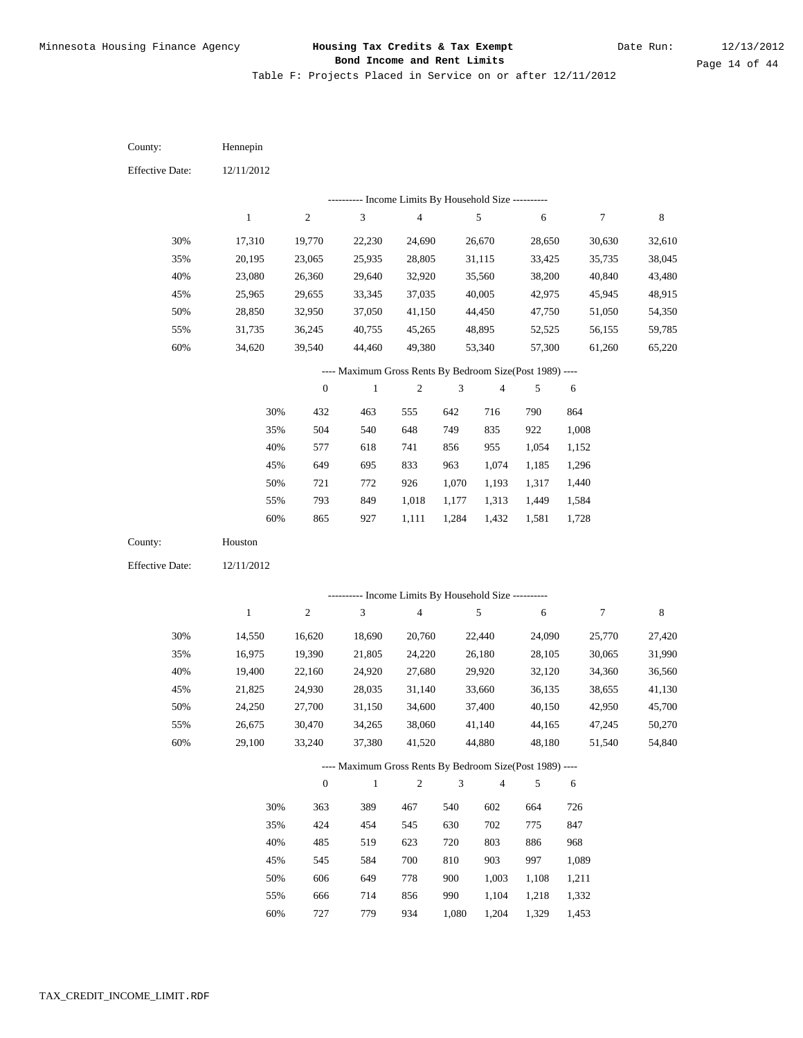Minnesota Housing Finance Agency

**Housing Tax Credits & Tax Exempt Bond Income and Rent Limits**

Date Run: 12/13/2012

Table F: Projects Placed in Service on or after 12/11/2012

County: Hennepin

Effective Date: 12/11/2012

---------- Income Limits By Household Size ----------

| | 1 | 2 | 3 | 4 | 5 | 6 | 7 | 8 |
|---|---|---|---|---|---|---|---|---|
| 30% | 17,310 | 19,770 | 22,230 | 24,690 | 26,670 | 28,650 | 30,630 | 32,610 |
| 35% | 20,195 | 23,065 | 25,935 | 28,805 | 31,115 | 33,425 | 35,735 | 38,045 |
| 40% | 23,080 | 26,360 | 29,640 | 32,920 | 35,560 | 38,200 | 40,840 | 43,480 |
| 45% | 25,965 | 29,655 | 33,345 | 37,035 | 40,005 | 42,975 | 45,945 | 48,915 |
| 50% | 28,850 | 32,950 | 37,050 | 41,150 | 44,450 | 47,750 | 51,050 | 54,350 |
| 55% | 31,735 | 36,245 | 40,755 | 45,265 | 48,895 | 52,525 | 56,155 | 59,785 |
| 60% | 34,620 | 39,540 | 44,460 | 49,380 | 53,340 | 57,300 | 61,260 | 65,220 |

---- Maximum Gross Rents By Bedroom Size(Post 1989) ----

| | 0 | 1 | 2 | 3 | 4 | 5 | 6 |
|---|---|---|---|---|---|---|---|
| 30% | 432 | 463 | 555 | 642 | 716 | 790 | 864 |
| 35% | 504 | 540 | 648 | 749 | 835 | 922 | 1,008 |
| 40% | 577 | 618 | 741 | 856 | 955 | 1,054 | 1,152 |
| 45% | 649 | 695 | 833 | 963 | 1,074 | 1,185 | 1,296 |
| 50% | 721 | 772 | 926 | 1,070 | 1,193 | 1,317 | 1,440 |
| 55% | 793 | 849 | 1,018 | 1,177 | 1,313 | 1,449 | 1,584 |
| 60% | 865 | 927 | 1,111 | 1,284 | 1,432 | 1,581 | 1,728 |

County: Houston

Effective Date: 12/11/2012

---------- Income Limits By Household Size ----------

| | 1 | 2 | 3 | 4 | 5 | 6 | 7 | 8 |
|---|---|---|---|---|---|---|---|---|
| 30% | 14,550 | 16,620 | 18,690 | 20,760 | 22,440 | 24,090 | 25,770 | 27,420 |
| 35% | 16,975 | 19,390 | 21,805 | 24,220 | 26,180 | 28,105 | 30,065 | 31,990 |
| 40% | 19,400 | 22,160 | 24,920 | 27,680 | 29,920 | 32,120 | 34,360 | 36,560 |
| 45% | 21,825 | 24,930 | 28,035 | 31,140 | 33,660 | 36,135 | 38,655 | 41,130 |
| 50% | 24,250 | 27,700 | 31,150 | 34,600 | 37,400 | 40,150 | 42,950 | 45,700 |
| 55% | 26,675 | 30,470 | 34,265 | 38,060 | 41,140 | 44,165 | 47,245 | 50,270 |
| 60% | 29,100 | 33,240 | 37,380 | 41,520 | 44,880 | 48,180 | 51,540 | 54,840 |

---- Maximum Gross Rents By Bedroom Size(Post 1989) ----

| | 0 | 1 | 2 | 3 | 4 | 5 | 6 |
|---|---|---|---|---|---|---|---|
| 30% | 363 | 389 | 467 | 540 | 602 | 664 | 726 |
| 35% | 424 | 454 | 545 | 630 | 702 | 775 | 847 |
| 40% | 485 | 519 | 623 | 720 | 803 | 886 | 968 |
| 45% | 545 | 584 | 700 | 810 | 903 | 997 | 1,089 |
| 50% | 606 | 649 | 778 | 900 | 1,003 | 1,108 | 1,211 |
| 55% | 666 | 714 | 856 | 990 | 1,104 | 1,218 | 1,332 |
| 60% | 727 | 779 | 934 | 1,080 | 1,204 | 1,329 | 1,453 |

TAX_CREDIT_INCOME_LIMIT.RDF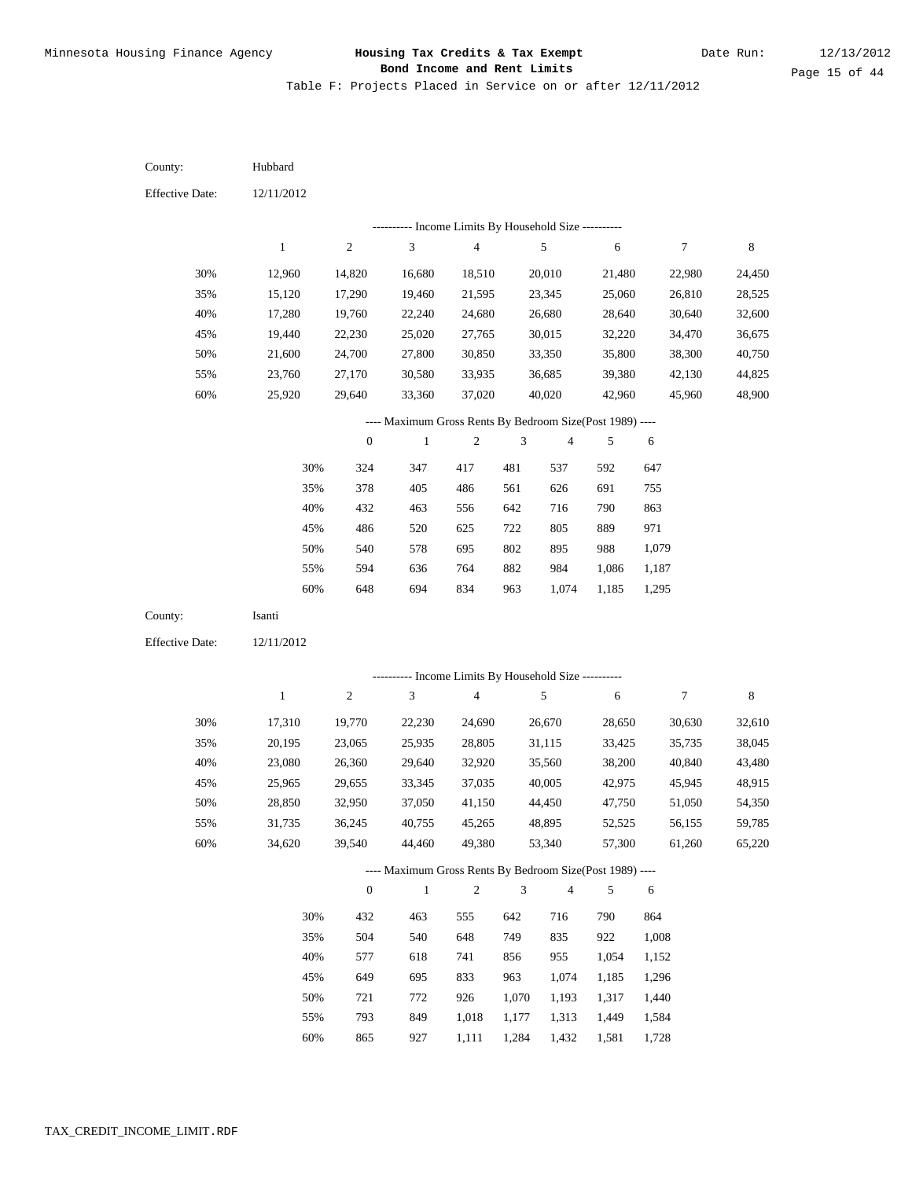Minnesota Housing Finance Agency

**Housing Tax Credits & Tax Exempt Bond Income and Rent Limits**

Date Run: 12/13/2012

Table F: Projects Placed in Service on or after 12/11/2012

County: Hubbard

Effective Date: 12/11/2012

---------- Income Limits By Household Size ----------

| | 1 | 2 | 3 | 4 | 5 | 6 | 7 | 8 |
|---|---|---|---|---|---|---|---|---|
| 30% | 12,960 | 14,820 | 16,680 | 18,510 | 20,010 | 21,480 | 22,980 | 24,450 |
| 35% | 15,120 | 17,290 | 19,460 | 21,595 | 23,345 | 25,060 | 26,810 | 28,525 |
| 40% | 17,280 | 19,760 | 22,240 | 24,680 | 26,680 | 28,640 | 30,640 | 32,600 |
| 45% | 19,440 | 22,230 | 25,020 | 27,765 | 30,015 | 32,220 | 34,470 | 36,675 |
| 50% | 21,600 | 24,700 | 27,800 | 30,850 | 33,350 | 35,800 | 38,300 | 40,750 |
| 55% | 23,760 | 27,170 | 30,580 | 33,935 | 36,685 | 39,380 | 42,130 | 44,825 |
| 60% | 25,920 | 29,640 | 33,360 | 37,020 | 40,020 | 42,960 | 45,960 | 48,900 |

---- Maximum Gross Rents By Bedroom Size(Post 1989) ----

| | 0 | 1 | 2 | 3 | 4 | 5 | 6 |
|---|---|---|---|---|---|---|---|
| 30% | 324 | 347 | 417 | 481 | 537 | 592 | 647 |
| 35% | 378 | 405 | 486 | 561 | 626 | 691 | 755 |
| 40% | 432 | 463 | 556 | 642 | 716 | 790 | 863 |
| 45% | 486 | 520 | 625 | 722 | 805 | 889 | 971 |
| 50% | 540 | 578 | 695 | 802 | 895 | 988 | 1,079 |
| 55% | 594 | 636 | 764 | 882 | 984 | 1,086 | 1,187 |
| 60% | 648 | 694 | 834 | 963 | 1,074 | 1,185 | 1,295 |

County: Isanti

Effective Date: 12/11/2012

---------- Income Limits By Household Size ----------

| | 1 | 2 | 3 | 4 | 5 | 6 | 7 | 8 |
|---|---|---|---|---|---|---|---|---|
| 30% | 17,310 | 19,770 | 22,230 | 24,690 | 26,670 | 28,650 | 30,630 | 32,610 |
| 35% | 20,195 | 23,065 | 25,935 | 28,805 | 31,115 | 33,425 | 35,735 | 38,045 |
| 40% | 23,080 | 26,360 | 29,640 | 32,920 | 35,560 | 38,200 | 40,840 | 43,480 |
| 45% | 25,965 | 29,655 | 33,345 | 37,035 | 40,005 | 42,975 | 45,945 | 48,915 |
| 50% | 28,850 | 32,950 | 37,050 | 41,150 | 44,450 | 47,750 | 51,050 | 54,350 |
| 55% | 31,735 | 36,245 | 40,755 | 45,265 | 48,895 | 52,525 | 56,155 | 59,785 |
| 60% | 34,620 | 39,540 | 44,460 | 49,380 | 53,340 | 57,300 | 61,260 | 65,220 |

---- Maximum Gross Rents By Bedroom Size(Post 1989) ----

| | 0 | 1 | 2 | 3 | 4 | 5 | 6 |
|---|---|---|---|---|---|---|---|
| 30% | 432 | 463 | 555 | 642 | 716 | 790 | 864 |
| 35% | 504 | 540 | 648 | 749 | 835 | 922 | 1,008 |
| 40% | 577 | 618 | 741 | 856 | 955 | 1,054 | 1,152 |
| 45% | 649 | 695 | 833 | 963 | 1,074 | 1,185 | 1,296 |
| 50% | 721 | 772 | 926 | 1,070 | 1,193 | 1,317 | 1,440 |
| 55% | 793 | 849 | 1,018 | 1,177 | 1,313 | 1,449 | 1,584 |
| 60% | 865 | 927 | 1,111 | 1,284 | 1,432 | 1,581 | 1,728 |

TAX_CREDIT_INCOME_LIMIT.RDF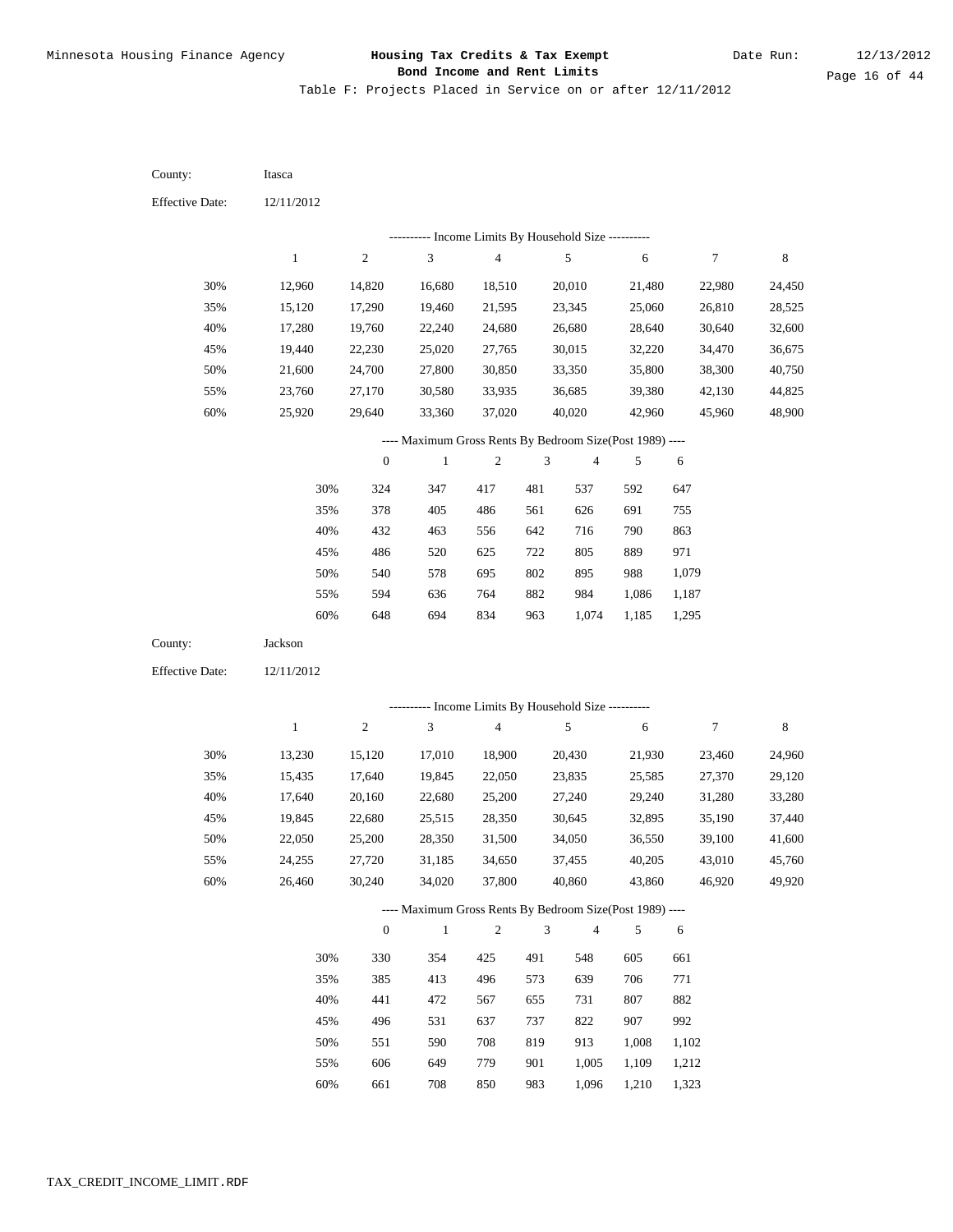Minnesota Housing Finance Agency

**Housing Tax Credits & Tax Exempt Bond Income and Rent Limits**

Date Run: 12/13/2012

Table F: Projects Placed in Service on or after 12/11/2012

County: Itasca

Effective Date: 12/11/2012

---------- Income Limits By Household Size ----------

| | 1 | 2 | 3 | 4 | 5 | 6 | 7 | 8 |
|---|---|---|---|---|---|---|---|---|
| 30% | 12,960 | 14,820 | 16,680 | 18,510 | 20,010 | 21,480 | 22,980 | 24,450 |
| 35% | 15,120 | 17,290 | 19,460 | 21,595 | 23,345 | 25,060 | 26,810 | 28,525 |
| 40% | 17,280 | 19,760 | 22,240 | 24,680 | 26,680 | 28,640 | 30,640 | 32,600 |
| 45% | 19,440 | 22,230 | 25,020 | 27,765 | 30,015 | 32,220 | 34,470 | 36,675 |
| 50% | 21,600 | 24,700 | 27,800 | 30,850 | 33,350 | 35,800 | 38,300 | 40,750 |
| 55% | 23,760 | 27,170 | 30,580 | 33,935 | 36,685 | 39,380 | 42,130 | 44,825 |
| 60% | 25,920 | 29,640 | 33,360 | 37,020 | 40,020 | 42,960 | 45,960 | 48,900 |

---- Maximum Gross Rents By Bedroom Size(Post 1989) ----

| | 0 | 1 | 2 | 3 | 4 | 5 | 6 |
|---|---|---|---|---|---|---|---|
| 30% | 324 | 347 | 417 | 481 | 537 | 592 | 647 |
| 35% | 378 | 405 | 486 | 561 | 626 | 691 | 755 |
| 40% | 432 | 463 | 556 | 642 | 716 | 790 | 863 |
| 45% | 486 | 520 | 625 | 722 | 805 | 889 | 971 |
| 50% | 540 | 578 | 695 | 802 | 895 | 988 | 1,079 |
| 55% | 594 | 636 | 764 | 882 | 984 | 1,086 | 1,187 |
| 60% | 648 | 694 | 834 | 963 | 1,074 | 1,185 | 1,295 |

County: Jackson

Effective Date: 12/11/2012

---------- Income Limits By Household Size ----------

| | 1 | 2 | 3 | 4 | 5 | 6 | 7 | 8 |
|---|---|---|---|---|---|---|---|---|
| 30% | 13,230 | 15,120 | 17,010 | 18,900 | 20,430 | 21,930 | 23,460 | 24,960 |
| 35% | 15,435 | 17,640 | 19,845 | 22,050 | 23,835 | 25,585 | 27,370 | 29,120 |
| 40% | 17,640 | 20,160 | 22,680 | 25,200 | 27,240 | 29,240 | 31,280 | 33,280 |
| 45% | 19,845 | 22,680 | 25,515 | 28,350 | 30,645 | 32,895 | 35,190 | 37,440 |
| 50% | 22,050 | 25,200 | 28,350 | 31,500 | 34,050 | 36,550 | 39,100 | 41,600 |
| 55% | 24,255 | 27,720 | 31,185 | 34,650 | 37,455 | 40,205 | 43,010 | 45,760 |
| 60% | 26,460 | 30,240 | 34,020 | 37,800 | 40,860 | 43,860 | 46,920 | 49,920 |

---- Maximum Gross Rents By Bedroom Size(Post 1989) ----

| | 0 | 1 | 2 | 3 | 4 | 5 | 6 |
|---|---|---|---|---|---|---|---|
| 30% | 330 | 354 | 425 | 491 | 548 | 605 | 661 |
| 35% | 385 | 413 | 496 | 573 | 639 | 706 | 771 |
| 40% | 441 | 472 | 567 | 655 | 731 | 807 | 882 |
| 45% | 496 | 531 | 637 | 737 | 822 | 907 | 992 |
| 50% | 551 | 590 | 708 | 819 | 913 | 1,008 | 1,102 |
| 55% | 606 | 649 | 779 | 901 | 1,005 | 1,109 | 1,212 |
| 60% | 661 | 708 | 850 | 983 | 1,096 | 1,210 | 1,323 |

TAX_CREDIT_INCOME_LIMIT.RDF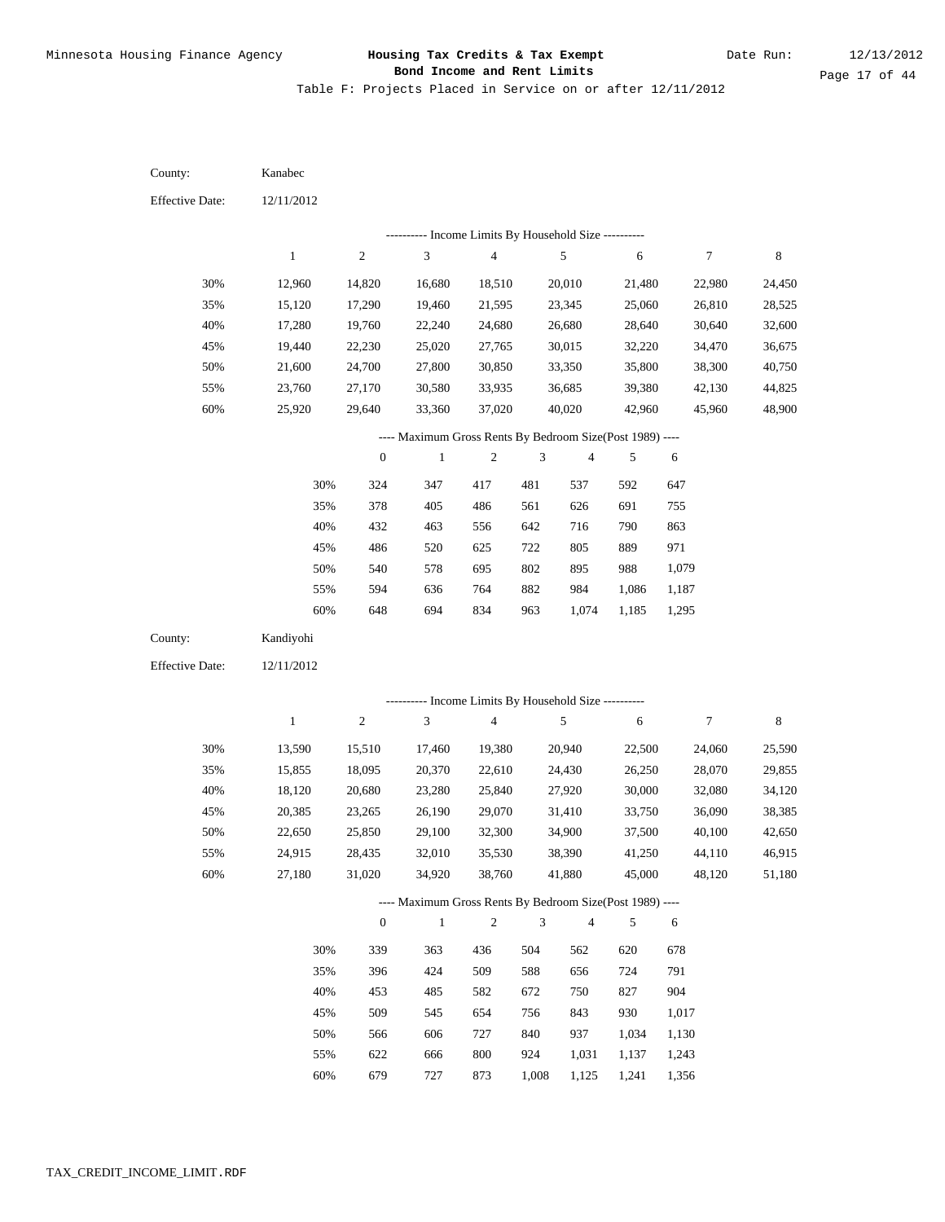Minnesota Housing Finance Agency

**Housing Tax Credits & Tax Exempt Bond Income and Rent Limits**

Date Run: 12/13/2012

Table F: Projects Placed in Service on or after 12/11/2012

County: Kanabec

Effective Date: 12/11/2012

---------- Income Limits By Household Size ----------

| | 1 | 2 | 3 | 4 | 5 | 6 | 7 | 8 |
|---|---|---|---|---|---|---|---|---|
| 30% | 12,960 | 14,820 | 16,680 | 18,510 | 20,010 | 21,480 | 22,980 | 24,450 |
| 35% | 15,120 | 17,290 | 19,460 | 21,595 | 23,345 | 25,060 | 26,810 | 28,525 |
| 40% | 17,280 | 19,760 | 22,240 | 24,680 | 26,680 | 28,640 | 30,640 | 32,600 |
| 45% | 19,440 | 22,230 | 25,020 | 27,765 | 30,015 | 32,220 | 34,470 | 36,675 |
| 50% | 21,600 | 24,700 | 27,800 | 30,850 | 33,350 | 35,800 | 38,300 | 40,750 |
| 55% | 23,760 | 27,170 | 30,580 | 33,935 | 36,685 | 39,380 | 42,130 | 44,825 |
| 60% | 25,920 | 29,640 | 33,360 | 37,020 | 40,020 | 42,960 | 45,960 | 48,900 |

---- Maximum Gross Rents By Bedroom Size(Post 1989) ----

| | 0 | 1 | 2 | 3 | 4 | 5 | 6 |
|---|---|---|---|---|---|---|---|
| 30% | 324 | 347 | 417 | 481 | 537 | 592 | 647 |
| 35% | 378 | 405 | 486 | 561 | 626 | 691 | 755 |
| 40% | 432 | 463 | 556 | 642 | 716 | 790 | 863 |
| 45% | 486 | 520 | 625 | 722 | 805 | 889 | 971 |
| 50% | 540 | 578 | 695 | 802 | 895 | 988 | 1,079 |
| 55% | 594 | 636 | 764 | 882 | 984 | 1,086 | 1,187 |
| 60% | 648 | 694 | 834 | 963 | 1,074 | 1,185 | 1,295 |

County: Kandiyohi

Effective Date: 12/11/2012

---------- Income Limits By Household Size ----------

| | 1 | 2 | 3 | 4 | 5 | 6 | 7 | 8 |
|---|---|---|---|---|---|---|---|---|
| 30% | 13,590 | 15,510 | 17,460 | 19,380 | 20,940 | 22,500 | 24,060 | 25,590 |
| 35% | 15,855 | 18,095 | 20,370 | 22,610 | 24,430 | 26,250 | 28,070 | 29,855 |
| 40% | 18,120 | 20,680 | 23,280 | 25,840 | 27,920 | 30,000 | 32,080 | 34,120 |
| 45% | 20,385 | 23,265 | 26,190 | 29,070 | 31,410 | 33,750 | 36,090 | 38,385 |
| 50% | 22,650 | 25,850 | 29,100 | 32,300 | 34,900 | 37,500 | 40,100 | 42,650 |
| 55% | 24,915 | 28,435 | 32,010 | 35,530 | 38,390 | 41,250 | 44,110 | 46,915 |
| 60% | 27,180 | 31,020 | 34,920 | 38,760 | 41,880 | 45,000 | 48,120 | 51,180 |

---- Maximum Gross Rents By Bedroom Size(Post 1989) ----

| | 0 | 1 | 2 | 3 | 4 | 5 | 6 |
|---|---|---|---|---|---|---|---|
| 30% | 339 | 363 | 436 | 504 | 562 | 620 | 678 |
| 35% | 396 | 424 | 509 | 588 | 656 | 724 | 791 |
| 40% | 453 | 485 | 582 | 672 | 750 | 827 | 904 |
| 45% | 509 | 545 | 654 | 756 | 843 | 930 | 1,017 |
| 50% | 566 | 606 | 727 | 840 | 937 | 1,034 | 1,130 |
| 55% | 622 | 666 | 800 | 924 | 1,031 | 1,137 | 1,243 |
| 60% | 679 | 727 | 873 | 1,008 | 1,125 | 1,241 | 1,356 |

TAX_CREDIT_INCOME_LIMIT.RDF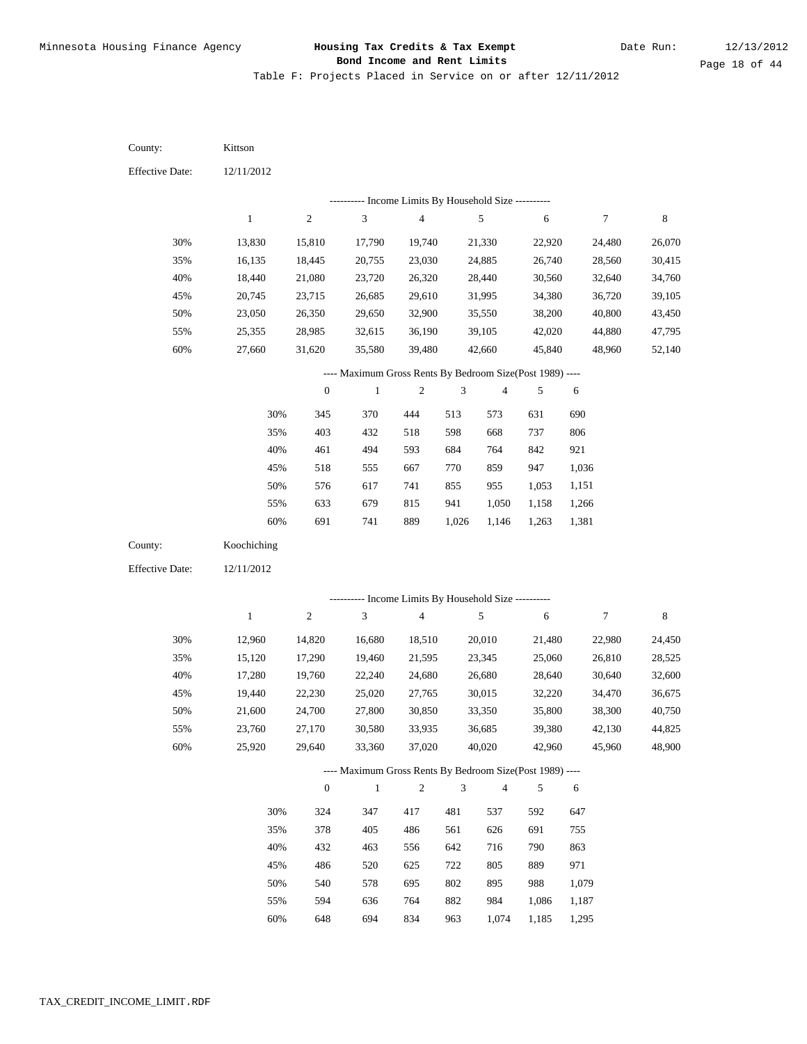Minnesota Housing Finance Agency

**Housing Tax Credits & Tax Exempt Bond Income and Rent Limits**

Date Run: 12/13/2012

Table F: Projects Placed in Service on or after 12/11/2012

County: Kittson

Effective Date: 12/11/2012

---------- Income Limits By Household Size ----------

| | 1 | 2 | 3 | 4 | 5 | 6 | 7 | 8 |
|---|---|---|---|---|---|---|---|---|
| 30% | 13,830 | 15,810 | 17,790 | 19,740 | 21,330 | 22,920 | 24,480 | 26,070 |
| 35% | 16,135 | 18,445 | 20,755 | 23,030 | 24,885 | 26,740 | 28,560 | 30,415 |
| 40% | 18,440 | 21,080 | 23,720 | 26,320 | 28,440 | 30,560 | 32,640 | 34,760 |
| 45% | 20,745 | 23,715 | 26,685 | 29,610 | 31,995 | 34,380 | 36,720 | 39,105 |
| 50% | 23,050 | 26,350 | 29,650 | 32,900 | 35,550 | 38,200 | 40,800 | 43,450 |
| 55% | 25,355 | 28,985 | 32,615 | 36,190 | 39,105 | 42,020 | 44,880 | 47,795 |
| 60% | 27,660 | 31,620 | 35,580 | 39,480 | 42,660 | 45,840 | 48,960 | 52,140 |

---- Maximum Gross Rents By Bedroom Size(Post 1989) ----

| | 0 | 1 | 2 | 3 | 4 | 5 | 6 |
|---|---|---|---|---|---|---|---|
| 30% | 345 | 370 | 444 | 513 | 573 | 631 | 690 |
| 35% | 403 | 432 | 518 | 598 | 668 | 737 | 806 |
| 40% | 461 | 494 | 593 | 684 | 764 | 842 | 921 |
| 45% | 518 | 555 | 667 | 770 | 859 | 947 | 1,036 |
| 50% | 576 | 617 | 741 | 855 | 955 | 1,053 | 1,151 |
| 55% | 633 | 679 | 815 | 941 | 1,050 | 1,158 | 1,266 |
| 60% | 691 | 741 | 889 | 1,026 | 1,146 | 1,263 | 1,381 |

County: Koochiching

Effective Date: 12/11/2012

---------- Income Limits By Household Size ----------

| | 1 | 2 | 3 | 4 | 5 | 6 | 7 | 8 |
|---|---|---|---|---|---|---|---|---|
| 30% | 12,960 | 14,820 | 16,680 | 18,510 | 20,010 | 21,480 | 22,980 | 24,450 |
| 35% | 15,120 | 17,290 | 19,460 | 21,595 | 23,345 | 25,060 | 26,810 | 28,525 |
| 40% | 17,280 | 19,760 | 22,240 | 24,680 | 26,680 | 28,640 | 30,640 | 32,600 |
| 45% | 19,440 | 22,230 | 25,020 | 27,765 | 30,015 | 32,220 | 34,470 | 36,675 |
| 50% | 21,600 | 24,700 | 27,800 | 30,850 | 33,350 | 35,800 | 38,300 | 40,750 |
| 55% | 23,760 | 27,170 | 30,580 | 33,935 | 36,685 | 39,380 | 42,130 | 44,825 |
| 60% | 25,920 | 29,640 | 33,360 | 37,020 | 40,020 | 42,960 | 45,960 | 48,900 |

---- Maximum Gross Rents By Bedroom Size(Post 1989) ----

| | 0 | 1 | 2 | 3 | 4 | 5 | 6 |
|---|---|---|---|---|---|---|---|
| 30% | 324 | 347 | 417 | 481 | 537 | 592 | 647 |
| 35% | 378 | 405 | 486 | 561 | 626 | 691 | 755 |
| 40% | 432 | 463 | 556 | 642 | 716 | 790 | 863 |
| 45% | 486 | 520 | 625 | 722 | 805 | 889 | 971 |
| 50% | 540 | 578 | 695 | 802 | 895 | 988 | 1,079 |
| 55% | 594 | 636 | 764 | 882 | 984 | 1,086 | 1,187 |
| 60% | 648 | 694 | 834 | 963 | 1,074 | 1,185 | 1,295 |

TAX_CREDIT_INCOME_LIMIT.RDF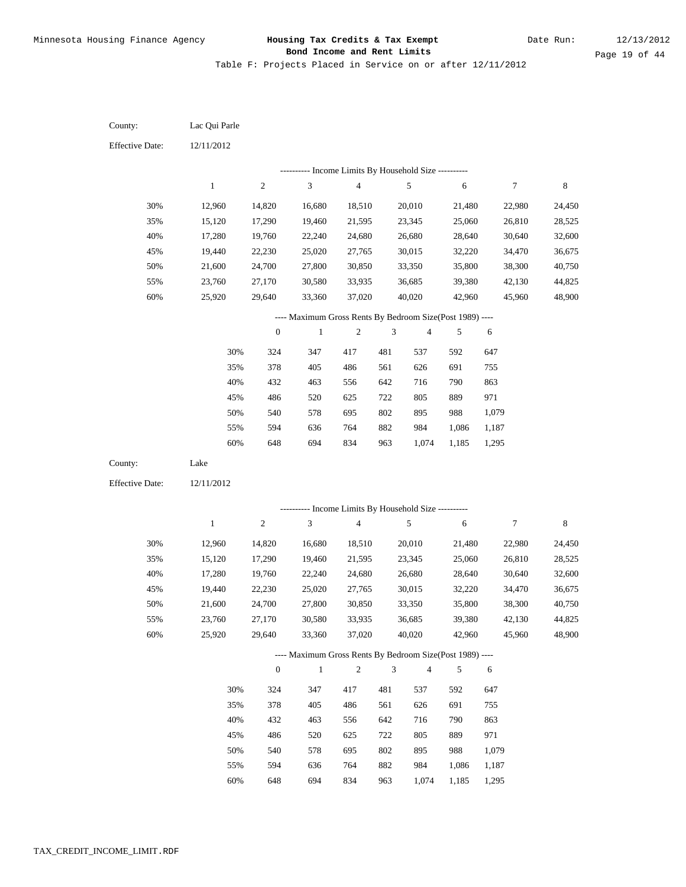Minnesota Housing Finance Agency

**Housing Tax Credits & Tax Exempt Bond Income and Rent Limits**

Date Run: 12/13/2012

Table F: Projects Placed in Service on or after 12/11/2012

County: Lac Qui Parle

Effective Date: 12/11/2012

---------- Income Limits By Household Size ----------

| | 1 | 2 | 3 | 4 | 5 | 6 | 7 | 8 |
|---|---|---|---|---|---|---|---|---|
| 30% | 12,960 | 14,820 | 16,680 | 18,510 | 20,010 | 21,480 | 22,980 | 24,450 |
| 35% | 15,120 | 17,290 | 19,460 | 21,595 | 23,345 | 25,060 | 26,810 | 28,525 |
| 40% | 17,280 | 19,760 | 22,240 | 24,680 | 26,680 | 28,640 | 30,640 | 32,600 |
| 45% | 19,440 | 22,230 | 25,020 | 27,765 | 30,015 | 32,220 | 34,470 | 36,675 |
| 50% | 21,600 | 24,700 | 27,800 | 30,850 | 33,350 | 35,800 | 38,300 | 40,750 |
| 55% | 23,760 | 27,170 | 30,580 | 33,935 | 36,685 | 39,380 | 42,130 | 44,825 |
| 60% | 25,920 | 29,640 | 33,360 | 37,020 | 40,020 | 42,960 | 45,960 | 48,900 |

---- Maximum Gross Rents By Bedroom Size(Post 1989) ----

| | 0 | 1 | 2 | 3 | 4 | 5 | 6 |
|---|---|---|---|---|---|---|---|
| 30% | 324 | 347 | 417 | 481 | 537 | 592 | 647 |
| 35% | 378 | 405 | 486 | 561 | 626 | 691 | 755 |
| 40% | 432 | 463 | 556 | 642 | 716 | 790 | 863 |
| 45% | 486 | 520 | 625 | 722 | 805 | 889 | 971 |
| 50% | 540 | 578 | 695 | 802 | 895 | 988 | 1,079 |
| 55% | 594 | 636 | 764 | 882 | 984 | 1,086 | 1,187 |
| 60% | 648 | 694 | 834 | 963 | 1,074 | 1,185 | 1,295 |

County: Lake

Effective Date: 12/11/2012

---------- Income Limits By Household Size ----------

| | 1 | 2 | 3 | 4 | 5 | 6 | 7 | 8 |
|---|---|---|---|---|---|---|---|---|
| 30% | 12,960 | 14,820 | 16,680 | 18,510 | 20,010 | 21,480 | 22,980 | 24,450 |
| 35% | 15,120 | 17,290 | 19,460 | 21,595 | 23,345 | 25,060 | 26,810 | 28,525 |
| 40% | 17,280 | 19,760 | 22,240 | 24,680 | 26,680 | 28,640 | 30,640 | 32,600 |
| 45% | 19,440 | 22,230 | 25,020 | 27,765 | 30,015 | 32,220 | 34,470 | 36,675 |
| 50% | 21,600 | 24,700 | 27,800 | 30,850 | 33,350 | 35,800 | 38,300 | 40,750 |
| 55% | 23,760 | 27,170 | 30,580 | 33,935 | 36,685 | 39,380 | 42,130 | 44,825 |
| 60% | 25,920 | 29,640 | 33,360 | 37,020 | 40,020 | 42,960 | 45,960 | 48,900 |

---- Maximum Gross Rents By Bedroom Size(Post 1989) ----

| | 0 | 1 | 2 | 3 | 4 | 5 | 6 |
|---|---|---|---|---|---|---|---|
| 30% | 324 | 347 | 417 | 481 | 537 | 592 | 647 |
| 35% | 378 | 405 | 486 | 561 | 626 | 691 | 755 |
| 40% | 432 | 463 | 556 | 642 | 716 | 790 | 863 |
| 45% | 486 | 520 | 625 | 722 | 805 | 889 | 971 |
| 50% | 540 | 578 | 695 | 802 | 895 | 988 | 1,079 |
| 55% | 594 | 636 | 764 | 882 | 984 | 1,086 | 1,187 |
| 60% | 648 | 694 | 834 | 963 | 1,074 | 1,185 | 1,295 |

TAX_CREDIT_INCOME_LIMIT.RDF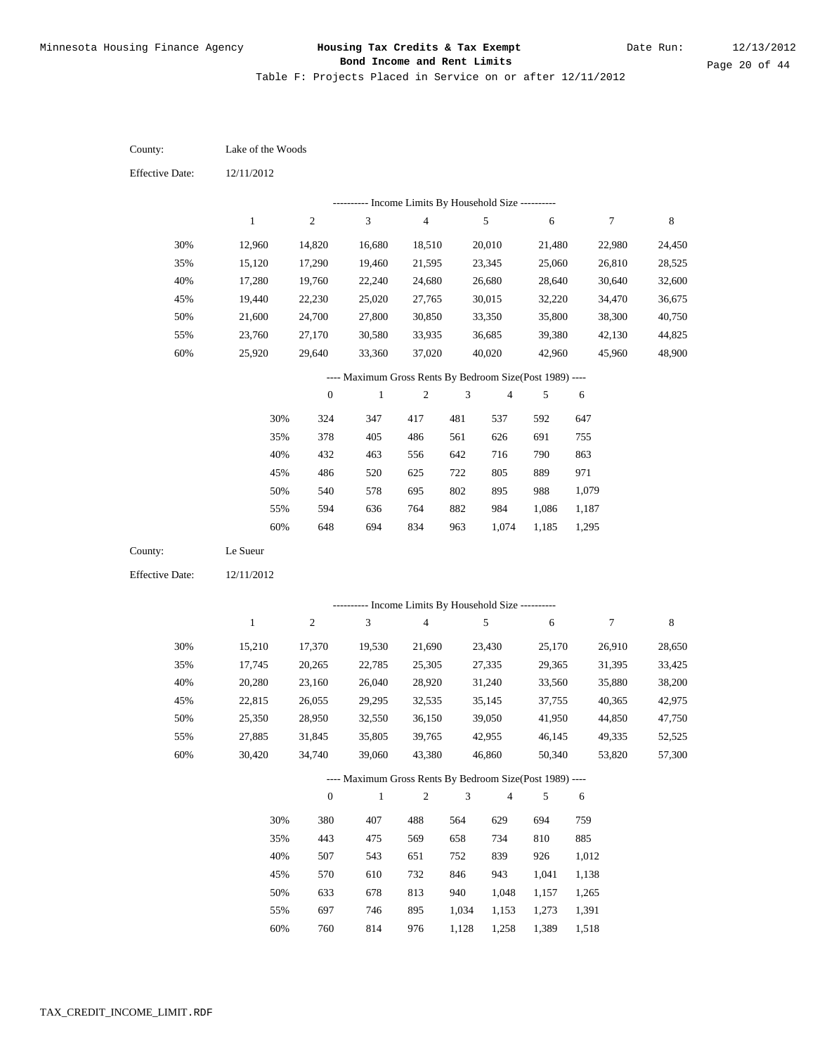Table F: Projects Placed in Service on or after 12/11/2012

County: Lake of the Woods

Effective Date: 12/11/2012

---------- Income Limits By Household Size ----------

| | 1 | 2 | 3 | 4 | 5 | 6 | 7 | 8 |
|---|---|---|---|---|---|---|---|---|
| 30% | 12,960 | 14,820 | 16,680 | 18,510 | 20,010 | 21,480 | 22,980 | 24,450 |
| 35% | 15,120 | 17,290 | 19,460 | 21,595 | 23,345 | 25,060 | 26,810 | 28,525 |
| 40% | 17,280 | 19,760 | 22,240 | 24,680 | 26,680 | 28,640 | 30,640 | 32,600 |
| 45% | 19,440 | 22,230 | 25,020 | 27,765 | 30,015 | 32,220 | 34,470 | 36,675 |
| 50% | 21,600 | 24,700 | 27,800 | 30,850 | 33,350 | 35,800 | 38,300 | 40,750 |
| 55% | 23,760 | 27,170 | 30,580 | 33,935 | 36,685 | 39,380 | 42,130 | 44,825 |
| 60% | 25,920 | 29,640 | 33,360 | 37,020 | 40,020 | 42,960 | 45,960 | 48,900 |

---- Maximum Gross Rents By Bedroom Size(Post 1989) ----

| | 0 | 1 | 2 | 3 | 4 | 5 | 6 |
|---|---|---|---|---|---|---|---|
| 30% | 324 | 347 | 417 | 481 | 537 | 592 | 647 |
| 35% | 378 | 405 | 486 | 561 | 626 | 691 | 755 |
| 40% | 432 | 463 | 556 | 642 | 716 | 790 | 863 |
| 45% | 486 | 520 | 625 | 722 | 805 | 889 | 971 |
| 50% | 540 | 578 | 695 | 802 | 895 | 988 | 1,079 |
| 55% | 594 | 636 | 764 | 882 | 984 | 1,086 | 1,187 |
| 60% | 648 | 694 | 834 | 963 | 1,074 | 1,185 | 1,295 |

County: Le Sueur

Effective Date: 12/11/2012

---------- Income Limits By Household Size ----------

| | 1 | 2 | 3 | 4 | 5 | 6 | 7 | 8 |
|---|---|---|---|---|---|---|---|---|
| 30% | 15,210 | 17,370 | 19,530 | 21,690 | 23,430 | 25,170 | 26,910 | 28,650 |
| 35% | 17,745 | 20,265 | 22,785 | 25,305 | 27,335 | 29,365 | 31,395 | 33,425 |
| 40% | 20,280 | 23,160 | 26,040 | 28,920 | 31,240 | 33,560 | 35,880 | 38,200 |
| 45% | 22,815 | 26,055 | 29,295 | 32,535 | 35,145 | 37,755 | 40,365 | 42,975 |
| 50% | 25,350 | 28,950 | 32,550 | 36,150 | 39,050 | 41,950 | 44,850 | 47,750 |
| 55% | 27,885 | 31,845 | 35,805 | 39,765 | 42,955 | 46,145 | 49,335 | 52,525 |
| 60% | 30,420 | 34,740 | 39,060 | 43,380 | 46,860 | 50,340 | 53,820 | 57,300 |

---- Maximum Gross Rents By Bedroom Size(Post 1989) ----

| | 0 | 1 | 2 | 3 | 4 | 5 | 6 |
|---|---|---|---|---|---|---|---|
| 30% | 380 | 407 | 488 | 564 | 629 | 694 | 759 |
| 35% | 443 | 475 | 569 | 658 | 734 | 810 | 885 |
| 40% | 507 | 543 | 651 | 752 | 839 | 926 | 1,012 |
| 45% | 570 | 610 | 732 | 846 | 943 | 1,041 | 1,138 |
| 50% | 633 | 678 | 813 | 940 | 1,048 | 1,157 | 1,265 |
| 55% | 697 | 746 | 895 | 1,034 | 1,153 | 1,273 | 1,391 |
| 60% | 760 | 814 | 976 | 1,128 | 1,258 | 1,389 | 1,518 |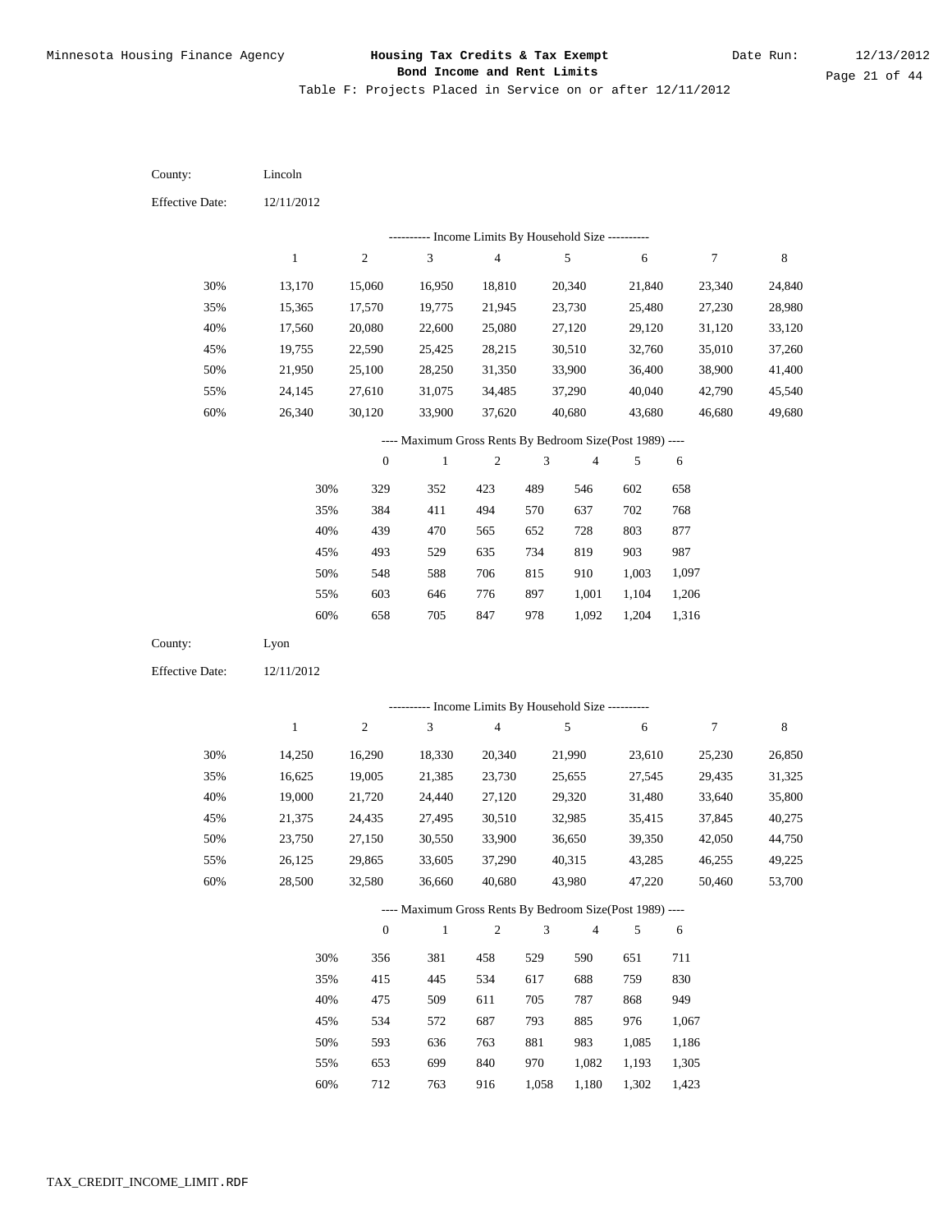County: Lincoln

Effective Date: 12/11/2012

---------- Income Limits By Household Size ----------

| | 1 | 2 | 3 | 4 | 5 | 6 | 7 | 8 |
|---|---|---|---|---|---|---|---|---|
| 30% | 13,170 | 15,060 | 16,950 | 18,810 | 20,340 | 21,840 | 23,340 | 24,840 |
| 35% | 15,365 | 17,570 | 19,775 | 21,945 | 23,730 | 25,480 | 27,230 | 28,980 |
| 40% | 17,560 | 20,080 | 22,600 | 25,080 | 27,120 | 29,120 | 31,120 | 33,120 |
| 45% | 19,755 | 22,590 | 25,425 | 28,215 | 30,510 | 32,760 | 35,010 | 37,260 |
| 50% | 21,950 | 25,100 | 28,250 | 31,350 | 33,900 | 36,400 | 38,900 | 41,400 |
| 55% | 24,145 | 27,610 | 31,075 | 34,485 | 37,290 | 40,040 | 42,790 | 45,540 |
| 60% | 26,340 | 30,120 | 33,900 | 37,620 | 40,680 | 43,680 | 46,680 | 49,680 |

---- Maximum Gross Rents By Bedroom Size(Post 1989) ----

| | 0 | 1 | 2 | 3 | 4 | 5 | 6 |
|---|---|---|---|---|---|---|---|
| 30% | 329 | 352 | 423 | 489 | 546 | 602 | 658 |
| 35% | 384 | 411 | 494 | 570 | 637 | 702 | 768 |
| 40% | 439 | 470 | 565 | 652 | 728 | 803 | 877 |
| 45% | 493 | 529 | 635 | 734 | 819 | 903 | 987 |
| 50% | 548 | 588 | 706 | 815 | 910 | 1,003 | 1,097 |
| 55% | 603 | 646 | 776 | 897 | 1,001 | 1,104 | 1,206 |
| 60% | 658 | 705 | 847 | 978 | 1,092 | 1,204 | 1,316 |

County: Lyon

Effective Date: 12/11/2012

---------- Income Limits By Household Size ----------

| | 1 | 2 | 3 | 4 | 5 | 6 | 7 | 8 |
|---|---|---|---|---|---|---|---|---|
| 30% | 14,250 | 16,290 | 18,330 | 20,340 | 21,990 | 23,610 | 25,230 | 26,850 |
| 35% | 16,625 | 19,005 | 21,385 | 23,730 | 25,655 | 27,545 | 29,435 | 31,325 |
| 40% | 19,000 | 21,720 | 24,440 | 27,120 | 29,320 | 31,480 | 33,640 | 35,800 |
| 45% | 21,375 | 24,435 | 27,495 | 30,510 | 32,985 | 35,415 | 37,845 | 40,275 |
| 50% | 23,750 | 27,150 | 30,550 | 33,900 | 36,650 | 39,350 | 42,050 | 44,750 |
| 55% | 26,125 | 29,865 | 33,605 | 37,290 | 40,315 | 43,285 | 46,255 | 49,225 |
| 60% | 28,500 | 32,580 | 36,660 | 40,680 | 43,980 | 47,220 | 50,460 | 53,700 |

---- Maximum Gross Rents By Bedroom Size(Post 1989) ----

| | 0 | 1 | 2 | 3 | 4 | 5 | 6 |
|---|---|---|---|---|---|---|---|
| 30% | 356 | 381 | 458 | 529 | 590 | 651 | 711 |
| 35% | 415 | 445 | 534 | 617 | 688 | 759 | 830 |
| 40% | 475 | 509 | 611 | 705 | 787 | 868 | 949 |
| 45% | 534 | 572 | 687 | 793 | 885 | 976 | 1,067 |
| 50% | 593 | 636 | 763 | 881 | 983 | 1,085 | 1,186 |
| 55% | 653 | 699 | 840 | 970 | 1,082 | 1,193 | 1,305 |
| 60% | 712 | 763 | 916 | 1,058 | 1,180 | 1,302 | 1,423 |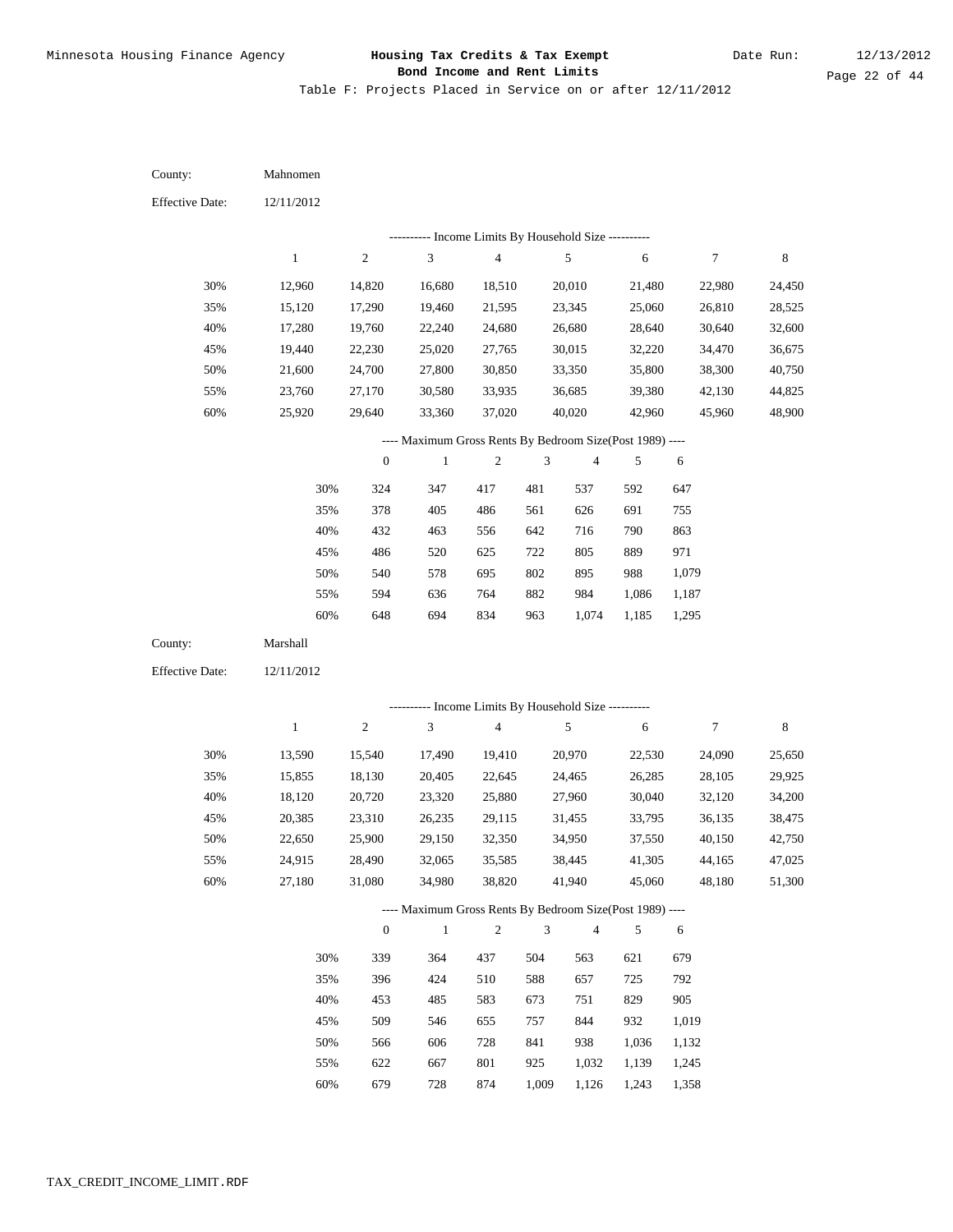Minnesota Housing Finance Agency

**Housing Tax Credits & Tax Exempt Bond Income and Rent Limits**

Date Run: 12/13/2012

Table F: Projects Placed in Service on or after 12/11/2012

County: Mahnomen

Effective Date: 12/11/2012

---------- Income Limits By Household Size ----------

| | 1 | 2 | 3 | 4 | 5 | 6 | 7 | 8 |
|---|---|---|---|---|---|---|---|---|
| 30% | 12,960 | 14,820 | 16,680 | 18,510 | 20,010 | 21,480 | 22,980 | 24,450 |
| 35% | 15,120 | 17,290 | 19,460 | 21,595 | 23,345 | 25,060 | 26,810 | 28,525 |
| 40% | 17,280 | 19,760 | 22,240 | 24,680 | 26,680 | 28,640 | 30,640 | 32,600 |
| 45% | 19,440 | 22,230 | 25,020 | 27,765 | 30,015 | 32,220 | 34,470 | 36,675 |
| 50% | 21,600 | 24,700 | 27,800 | 30,850 | 33,350 | 35,800 | 38,300 | 40,750 |
| 55% | 23,760 | 27,170 | 30,580 | 33,935 | 36,685 | 39,380 | 42,130 | 44,825 |
| 60% | 25,920 | 29,640 | 33,360 | 37,020 | 40,020 | 42,960 | 45,960 | 48,900 |

---- Maximum Gross Rents By Bedroom Size(Post 1989) ----

| | 0 | 1 | 2 | 3 | 4 | 5 | 6 |
|---|---|---|---|---|---|---|---|
| 30% | 324 | 347 | 417 | 481 | 537 | 592 | 647 |
| 35% | 378 | 405 | 486 | 561 | 626 | 691 | 755 |
| 40% | 432 | 463 | 556 | 642 | 716 | 790 | 863 |
| 45% | 486 | 520 | 625 | 722 | 805 | 889 | 971 |
| 50% | 540 | 578 | 695 | 802 | 895 | 988 | 1,079 |
| 55% | 594 | 636 | 764 | 882 | 984 | 1,086 | 1,187 |
| 60% | 648 | 694 | 834 | 963 | 1,074 | 1,185 | 1,295 |

County: Marshall

Effective Date: 12/11/2012

---------- Income Limits By Household Size ----------

| | 1 | 2 | 3 | 4 | 5 | 6 | 7 | 8 |
|---|---|---|---|---|---|---|---|---|
| 30% | 13,590 | 15,540 | 17,490 | 19,410 | 20,970 | 22,530 | 24,090 | 25,650 |
| 35% | 15,855 | 18,130 | 20,405 | 22,645 | 24,465 | 26,285 | 28,105 | 29,925 |
| 40% | 18,120 | 20,720 | 23,320 | 25,880 | 27,960 | 30,040 | 32,120 | 34,200 |
| 45% | 20,385 | 23,310 | 26,235 | 29,115 | 31,455 | 33,795 | 36,135 | 38,475 |
| 50% | 22,650 | 25,900 | 29,150 | 32,350 | 34,950 | 37,550 | 40,150 | 42,750 |
| 55% | 24,915 | 28,490 | 32,065 | 35,585 | 38,445 | 41,305 | 44,165 | 47,025 |
| 60% | 27,180 | 31,080 | 34,980 | 38,820 | 41,940 | 45,060 | 48,180 | 51,300 |

---- Maximum Gross Rents By Bedroom Size(Post 1989) ----

| | 0 | 1 | 2 | 3 | 4 | 5 | 6 |
|---|---|---|---|---|---|---|---|
| 30% | 339 | 364 | 437 | 504 | 563 | 621 | 679 |
| 35% | 396 | 424 | 510 | 588 | 657 | 725 | 792 |
| 40% | 453 | 485 | 583 | 673 | 751 | 829 | 905 |
| 45% | 509 | 546 | 655 | 757 | 844 | 932 | 1,019 |
| 50% | 566 | 606 | 728 | 841 | 938 | 1,036 | 1,132 |
| 55% | 622 | 667 | 801 | 925 | 1,032 | 1,139 | 1,245 |
| 60% | 679 | 728 | 874 | 1,009 | 1,126 | 1,243 | 1,358 |

TAX_CREDIT_INCOME_LIMIT.RDF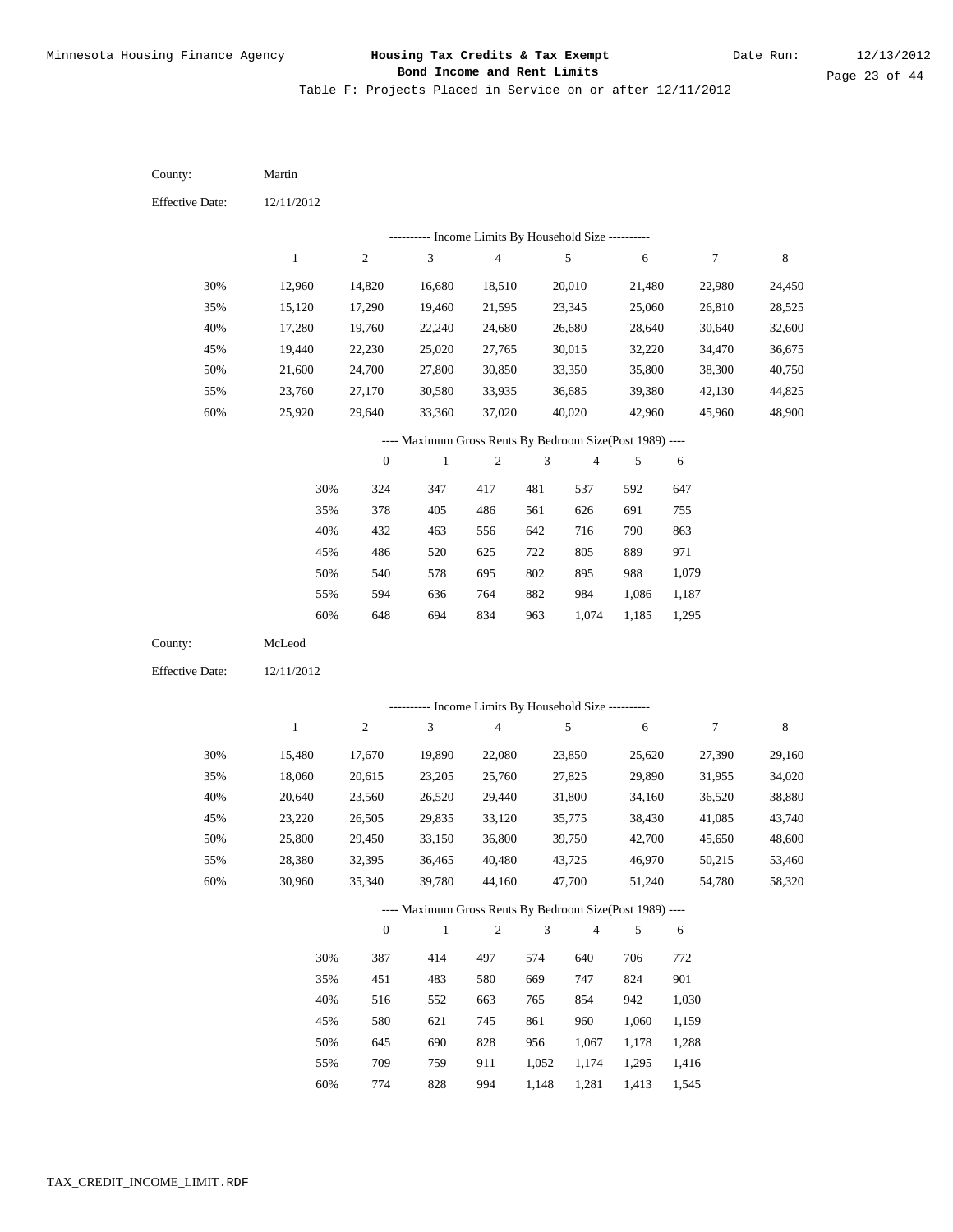County: Martin

Effective Date: 12/11/2012

---------- Income Limits By Household Size ----------

| | 1 | 2 | 3 | 4 | 5 | 6 | 7 | 8 |
|---|---|---|---|---|---|---|---|---|
| 30% | 12,960 | 14,820 | 16,680 | 18,510 | 20,010 | 21,480 | 22,980 | 24,450 |
| 35% | 15,120 | 17,290 | 19,460 | 21,595 | 23,345 | 25,060 | 26,810 | 28,525 |
| 40% | 17,280 | 19,760 | 22,240 | 24,680 | 26,680 | 28,640 | 30,640 | 32,600 |
| 45% | 19,440 | 22,230 | 25,020 | 27,765 | 30,015 | 32,220 | 34,470 | 36,675 |
| 50% | 21,600 | 24,700 | 27,800 | 30,850 | 33,350 | 35,800 | 38,300 | 40,750 |
| 55% | 23,760 | 27,170 | 30,580 | 33,935 | 36,685 | 39,380 | 42,130 | 44,825 |
| 60% | 25,920 | 29,640 | 33,360 | 37,020 | 40,020 | 42,960 | 45,960 | 48,900 |

---- Maximum Gross Rents By Bedroom Size(Post 1989) ----

| | 0 | 1 | 2 | 3 | 4 | 5 | 6 |
|---|---|---|---|---|---|---|---|
| 30% | 324 | 347 | 417 | 481 | 537 | 592 | 647 |
| 35% | 378 | 405 | 486 | 561 | 626 | 691 | 755 |
| 40% | 432 | 463 | 556 | 642 | 716 | 790 | 863 |
| 45% | 486 | 520 | 625 | 722 | 805 | 889 | 971 |
| 50% | 540 | 578 | 695 | 802 | 895 | 988 | 1,079 |
| 55% | 594 | 636 | 764 | 882 | 984 | 1,086 | 1,187 |
| 60% | 648 | 694 | 834 | 963 | 1,074 | 1,185 | 1,295 |

County: McLeod

Effective Date: 12/11/2012

---------- Income Limits By Household Size ----------

| | 1 | 2 | 3 | 4 | 5 | 6 | 7 | 8 |
|---|---|---|---|---|---|---|---|---|
| 30% | 15,480 | 17,670 | 19,890 | 22,080 | 23,850 | 25,620 | 27,390 | 29,160 |
| 35% | 18,060 | 20,615 | 23,205 | 25,760 | 27,825 | 29,890 | 31,955 | 34,020 |
| 40% | 20,640 | 23,560 | 26,520 | 29,440 | 31,800 | 34,160 | 36,520 | 38,880 |
| 45% | 23,220 | 26,505 | 29,835 | 33,120 | 35,775 | 38,430 | 41,085 | 43,740 |
| 50% | 25,800 | 29,450 | 33,150 | 36,800 | 39,750 | 42,700 | 45,650 | 48,600 |
| 55% | 28,380 | 32,395 | 36,465 | 40,480 | 43,725 | 46,970 | 50,215 | 53,460 |
| 60% | 30,960 | 35,340 | 39,780 | 44,160 | 47,700 | 51,240 | 54,780 | 58,320 |

---- Maximum Gross Rents By Bedroom Size(Post 1989) ----

| | 0 | 1 | 2 | 3 | 4 | 5 | 6 |
|---|---|---|---|---|---|---|---|
| 30% | 387 | 414 | 497 | 574 | 640 | 706 | 772 |
| 35% | 451 | 483 | 580 | 669 | 747 | 824 | 901 |
| 40% | 516 | 552 | 663 | 765 | 854 | 942 | 1,030 |
| 45% | 580 | 621 | 745 | 861 | 960 | 1,060 | 1,159 |
| 50% | 645 | 690 | 828 | 956 | 1,067 | 1,178 | 1,288 |
| 55% | 709 | 759 | 911 | 1,052 | 1,174 | 1,295 | 1,416 |
| 60% | 774 | 828 | 994 | 1,148 | 1,281 | 1,413 | 1,545 |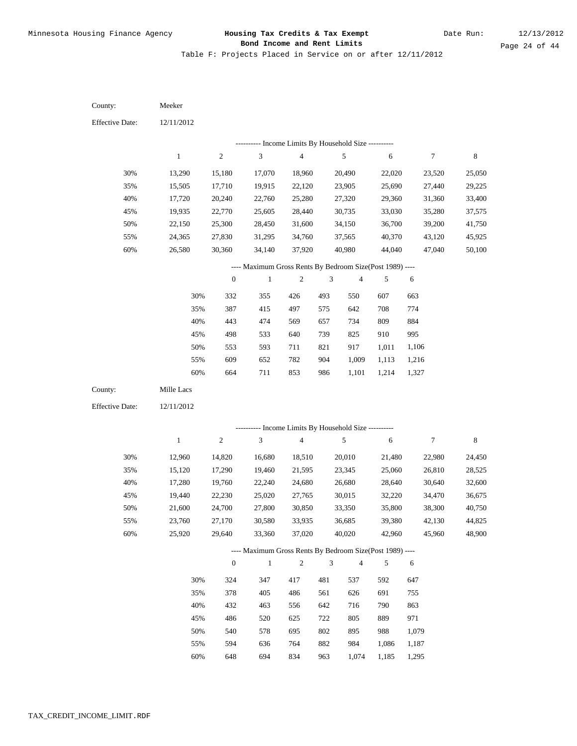Minnesota Housing Finance Agency

**Housing Tax Credits & Tax Exempt Bond Income and Rent Limits**

Date Run: 12/13/2012

Table F: Projects Placed in Service on or after 12/11/2012

County: Meeker

Effective Date: 12/11/2012

---------- Income Limits By Household Size ----------

| | 1 | 2 | 3 | 4 | 5 | 6 | 7 | 8 |
|---|---|---|---|---|---|---|---|---|
| 30% | 13,290 | 15,180 | 17,070 | 18,960 | 20,490 | 22,020 | 23,520 | 25,050 |
| 35% | 15,505 | 17,710 | 19,915 | 22,120 | 23,905 | 25,690 | 27,440 | 29,225 |
| 40% | 17,720 | 20,240 | 22,760 | 25,280 | 27,320 | 29,360 | 31,360 | 33,400 |
| 45% | 19,935 | 22,770 | 25,605 | 28,440 | 30,735 | 33,030 | 35,280 | 37,575 |
| 50% | 22,150 | 25,300 | 28,450 | 31,600 | 34,150 | 36,700 | 39,200 | 41,750 |
| 55% | 24,365 | 27,830 | 31,295 | 34,760 | 37,565 | 40,370 | 43,120 | 45,925 |
| 60% | 26,580 | 30,360 | 34,140 | 37,920 | 40,980 | 44,040 | 47,040 | 50,100 |

---- Maximum Gross Rents By Bedroom Size(Post 1989) ----

| | 0 | 1 | 2 | 3 | 4 | 5 | 6 |
|---|---|---|---|---|---|---|---|
| 30% | 332 | 355 | 426 | 493 | 550 | 607 | 663 |
| 35% | 387 | 415 | 497 | 575 | 642 | 708 | 774 |
| 40% | 443 | 474 | 569 | 657 | 734 | 809 | 884 |
| 45% | 498 | 533 | 640 | 739 | 825 | 910 | 995 |
| 50% | 553 | 593 | 711 | 821 | 917 | 1,011 | 1,106 |
| 55% | 609 | 652 | 782 | 904 | 1,009 | 1,113 | 1,216 |
| 60% | 664 | 711 | 853 | 986 | 1,101 | 1,214 | 1,327 |

County: Mille Lacs

Effective Date: 12/11/2012

---------- Income Limits By Household Size ----------

| | 1 | 2 | 3 | 4 | 5 | 6 | 7 | 8 |
|---|---|---|---|---|---|---|---|---|
| 30% | 12,960 | 14,820 | 16,680 | 18,510 | 20,010 | 21,480 | 22,980 | 24,450 |
| 35% | 15,120 | 17,290 | 19,460 | 21,595 | 23,345 | 25,060 | 26,810 | 28,525 |
| 40% | 17,280 | 19,760 | 22,240 | 24,680 | 26,680 | 28,640 | 30,640 | 32,600 |
| 45% | 19,440 | 22,230 | 25,020 | 27,765 | 30,015 | 32,220 | 34,470 | 36,675 |
| 50% | 21,600 | 24,700 | 27,800 | 30,850 | 33,350 | 35,800 | 38,300 | 40,750 |
| 55% | 23,760 | 27,170 | 30,580 | 33,935 | 36,685 | 39,380 | 42,130 | 44,825 |
| 60% | 25,920 | 29,640 | 33,360 | 37,020 | 40,020 | 42,960 | 45,960 | 48,900 |

---- Maximum Gross Rents By Bedroom Size(Post 1989) ----

| | 0 | 1 | 2 | 3 | 4 | 5 | 6 |
|---|---|---|---|---|---|---|---|
| 30% | 324 | 347 | 417 | 481 | 537 | 592 | 647 |
| 35% | 378 | 405 | 486 | 561 | 626 | 691 | 755 |
| 40% | 432 | 463 | 556 | 642 | 716 | 790 | 863 |
| 45% | 486 | 520 | 625 | 722 | 805 | 889 | 971 |
| 50% | 540 | 578 | 695 | 802 | 895 | 988 | 1,079 |
| 55% | 594 | 636 | 764 | 882 | 984 | 1,086 | 1,187 |
| 60% | 648 | 694 | 834 | 963 | 1,074 | 1,185 | 1,295 |

TAX_CREDIT_INCOME_LIMIT.RDF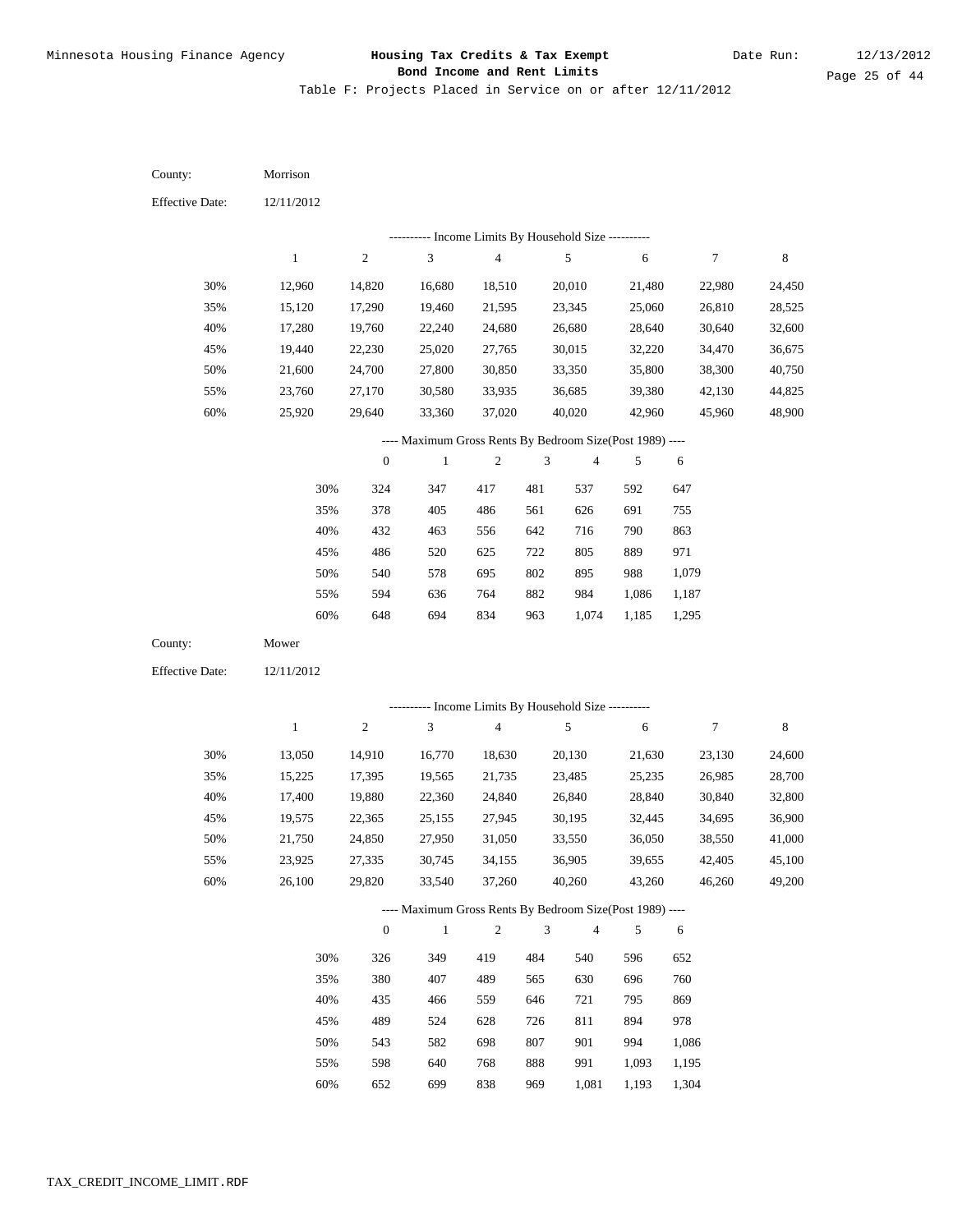Table F: Projects Placed in Service on or after 12/11/2012

County: Morrison

Effective Date: 12/11/2012

---------- Income Limits By Household Size ----------

| | 1 | 2 | 3 | 4 | 5 | 6 | 7 | 8 |
|---|---|---|---|---|---|---|---|---|
| 30% | 12,960 | 14,820 | 16,680 | 18,510 | 20,010 | 21,480 | 22,980 | 24,450 |
| 35% | 15,120 | 17,290 | 19,460 | 21,595 | 23,345 | 25,060 | 26,810 | 28,525 |
| 40% | 17,280 | 19,760 | 22,240 | 24,680 | 26,680 | 28,640 | 30,640 | 32,600 |
| 45% | 19,440 | 22,230 | 25,020 | 27,765 | 30,015 | 32,220 | 34,470 | 36,675 |
| 50% | 21,600 | 24,700 | 27,800 | 30,850 | 33,350 | 35,800 | 38,300 | 40,750 |
| 55% | 23,760 | 27,170 | 30,580 | 33,935 | 36,685 | 39,380 | 42,130 | 44,825 |
| 60% | 25,920 | 29,640 | 33,360 | 37,020 | 40,020 | 42,960 | 45,960 | 48,900 |

---- Maximum Gross Rents By Bedroom Size(Post 1989) ----

| | 0 | 1 | 2 | 3 | 4 | 5 | 6 |
|---|---|---|---|---|---|---|---|
| 30% | 324 | 347 | 417 | 481 | 537 | 592 | 647 |
| 35% | 378 | 405 | 486 | 561 | 626 | 691 | 755 |
| 40% | 432 | 463 | 556 | 642 | 716 | 790 | 863 |
| 45% | 486 | 520 | 625 | 722 | 805 | 889 | 971 |
| 50% | 540 | 578 | 695 | 802 | 895 | 988 | 1,079 |
| 55% | 594 | 636 | 764 | 882 | 984 | 1,086 | 1,187 |
| 60% | 648 | 694 | 834 | 963 | 1,074 | 1,185 | 1,295 |

County: Mower

Effective Date: 12/11/2012

---------- Income Limits By Household Size ----------

| | 1 | 2 | 3 | 4 | 5 | 6 | 7 | 8 |
|---|---|---|---|---|---|---|---|---|
| 30% | 13,050 | 14,910 | 16,770 | 18,630 | 20,130 | 21,630 | 23,130 | 24,600 |
| 35% | 15,225 | 17,395 | 19,565 | 21,735 | 23,485 | 25,235 | 26,985 | 28,700 |
| 40% | 17,400 | 19,880 | 22,360 | 24,840 | 26,840 | 28,840 | 30,840 | 32,800 |
| 45% | 19,575 | 22,365 | 25,155 | 27,945 | 30,195 | 32,445 | 34,695 | 36,900 |
| 50% | 21,750 | 24,850 | 27,950 | 31,050 | 33,550 | 36,050 | 38,550 | 41,000 |
| 55% | 23,925 | 27,335 | 30,745 | 34,155 | 36,905 | 39,655 | 42,405 | 45,100 |
| 60% | 26,100 | 29,820 | 33,540 | 37,260 | 40,260 | 43,260 | 46,260 | 49,200 |

---- Maximum Gross Rents By Bedroom Size(Post 1989) ----

| | 0 | 1 | 2 | 3 | 4 | 5 | 6 |
|---|---|---|---|---|---|---|---|
| 30% | 326 | 349 | 419 | 484 | 540 | 596 | 652 |
| 35% | 380 | 407 | 489 | 565 | 630 | 696 | 760 |
| 40% | 435 | 466 | 559 | 646 | 721 | 795 | 869 |
| 45% | 489 | 524 | 628 | 726 | 811 | 894 | 978 |
| 50% | 543 | 582 | 698 | 807 | 901 | 994 | 1,086 |
| 55% | 598 | 640 | 768 | 888 | 991 | 1,093 | 1,195 |
| 60% | 652 | 699 | 838 | 969 | 1,081 | 1,193 | 1,304 |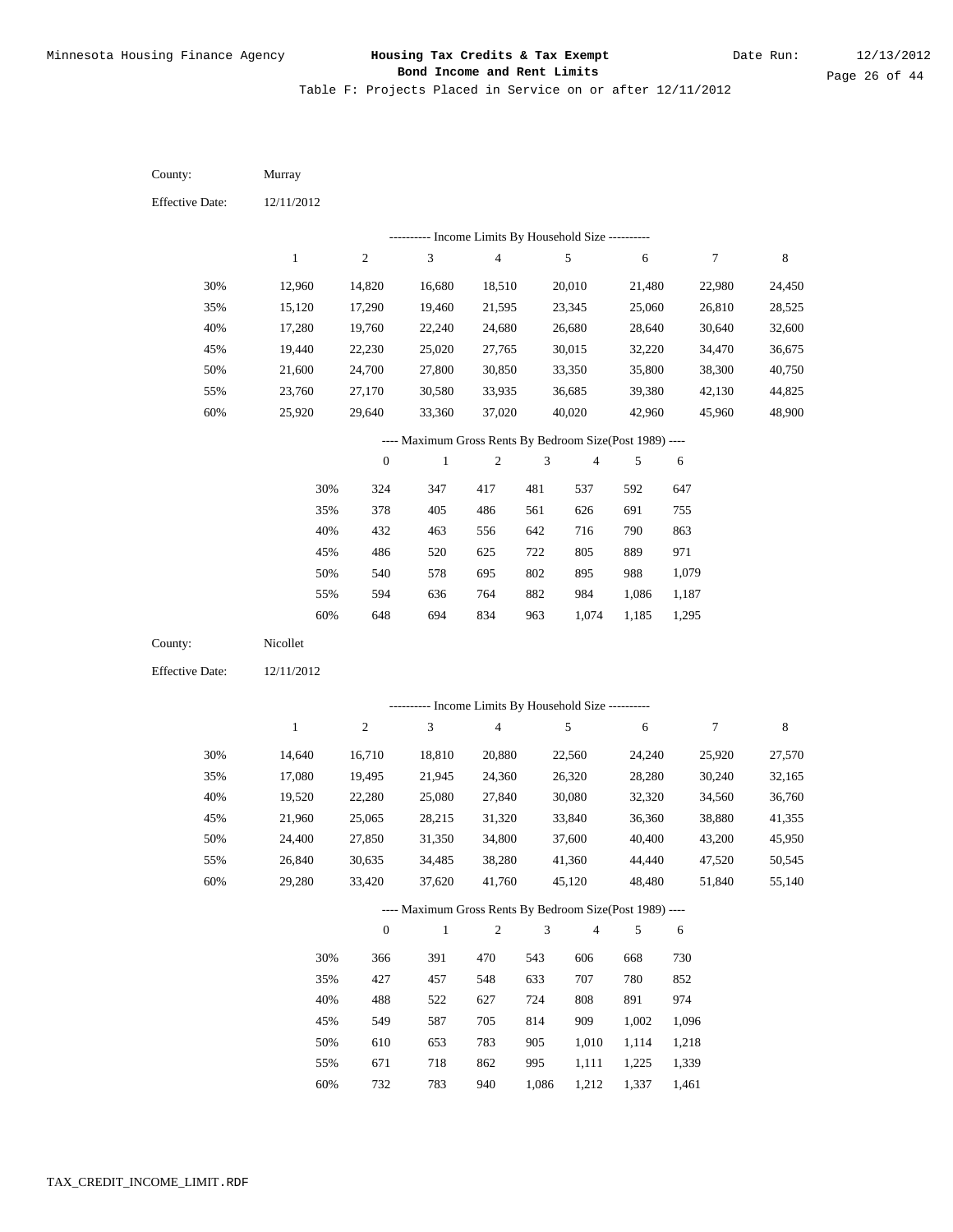County: Murray

Effective Date: 12/11/2012

---------- Income Limits By Household Size ----------

| | 1 | 2 | 3 | 4 | 5 | 6 | 7 | 8 |
|---|---|---|---|---|---|---|---|---|
| 30% | 12,960 | 14,820 | 16,680 | 18,510 | 20,010 | 21,480 | 22,980 | 24,450 |
| 35% | 15,120 | 17,290 | 19,460 | 21,595 | 23,345 | 25,060 | 26,810 | 28,525 |
| 40% | 17,280 | 19,760 | 22,240 | 24,680 | 26,680 | 28,640 | 30,640 | 32,600 |
| 45% | 19,440 | 22,230 | 25,020 | 27,765 | 30,015 | 32,220 | 34,470 | 36,675 |
| 50% | 21,600 | 24,700 | 27,800 | 30,850 | 33,350 | 35,800 | 38,300 | 40,750 |
| 55% | 23,760 | 27,170 | 30,580 | 33,935 | 36,685 | 39,380 | 42,130 | 44,825 |
| 60% | 25,920 | 29,640 | 33,360 | 37,020 | 40,020 | 42,960 | 45,960 | 48,900 |

---- Maximum Gross Rents By Bedroom Size(Post 1989) ----

| | 0 | 1 | 2 | 3 | 4 | 5 | 6 |
|---|---|---|---|---|---|---|---|
| 30% | 324 | 347 | 417 | 481 | 537 | 592 | 647 |
| 35% | 378 | 405 | 486 | 561 | 626 | 691 | 755 |
| 40% | 432 | 463 | 556 | 642 | 716 | 790 | 863 |
| 45% | 486 | 520 | 625 | 722 | 805 | 889 | 971 |
| 50% | 540 | 578 | 695 | 802 | 895 | 988 | 1,079 |
| 55% | 594 | 636 | 764 | 882 | 984 | 1,086 | 1,187 |
| 60% | 648 | 694 | 834 | 963 | 1,074 | 1,185 | 1,295 |

County: Nicollet

Effective Date: 12/11/2012

---------- Income Limits By Household Size ----------

| | 1 | 2 | 3 | 4 | 5 | 6 | 7 | 8 |
|---|---|---|---|---|---|---|---|---|
| 30% | 14,640 | 16,710 | 18,810 | 20,880 | 22,560 | 24,240 | 25,920 | 27,570 |
| 35% | 17,080 | 19,495 | 21,945 | 24,360 | 26,320 | 28,280 | 30,240 | 32,165 |
| 40% | 19,520 | 22,280 | 25,080 | 27,840 | 30,080 | 32,320 | 34,560 | 36,760 |
| 45% | 21,960 | 25,065 | 28,215 | 31,320 | 33,840 | 36,360 | 38,880 | 41,355 |
| 50% | 24,400 | 27,850 | 31,350 | 34,800 | 37,600 | 40,400 | 43,200 | 45,950 |
| 55% | 26,840 | 30,635 | 34,485 | 38,280 | 41,360 | 44,440 | 47,520 | 50,545 |
| 60% | 29,280 | 33,420 | 37,620 | 41,760 | 45,120 | 48,480 | 51,840 | 55,140 |

---- Maximum Gross Rents By Bedroom Size(Post 1989) ----

| | 0 | 1 | 2 | 3 | 4 | 5 | 6 |
|---|---|---|---|---|---|---|---|
| 30% | 366 | 391 | 470 | 543 | 606 | 668 | 730 |
| 35% | 427 | 457 | 548 | 633 | 707 | 780 | 852 |
| 40% | 488 | 522 | 627 | 724 | 808 | 891 | 974 |
| 45% | 549 | 587 | 705 | 814 | 909 | 1,002 | 1,096 |
| 50% | 610 | 653 | 783 | 905 | 1,010 | 1,114 | 1,218 |
| 55% | 671 | 718 | 862 | 995 | 1,111 | 1,225 | 1,339 |
| 60% | 732 | 783 | 940 | 1,086 | 1,212 | 1,337 | 1,461 |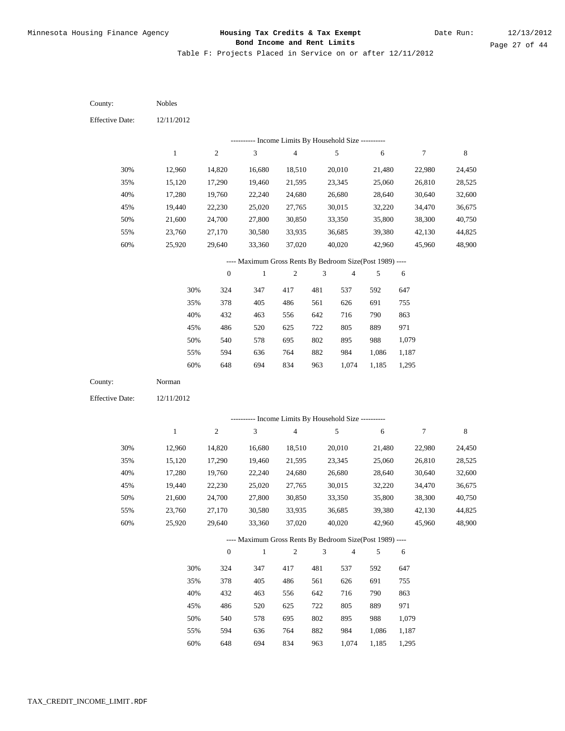Minnesota Housing Finance Agency

**Housing Tax Credits & Tax Exempt Bond Income and Rent Limits**

Date Run: 12/13/2012

Table F: Projects Placed in Service on or after 12/11/2012

County: Nobles

Effective Date: 12/11/2012

---------- Income Limits By Household Size ----------

| | 1 | 2 | 3 | 4 | 5 | 6 | 7 | 8 |
|---|---|---|---|---|---|---|---|---|
| 30% | 12,960 | 14,820 | 16,680 | 18,510 | 20,010 | 21,480 | 22,980 | 24,450 |
| 35% | 15,120 | 17,290 | 19,460 | 21,595 | 23,345 | 25,060 | 26,810 | 28,525 |
| 40% | 17,280 | 19,760 | 22,240 | 24,680 | 26,680 | 28,640 | 30,640 | 32,600 |
| 45% | 19,440 | 22,230 | 25,020 | 27,765 | 30,015 | 32,220 | 34,470 | 36,675 |
| 50% | 21,600 | 24,700 | 27,800 | 30,850 | 33,350 | 35,800 | 38,300 | 40,750 |
| 55% | 23,760 | 27,170 | 30,580 | 33,935 | 36,685 | 39,380 | 42,130 | 44,825 |
| 60% | 25,920 | 29,640 | 33,360 | 37,020 | 40,020 | 42,960 | 45,960 | 48,900 |

---- Maximum Gross Rents By Bedroom Size(Post 1989) ----

| | 0 | 1 | 2 | 3 | 4 | 5 | 6 |
|---|---|---|---|---|---|---|---|
| 30% | 324 | 347 | 417 | 481 | 537 | 592 | 647 |
| 35% | 378 | 405 | 486 | 561 | 626 | 691 | 755 |
| 40% | 432 | 463 | 556 | 642 | 716 | 790 | 863 |
| 45% | 486 | 520 | 625 | 722 | 805 | 889 | 971 |
| 50% | 540 | 578 | 695 | 802 | 895 | 988 | 1,079 |
| 55% | 594 | 636 | 764 | 882 | 984 | 1,086 | 1,187 |
| 60% | 648 | 694 | 834 | 963 | 1,074 | 1,185 | 1,295 |

County: Norman

Effective Date: 12/11/2012

---------- Income Limits By Household Size ----------

| | 1 | 2 | 3 | 4 | 5 | 6 | 7 | 8 |
|---|---|---|---|---|---|---|---|---|
| 30% | 12,960 | 14,820 | 16,680 | 18,510 | 20,010 | 21,480 | 22,980 | 24,450 |
| 35% | 15,120 | 17,290 | 19,460 | 21,595 | 23,345 | 25,060 | 26,810 | 28,525 |
| 40% | 17,280 | 19,760 | 22,240 | 24,680 | 26,680 | 28,640 | 30,640 | 32,600 |
| 45% | 19,440 | 22,230 | 25,020 | 27,765 | 30,015 | 32,220 | 34,470 | 36,675 |
| 50% | 21,600 | 24,700 | 27,800 | 30,850 | 33,350 | 35,800 | 38,300 | 40,750 |
| 55% | 23,760 | 27,170 | 30,580 | 33,935 | 36,685 | 39,380 | 42,130 | 44,825 |
| 60% | 25,920 | 29,640 | 33,360 | 37,020 | 40,020 | 42,960 | 45,960 | 48,900 |

---- Maximum Gross Rents By Bedroom Size(Post 1989) ----

| | 0 | 1 | 2 | 3 | 4 | 5 | 6 |
|---|---|---|---|---|---|---|---|
| 30% | 324 | 347 | 417 | 481 | 537 | 592 | 647 |
| 35% | 378 | 405 | 486 | 561 | 626 | 691 | 755 |
| 40% | 432 | 463 | 556 | 642 | 716 | 790 | 863 |
| 45% | 486 | 520 | 625 | 722 | 805 | 889 | 971 |
| 50% | 540 | 578 | 695 | 802 | 895 | 988 | 1,079 |
| 55% | 594 | 636 | 764 | 882 | 984 | 1,086 | 1,187 |
| 60% | 648 | 694 | 834 | 963 | 1,074 | 1,185 | 1,295 |

TAX_CREDIT_INCOME_LIMIT.RDF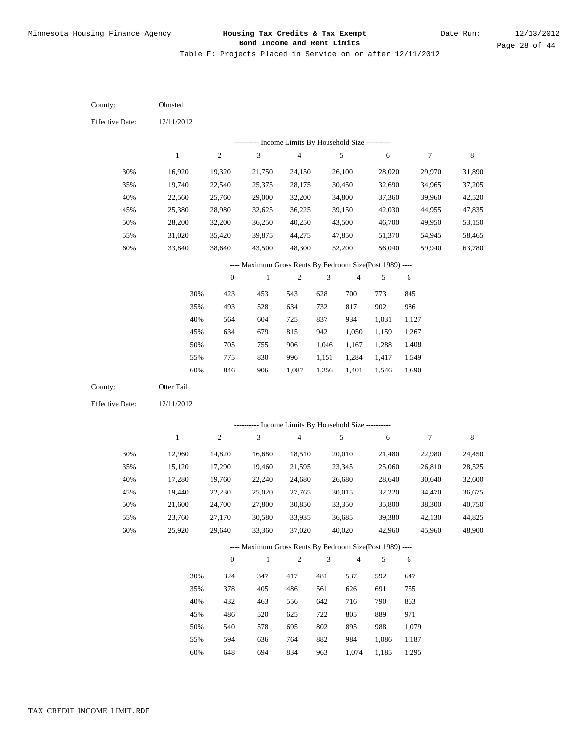Minnesota Housing Finance Agency

**Housing Tax Credits & Tax Exempt Bond Income and Rent Limits**

Date Run: 12/13/2012

Table F: Projects Placed in Service on or after 12/11/2012

County: Olmsted

Effective Date: 12/11/2012

---------- Income Limits By Household Size ----------

| | 1 | 2 | 3 | 4 | 5 | 6 | 7 | 8 |
|---|---|---|---|---|---|---|---|---|
| 30% | 16,920 | 19,320 | 21,750 | 24,150 | 26,100 | 28,020 | 29,970 | 31,890 |
| 35% | 19,740 | 22,540 | 25,375 | 28,175 | 30,450 | 32,690 | 34,965 | 37,205 |
| 40% | 22,560 | 25,760 | 29,000 | 32,200 | 34,800 | 37,360 | 39,960 | 42,520 |
| 45% | 25,380 | 28,980 | 32,625 | 36,225 | 39,150 | 42,030 | 44,955 | 47,835 |
| 50% | 28,200 | 32,200 | 36,250 | 40,250 | 43,500 | 46,700 | 49,950 | 53,150 |
| 55% | 31,020 | 35,420 | 39,875 | 44,275 | 47,850 | 51,370 | 54,945 | 58,465 |
| 60% | 33,840 | 38,640 | 43,500 | 48,300 | 52,200 | 56,040 | 59,940 | 63,780 |

---- Maximum Gross Rents By Bedroom Size(Post 1989) ----

| | 0 | 1 | 2 | 3 | 4 | 5 | 6 |
|---|---|---|---|---|---|---|---|
| 30% | 423 | 453 | 543 | 628 | 700 | 773 | 845 |
| 35% | 493 | 528 | 634 | 732 | 817 | 902 | 986 |
| 40% | 564 | 604 | 725 | 837 | 934 | 1,031 | 1,127 |
| 45% | 634 | 679 | 815 | 942 | 1,050 | 1,159 | 1,267 |
| 50% | 705 | 755 | 906 | 1,046 | 1,167 | 1,288 | 1,408 |
| 55% | 775 | 830 | 996 | 1,151 | 1,284 | 1,417 | 1,549 |
| 60% | 846 | 906 | 1,087 | 1,256 | 1,401 | 1,546 | 1,690 |

County: Otter Tail

Effective Date: 12/11/2012

---------- Income Limits By Household Size ----------

| | 1 | 2 | 3 | 4 | 5 | 6 | 7 | 8 |
|---|---|---|---|---|---|---|---|---|
| 30% | 12,960 | 14,820 | 16,680 | 18,510 | 20,010 | 21,480 | 22,980 | 24,450 |
| 35% | 15,120 | 17,290 | 19,460 | 21,595 | 23,345 | 25,060 | 26,810 | 28,525 |
| 40% | 17,280 | 19,760 | 22,240 | 24,680 | 26,680 | 28,640 | 30,640 | 32,600 |
| 45% | 19,440 | 22,230 | 25,020 | 27,765 | 30,015 | 32,220 | 34,470 | 36,675 |
| 50% | 21,600 | 24,700 | 27,800 | 30,850 | 33,350 | 35,800 | 38,300 | 40,750 |
| 55% | 23,760 | 27,170 | 30,580 | 33,935 | 36,685 | 39,380 | 42,130 | 44,825 |
| 60% | 25,920 | 29,640 | 33,360 | 37,020 | 40,020 | 42,960 | 45,960 | 48,900 |

---- Maximum Gross Rents By Bedroom Size(Post 1989) ----

| | 0 | 1 | 2 | 3 | 4 | 5 | 6 |
|---|---|---|---|---|---|---|---|
| 30% | 324 | 347 | 417 | 481 | 537 | 592 | 647 |
| 35% | 378 | 405 | 486 | 561 | 626 | 691 | 755 |
| 40% | 432 | 463 | 556 | 642 | 716 | 790 | 863 |
| 45% | 486 | 520 | 625 | 722 | 805 | 889 | 971 |
| 50% | 540 | 578 | 695 | 802 | 895 | 988 | 1,079 |
| 55% | 594 | 636 | 764 | 882 | 984 | 1,086 | 1,187 |
| 60% | 648 | 694 | 834 | 963 | 1,074 | 1,185 | 1,295 |

TAX_CREDIT_INCOME_LIMIT.RDF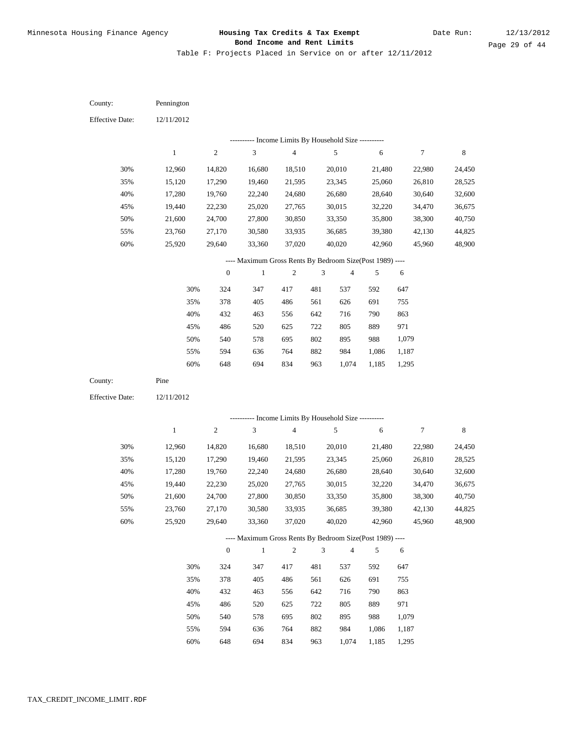Minnesota Housing Finance Agency

**Housing Tax Credits & Tax Exempt Bond Income and Rent Limits**

Date Run: 12/13/2012

Table F: Projects Placed in Service on or after 12/11/2012

County: Pennington

Effective Date: 12/11/2012

---------- Income Limits By Household Size ----------

| | 1 | 2 | 3 | 4 | 5 | 6 | 7 | 8 |
|---|---|---|---|---|---|---|---|---|
| 30% | 12,960 | 14,820 | 16,680 | 18,510 | 20,010 | 21,480 | 22,980 | 24,450 |
| 35% | 15,120 | 17,290 | 19,460 | 21,595 | 23,345 | 25,060 | 26,810 | 28,525 |
| 40% | 17,280 | 19,760 | 22,240 | 24,680 | 26,680 | 28,640 | 30,640 | 32,600 |
| 45% | 19,440 | 22,230 | 25,020 | 27,765 | 30,015 | 32,220 | 34,470 | 36,675 |
| 50% | 21,600 | 24,700 | 27,800 | 30,850 | 33,350 | 35,800 | 38,300 | 40,750 |
| 55% | 23,760 | 27,170 | 30,580 | 33,935 | 36,685 | 39,380 | 42,130 | 44,825 |
| 60% | 25,920 | 29,640 | 33,360 | 37,020 | 40,020 | 42,960 | 45,960 | 48,900 |

---- Maximum Gross Rents By Bedroom Size(Post 1989) ----

| | 0 | 1 | 2 | 3 | 4 | 5 | 6 |
|---|---|---|---|---|---|---|---|
| 30% | 324 | 347 | 417 | 481 | 537 | 592 | 647 |
| 35% | 378 | 405 | 486 | 561 | 626 | 691 | 755 |
| 40% | 432 | 463 | 556 | 642 | 716 | 790 | 863 |
| 45% | 486 | 520 | 625 | 722 | 805 | 889 | 971 |
| 50% | 540 | 578 | 695 | 802 | 895 | 988 | 1,079 |
| 55% | 594 | 636 | 764 | 882 | 984 | 1,086 | 1,187 |
| 60% | 648 | 694 | 834 | 963 | 1,074 | 1,185 | 1,295 |

County: Pine

Effective Date: 12/11/2012

---------- Income Limits By Household Size ----------

| | 1 | 2 | 3 | 4 | 5 | 6 | 7 | 8 |
|---|---|---|---|---|---|---|---|---|
| 30% | 12,960 | 14,820 | 16,680 | 18,510 | 20,010 | 21,480 | 22,980 | 24,450 |
| 35% | 15,120 | 17,290 | 19,460 | 21,595 | 23,345 | 25,060 | 26,810 | 28,525 |
| 40% | 17,280 | 19,760 | 22,240 | 24,680 | 26,680 | 28,640 | 30,640 | 32,600 |
| 45% | 19,440 | 22,230 | 25,020 | 27,765 | 30,015 | 32,220 | 34,470 | 36,675 |
| 50% | 21,600 | 24,700 | 27,800 | 30,850 | 33,350 | 35,800 | 38,300 | 40,750 |
| 55% | 23,760 | 27,170 | 30,580 | 33,935 | 36,685 | 39,380 | 42,130 | 44,825 |
| 60% | 25,920 | 29,640 | 33,360 | 37,020 | 40,020 | 42,960 | 45,960 | 48,900 |

---- Maximum Gross Rents By Bedroom Size(Post 1989) ----

| | 0 | 1 | 2 | 3 | 4 | 5 | 6 |
|---|---|---|---|---|---|---|---|
| 30% | 324 | 347 | 417 | 481 | 537 | 592 | 647 |
| 35% | 378 | 405 | 486 | 561 | 626 | 691 | 755 |
| 40% | 432 | 463 | 556 | 642 | 716 | 790 | 863 |
| 45% | 486 | 520 | 625 | 722 | 805 | 889 | 971 |
| 50% | 540 | 578 | 695 | 802 | 895 | 988 | 1,079 |
| 55% | 594 | 636 | 764 | 882 | 984 | 1,086 | 1,187 |
| 60% | 648 | 694 | 834 | 963 | 1,074 | 1,185 | 1,295 |

TAX_CREDIT_INCOME_LIMIT.RDF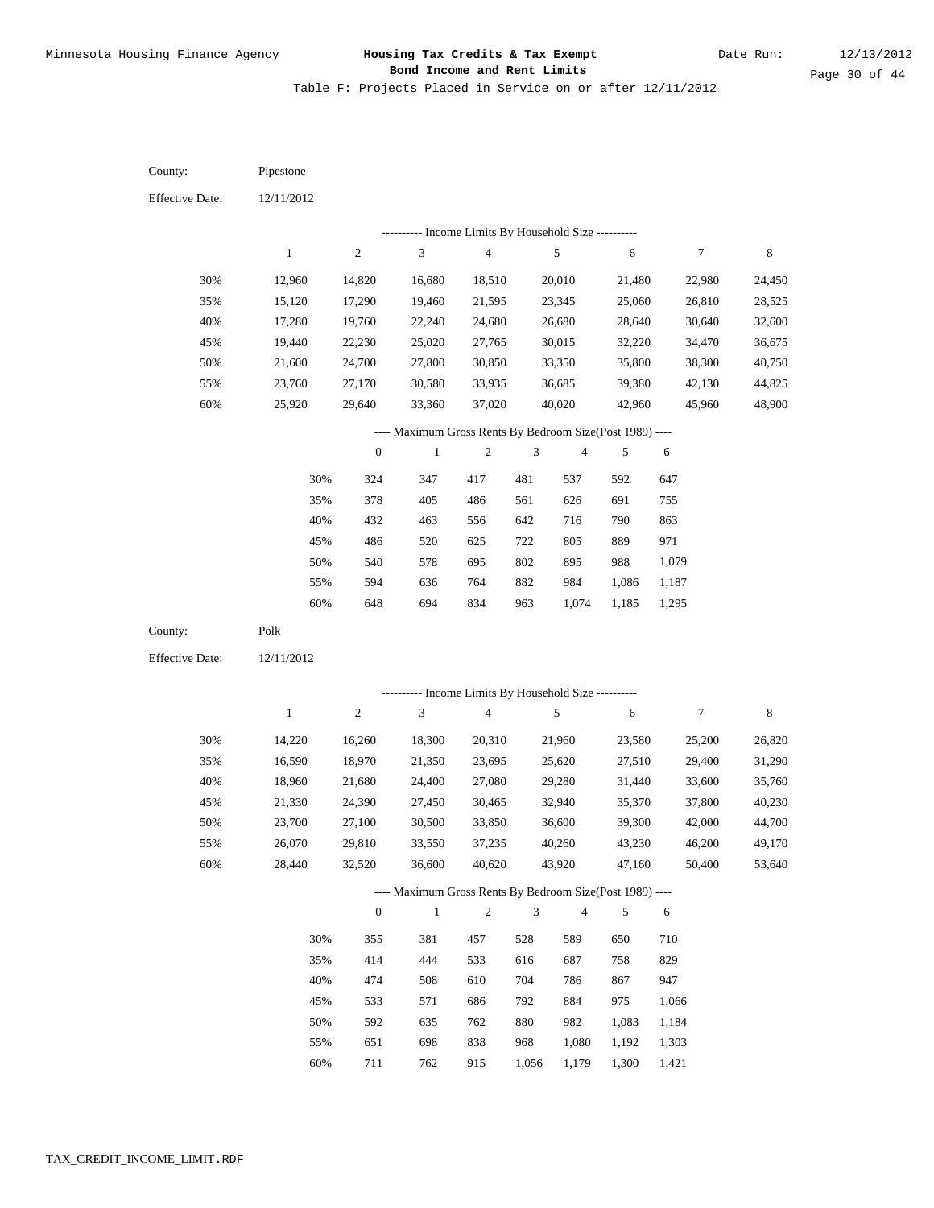County: Pipestone

Effective Date: 12/11/2012

---------- Income Limits By Household Size ----------

| | 1 | 2 | 3 | 4 | 5 | 6 | 7 | 8 |
|---|---|---|---|---|---|---|---|---|
| 30% | 12,960 | 14,820 | 16,680 | 18,510 | 20,010 | 21,480 | 22,980 | 24,450 |
| 35% | 15,120 | 17,290 | 19,460 | 21,595 | 23,345 | 25,060 | 26,810 | 28,525 |
| 40% | 17,280 | 19,760 | 22,240 | 24,680 | 26,680 | 28,640 | 30,640 | 32,600 |
| 45% | 19,440 | 22,230 | 25,020 | 27,765 | 30,015 | 32,220 | 34,470 | 36,675 |
| 50% | 21,600 | 24,700 | 27,800 | 30,850 | 33,350 | 35,800 | 38,300 | 40,750 |
| 55% | 23,760 | 27,170 | 30,580 | 33,935 | 36,685 | 39,380 | 42,130 | 44,825 |
| 60% | 25,920 | 29,640 | 33,360 | 37,020 | 40,020 | 42,960 | 45,960 | 48,900 |

---- Maximum Gross Rents By Bedroom Size(Post 1989) ----

| | 0 | 1 | 2 | 3 | 4 | 5 | 6 |
|---|---|---|---|---|---|---|---|
| 30% | 324 | 347 | 417 | 481 | 537 | 592 | 647 |
| 35% | 378 | 405 | 486 | 561 | 626 | 691 | 755 |
| 40% | 432 | 463 | 556 | 642 | 716 | 790 | 863 |
| 45% | 486 | 520 | 625 | 722 | 805 | 889 | 971 |
| 50% | 540 | 578 | 695 | 802 | 895 | 988 | 1,079 |
| 55% | 594 | 636 | 764 | 882 | 984 | 1,086 | 1,187 |
| 60% | 648 | 694 | 834 | 963 | 1,074 | 1,185 | 1,295 |

County: Polk

Effective Date: 12/11/2012

---------- Income Limits By Household Size ----------

| | 1 | 2 | 3 | 4 | 5 | 6 | 7 | 8 |
|---|---|---|---|---|---|---|---|---|
| 30% | 14,220 | 16,260 | 18,300 | 20,310 | 21,960 | 23,580 | 25,200 | 26,820 |
| 35% | 16,590 | 18,970 | 21,350 | 23,695 | 25,620 | 27,510 | 29,400 | 31,290 |
| 40% | 18,960 | 21,680 | 24,400 | 27,080 | 29,280 | 31,440 | 33,600 | 35,760 |
| 45% | 21,330 | 24,390 | 27,450 | 30,465 | 32,940 | 35,370 | 37,800 | 40,230 |
| 50% | 23,700 | 27,100 | 30,500 | 33,850 | 36,600 | 39,300 | 42,000 | 44,700 |
| 55% | 26,070 | 29,810 | 33,550 | 37,235 | 40,260 | 43,230 | 46,200 | 49,170 |
| 60% | 28,440 | 32,520 | 36,600 | 40,620 | 43,920 | 47,160 | 50,400 | 53,640 |

---- Maximum Gross Rents By Bedroom Size(Post 1989) ----

| | 0 | 1 | 2 | 3 | 4 | 5 | 6 |
|---|---|---|---|---|---|---|---|
| 30% | 355 | 381 | 457 | 528 | 589 | 650 | 710 |
| 35% | 414 | 444 | 533 | 616 | 687 | 758 | 829 |
| 40% | 474 | 508 | 610 | 704 | 786 | 867 | 947 |
| 45% | 533 | 571 | 686 | 792 | 884 | 975 | 1,066 |
| 50% | 592 | 635 | 762 | 880 | 982 | 1,083 | 1,184 |
| 55% | 651 | 698 | 838 | 968 | 1,080 | 1,192 | 1,303 |
| 60% | 711 | 762 | 915 | 1,056 | 1,179 | 1,300 | 1,421 |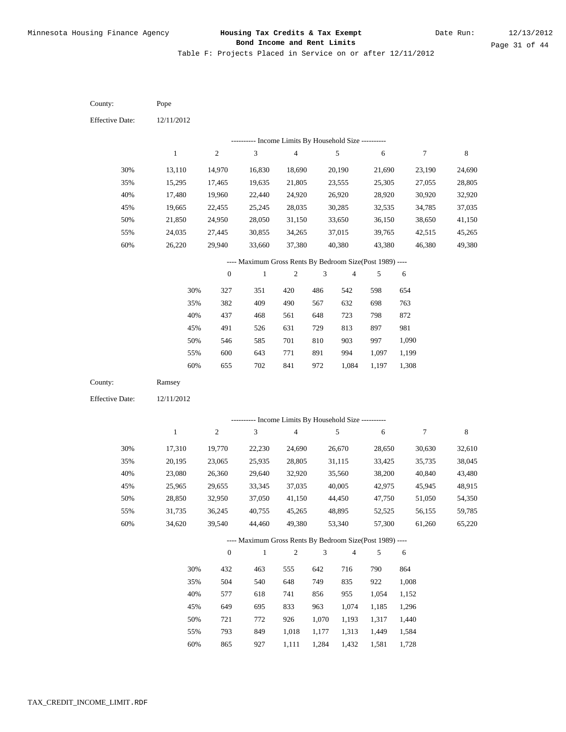Minnesota Housing Finance Agency

**Housing Tax Credits & Tax Exempt Bond Income and Rent Limits**

Date Run: 12/13/2012

Table F: Projects Placed in Service on or after 12/11/2012

County: Pope

Effective Date: 12/11/2012

---------- Income Limits By Household Size ----------

| | 1 | 2 | 3 | 4 | 5 | 6 | 7 | 8 |
|---|---|---|---|---|---|---|---|---|
| 30% | 13,110 | 14,970 | 16,830 | 18,690 | 20,190 | 21,690 | 23,190 | 24,690 |
| 35% | 15,295 | 17,465 | 19,635 | 21,805 | 23,555 | 25,305 | 27,055 | 28,805 |
| 40% | 17,480 | 19,960 | 22,440 | 24,920 | 26,920 | 28,920 | 30,920 | 32,920 |
| 45% | 19,665 | 22,455 | 25,245 | 28,035 | 30,285 | 32,535 | 34,785 | 37,035 |
| 50% | 21,850 | 24,950 | 28,050 | 31,150 | 33,650 | 36,150 | 38,650 | 41,150 |
| 55% | 24,035 | 27,445 | 30,855 | 34,265 | 37,015 | 39,765 | 42,515 | 45,265 |
| 60% | 26,220 | 29,940 | 33,660 | 37,380 | 40,380 | 43,380 | 46,380 | 49,380 |

---- Maximum Gross Rents By Bedroom Size(Post 1989) ----

| | 0 | 1 | 2 | 3 | 4 | 5 | 6 |
|---|---|---|---|---|---|---|---|
| 30% | 327 | 351 | 420 | 486 | 542 | 598 | 654 |
| 35% | 382 | 409 | 490 | 567 | 632 | 698 | 763 |
| 40% | 437 | 468 | 561 | 648 | 723 | 798 | 872 |
| 45% | 491 | 526 | 631 | 729 | 813 | 897 | 981 |
| 50% | 546 | 585 | 701 | 810 | 903 | 997 | 1,090 |
| 55% | 600 | 643 | 771 | 891 | 994 | 1,097 | 1,199 |
| 60% | 655 | 702 | 841 | 972 | 1,084 | 1,197 | 1,308 |

County: Ramsey

Effective Date: 12/11/2012

---------- Income Limits By Household Size ----------

| | 1 | 2 | 3 | 4 | 5 | 6 | 7 | 8 |
|---|---|---|---|---|---|---|---|---|
| 30% | 17,310 | 19,770 | 22,230 | 24,690 | 26,670 | 28,650 | 30,630 | 32,610 |
| 35% | 20,195 | 23,065 | 25,935 | 28,805 | 31,115 | 33,425 | 35,735 | 38,045 |
| 40% | 23,080 | 26,360 | 29,640 | 32,920 | 35,560 | 38,200 | 40,840 | 43,480 |
| 45% | 25,965 | 29,655 | 33,345 | 37,035 | 40,005 | 42,975 | 45,945 | 48,915 |
| 50% | 28,850 | 32,950 | 37,050 | 41,150 | 44,450 | 47,750 | 51,050 | 54,350 |
| 55% | 31,735 | 36,245 | 40,755 | 45,265 | 48,895 | 52,525 | 56,155 | 59,785 |
| 60% | 34,620 | 39,540 | 44,460 | 49,380 | 53,340 | 57,300 | 61,260 | 65,220 |

---- Maximum Gross Rents By Bedroom Size(Post 1989) ----

| | 0 | 1 | 2 | 3 | 4 | 5 | 6 |
|---|---|---|---|---|---|---|---|
| 30% | 432 | 463 | 555 | 642 | 716 | 790 | 864 |
| 35% | 504 | 540 | 648 | 749 | 835 | 922 | 1,008 |
| 40% | 577 | 618 | 741 | 856 | 955 | 1,054 | 1,152 |
| 45% | 649 | 695 | 833 | 963 | 1,074 | 1,185 | 1,296 |
| 50% | 721 | 772 | 926 | 1,070 | 1,193 | 1,317 | 1,440 |
| 55% | 793 | 849 | 1,018 | 1,177 | 1,313 | 1,449 | 1,584 |
| 60% | 865 | 927 | 1,111 | 1,284 | 1,432 | 1,581 | 1,728 |

TAX_CREDIT_INCOME_LIMIT.RDF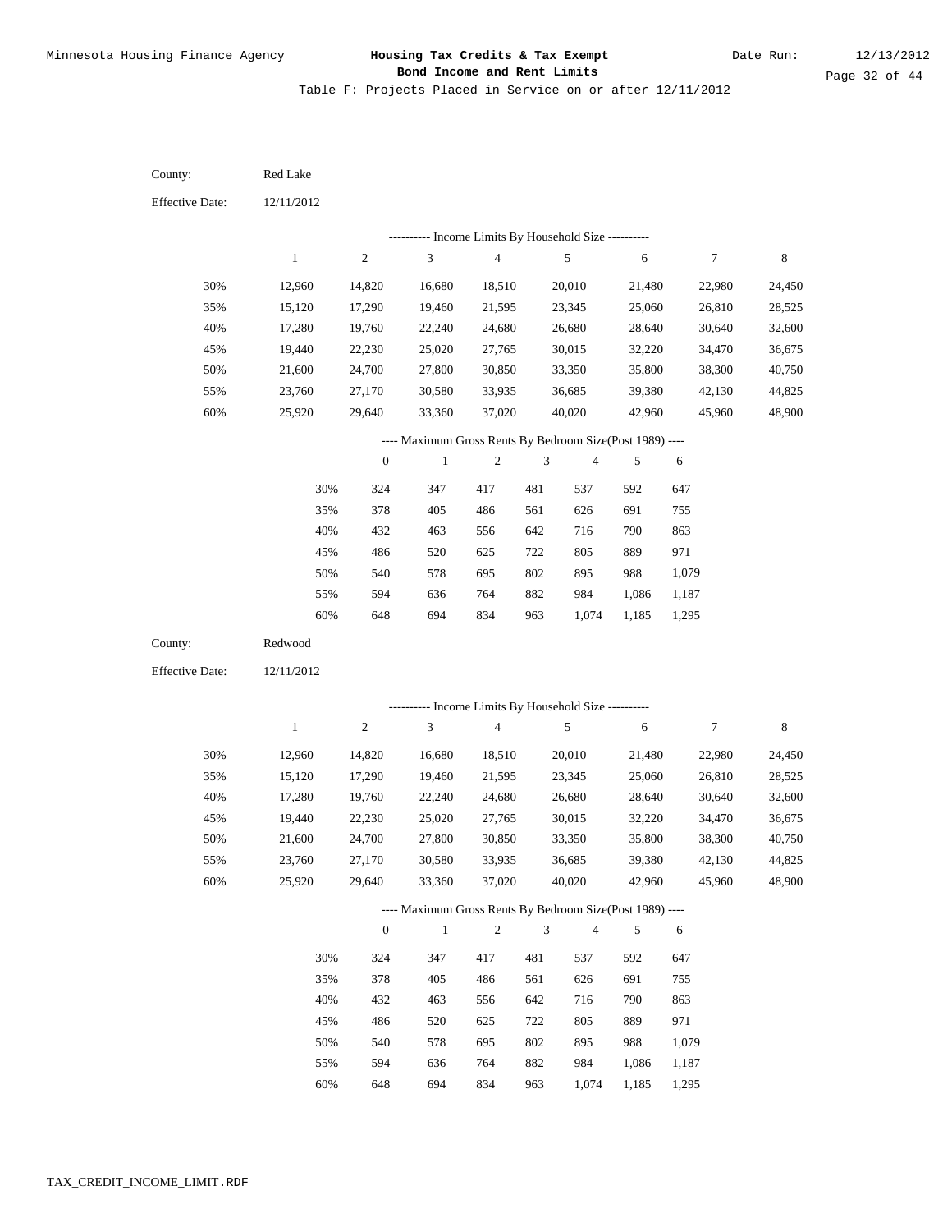Minnesota Housing Finance Agency

**Housing Tax Credits & Tax Exempt Bond Income and Rent Limits**

Date Run: 12/13/2012

Table F: Projects Placed in Service on or after 12/11/2012

County: Red Lake

Effective Date: 12/11/2012

---------- Income Limits By Household Size ----------

| | 1 | 2 | 3 | 4 | 5 | 6 | 7 | 8 |
|---|---|---|---|---|---|---|---|---|
| 30% | 12,960 | 14,820 | 16,680 | 18,510 | 20,010 | 21,480 | 22,980 | 24,450 |
| 35% | 15,120 | 17,290 | 19,460 | 21,595 | 23,345 | 25,060 | 26,810 | 28,525 |
| 40% | 17,280 | 19,760 | 22,240 | 24,680 | 26,680 | 28,640 | 30,640 | 32,600 |
| 45% | 19,440 | 22,230 | 25,020 | 27,765 | 30,015 | 32,220 | 34,470 | 36,675 |
| 50% | 21,600 | 24,700 | 27,800 | 30,850 | 33,350 | 35,800 | 38,300 | 40,750 |
| 55% | 23,760 | 27,170 | 30,580 | 33,935 | 36,685 | 39,380 | 42,130 | 44,825 |
| 60% | 25,920 | 29,640 | 33,360 | 37,020 | 40,020 | 42,960 | 45,960 | 48,900 |

---- Maximum Gross Rents By Bedroom Size(Post 1989) ----

| | 0 | 1 | 2 | 3 | 4 | 5 | 6 |
|---|---|---|---|---|---|---|---|
| 30% | 324 | 347 | 417 | 481 | 537 | 592 | 647 |
| 35% | 378 | 405 | 486 | 561 | 626 | 691 | 755 |
| 40% | 432 | 463 | 556 | 642 | 716 | 790 | 863 |
| 45% | 486 | 520 | 625 | 722 | 805 | 889 | 971 |
| 50% | 540 | 578 | 695 | 802 | 895 | 988 | 1,079 |
| 55% | 594 | 636 | 764 | 882 | 984 | 1,086 | 1,187 |
| 60% | 648 | 694 | 834 | 963 | 1,074 | 1,185 | 1,295 |

County: Redwood

Effective Date: 12/11/2012

---------- Income Limits By Household Size ----------

| | 1 | 2 | 3 | 4 | 5 | 6 | 7 | 8 |
|---|---|---|---|---|---|---|---|---|
| 30% | 12,960 | 14,820 | 16,680 | 18,510 | 20,010 | 21,480 | 22,980 | 24,450 |
| 35% | 15,120 | 17,290 | 19,460 | 21,595 | 23,345 | 25,060 | 26,810 | 28,525 |
| 40% | 17,280 | 19,760 | 22,240 | 24,680 | 26,680 | 28,640 | 30,640 | 32,600 |
| 45% | 19,440 | 22,230 | 25,020 | 27,765 | 30,015 | 32,220 | 34,470 | 36,675 |
| 50% | 21,600 | 24,700 | 27,800 | 30,850 | 33,350 | 35,800 | 38,300 | 40,750 |
| 55% | 23,760 | 27,170 | 30,580 | 33,935 | 36,685 | 39,380 | 42,130 | 44,825 |
| 60% | 25,920 | 29,640 | 33,360 | 37,020 | 40,020 | 42,960 | 45,960 | 48,900 |

---- Maximum Gross Rents By Bedroom Size(Post 1989) ----

| | 0 | 1 | 2 | 3 | 4 | 5 | 6 |
|---|---|---|---|---|---|---|---|
| 30% | 324 | 347 | 417 | 481 | 537 | 592 | 647 |
| 35% | 378 | 405 | 486 | 561 | 626 | 691 | 755 |
| 40% | 432 | 463 | 556 | 642 | 716 | 790 | 863 |
| 45% | 486 | 520 | 625 | 722 | 805 | 889 | 971 |
| 50% | 540 | 578 | 695 | 802 | 895 | 988 | 1,079 |
| 55% | 594 | 636 | 764 | 882 | 984 | 1,086 | 1,187 |
| 60% | 648 | 694 | 834 | 963 | 1,074 | 1,185 | 1,295 |

TAX_CREDIT_INCOME_LIMIT.RDF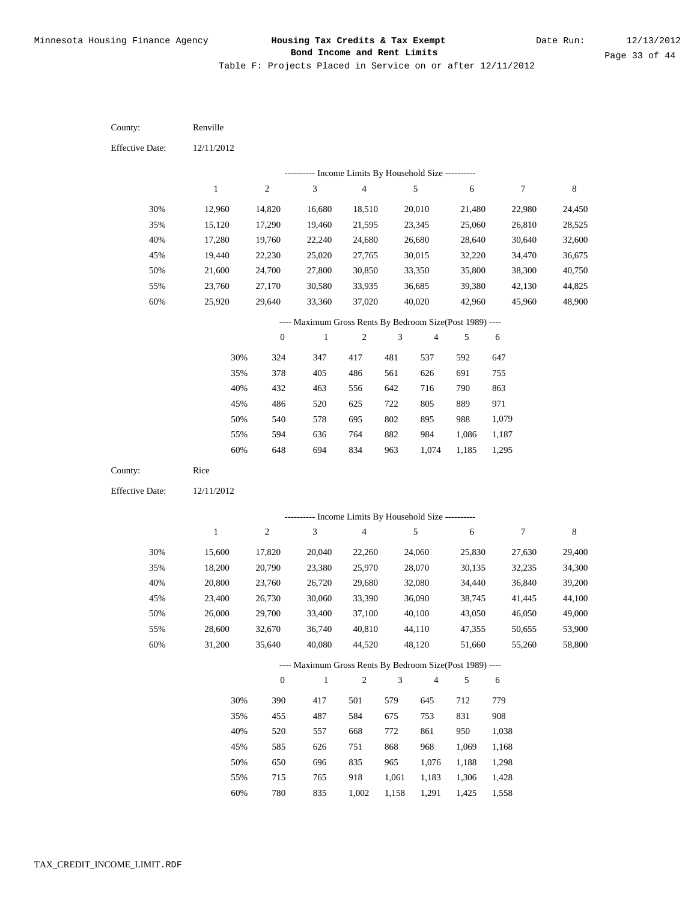County: Renville

Effective Date: 12/11/2012

---------- Income Limits By Household Size ----------

| | 1 | 2 | 3 | 4 | 5 | 6 | 7 | 8 |
|---|---|---|---|---|---|---|---|---|
| 30% | 12,960 | 14,820 | 16,680 | 18,510 | 20,010 | 21,480 | 22,980 | 24,450 |
| 35% | 15,120 | 17,290 | 19,460 | 21,595 | 23,345 | 25,060 | 26,810 | 28,525 |
| 40% | 17,280 | 19,760 | 22,240 | 24,680 | 26,680 | 28,640 | 30,640 | 32,600 |
| 45% | 19,440 | 22,230 | 25,020 | 27,765 | 30,015 | 32,220 | 34,470 | 36,675 |
| 50% | 21,600 | 24,700 | 27,800 | 30,850 | 33,350 | 35,800 | 38,300 | 40,750 |
| 55% | 23,760 | 27,170 | 30,580 | 33,935 | 36,685 | 39,380 | 42,130 | 44,825 |
| 60% | 25,920 | 29,640 | 33,360 | 37,020 | 40,020 | 42,960 | 45,960 | 48,900 |

---- Maximum Gross Rents By Bedroom Size(Post 1989) ----

| | 0 | 1 | 2 | 3 | 4 | 5 | 6 |
|---|---|---|---|---|---|---|---|
| 30% | 324 | 347 | 417 | 481 | 537 | 592 | 647 |
| 35% | 378 | 405 | 486 | 561 | 626 | 691 | 755 |
| 40% | 432 | 463 | 556 | 642 | 716 | 790 | 863 |
| 45% | 486 | 520 | 625 | 722 | 805 | 889 | 971 |
| 50% | 540 | 578 | 695 | 802 | 895 | 988 | 1,079 |
| 55% | 594 | 636 | 764 | 882 | 984 | 1,086 | 1,187 |
| 60% | 648 | 694 | 834 | 963 | 1,074 | 1,185 | 1,295 |

County: Rice

Effective Date: 12/11/2012

---------- Income Limits By Household Size ----------

| | 1 | 2 | 3 | 4 | 5 | 6 | 7 | 8 |
|---|---|---|---|---|---|---|---|---|
| 30% | 15,600 | 17,820 | 20,040 | 22,260 | 24,060 | 25,830 | 27,630 | 29,400 |
| 35% | 18,200 | 20,790 | 23,380 | 25,970 | 28,070 | 30,135 | 32,235 | 34,300 |
| 40% | 20,800 | 23,760 | 26,720 | 29,680 | 32,080 | 34,440 | 36,840 | 39,200 |
| 45% | 23,400 | 26,730 | 30,060 | 33,390 | 36,090 | 38,745 | 41,445 | 44,100 |
| 50% | 26,000 | 29,700 | 33,400 | 37,100 | 40,100 | 43,050 | 46,050 | 49,000 |
| 55% | 28,600 | 32,670 | 36,740 | 40,810 | 44,110 | 47,355 | 50,655 | 53,900 |
| 60% | 31,200 | 35,640 | 40,080 | 44,520 | 48,120 | 51,660 | 55,260 | 58,800 |

---- Maximum Gross Rents By Bedroom Size(Post 1989) ----

| | 0 | 1 | 2 | 3 | 4 | 5 | 6 |
|---|---|---|---|---|---|---|---|
| 30% | 390 | 417 | 501 | 579 | 645 | 712 | 779 |
| 35% | 455 | 487 | 584 | 675 | 753 | 831 | 908 |
| 40% | 520 | 557 | 668 | 772 | 861 | 950 | 1,038 |
| 45% | 585 | 626 | 751 | 868 | 968 | 1,069 | 1,168 |
| 50% | 650 | 696 | 835 | 965 | 1,076 | 1,188 | 1,298 |
| 55% | 715 | 765 | 918 | 1,061 | 1,183 | 1,306 | 1,428 |
| 60% | 780 | 835 | 1,002 | 1,158 | 1,291 | 1,425 | 1,558 |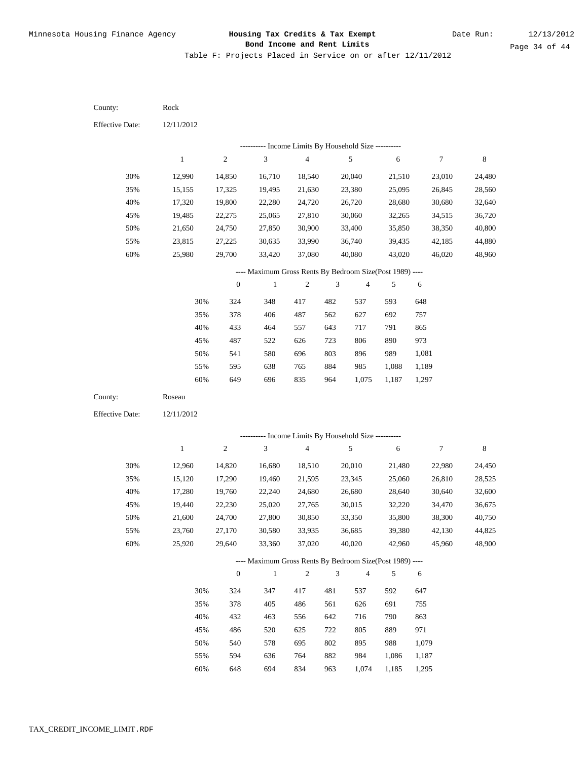Minnesota Housing Finance Agency

**Housing Tax Credits & Tax Exempt Bond Income and Rent Limits**

Date Run: 12/13/2012

Table F: Projects Placed in Service on or after 12/11/2012

County: Rock

Effective Date: 12/11/2012

---------- Income Limits By Household Size ----------

| | 1 | 2 | 3 | 4 | 5 | 6 | 7 | 8 |
|---|---|---|---|---|---|---|---|---|
| 30% | 12,990 | 14,850 | 16,710 | 18,540 | 20,040 | 21,510 | 23,010 | 24,480 |
| 35% | 15,155 | 17,325 | 19,495 | 21,630 | 23,380 | 25,095 | 26,845 | 28,560 |
| 40% | 17,320 | 19,800 | 22,280 | 24,720 | 26,720 | 28,680 | 30,680 | 32,640 |
| 45% | 19,485 | 22,275 | 25,065 | 27,810 | 30,060 | 32,265 | 34,515 | 36,720 |
| 50% | 21,650 | 24,750 | 27,850 | 30,900 | 33,400 | 35,850 | 38,350 | 40,800 |
| 55% | 23,815 | 27,225 | 30,635 | 33,990 | 36,740 | 39,435 | 42,185 | 44,880 |
| 60% | 25,980 | 29,700 | 33,420 | 37,080 | 40,080 | 43,020 | 46,020 | 48,960 |

---- Maximum Gross Rents By Bedroom Size(Post 1989) ----

| | 0 | 1 | 2 | 3 | 4 | 5 | 6 |
|---|---|---|---|---|---|---|---|
| 30% | 324 | 348 | 417 | 482 | 537 | 593 | 648 |
| 35% | 378 | 406 | 487 | 562 | 627 | 692 | 757 |
| 40% | 433 | 464 | 557 | 643 | 717 | 791 | 865 |
| 45% | 487 | 522 | 626 | 723 | 806 | 890 | 973 |
| 50% | 541 | 580 | 696 | 803 | 896 | 989 | 1,081 |
| 55% | 595 | 638 | 765 | 884 | 985 | 1,088 | 1,189 |
| 60% | 649 | 696 | 835 | 964 | 1,075 | 1,187 | 1,297 |

County: Roseau

Effective Date: 12/11/2012

---------- Income Limits By Household Size ----------

| | 1 | 2 | 3 | 4 | 5 | 6 | 7 | 8 |
|---|---|---|---|---|---|---|---|---|
| 30% | 12,960 | 14,820 | 16,680 | 18,510 | 20,010 | 21,480 | 22,980 | 24,450 |
| 35% | 15,120 | 17,290 | 19,460 | 21,595 | 23,345 | 25,060 | 26,810 | 28,525 |
| 40% | 17,280 | 19,760 | 22,240 | 24,680 | 26,680 | 28,640 | 30,640 | 32,600 |
| 45% | 19,440 | 22,230 | 25,020 | 27,765 | 30,015 | 32,220 | 34,470 | 36,675 |
| 50% | 21,600 | 24,700 | 27,800 | 30,850 | 33,350 | 35,800 | 38,300 | 40,750 |
| 55% | 23,760 | 27,170 | 30,580 | 33,935 | 36,685 | 39,380 | 42,130 | 44,825 |
| 60% | 25,920 | 29,640 | 33,360 | 37,020 | 40,020 | 42,960 | 45,960 | 48,900 |

---- Maximum Gross Rents By Bedroom Size(Post 1989) ----

| | 0 | 1 | 2 | 3 | 4 | 5 | 6 |
|---|---|---|---|---|---|---|---|
| 30% | 324 | 347 | 417 | 481 | 537 | 592 | 647 |
| 35% | 378 | 405 | 486 | 561 | 626 | 691 | 755 |
| 40% | 432 | 463 | 556 | 642 | 716 | 790 | 863 |
| 45% | 486 | 520 | 625 | 722 | 805 | 889 | 971 |
| 50% | 540 | 578 | 695 | 802 | 895 | 988 | 1,079 |
| 55% | 594 | 636 | 764 | 882 | 984 | 1,086 | 1,187 |
| 60% | 648 | 694 | 834 | 963 | 1,074 | 1,185 | 1,295 |

TAX_CREDIT_INCOME_LIMIT.RDF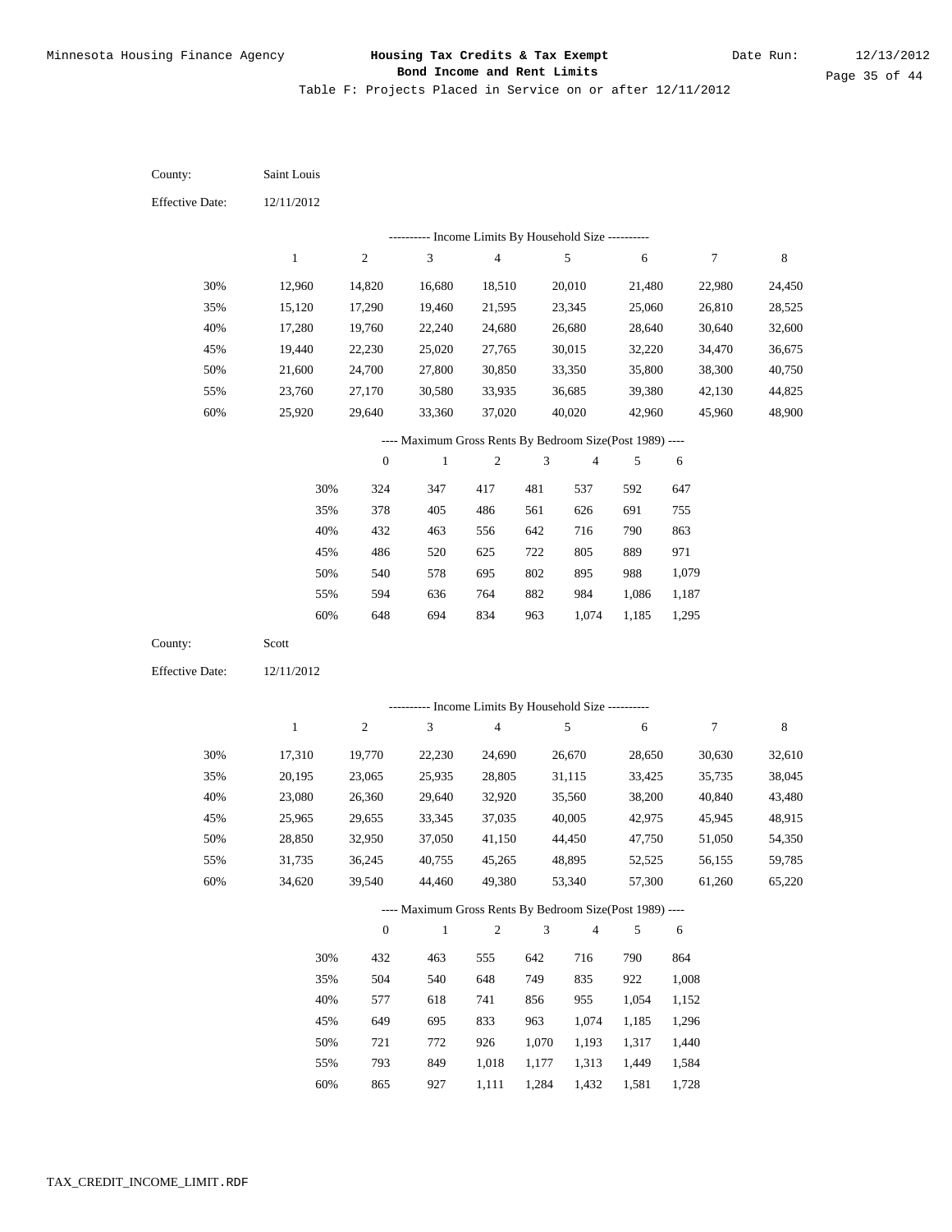Minnesota Housing Finance Agency

**Housing Tax Credits & Tax Exempt Bond Income and Rent Limits**

Date Run: 12/13/2012

Table F: Projects Placed in Service on or after 12/11/2012

County: Saint Louis

Effective Date: 12/11/2012

---------- Income Limits By Household Size ----------

| | 1 | 2 | 3 | 4 | 5 | 6 | 7 | 8 |
|---|---|---|---|---|---|---|---|---|
| 30% | 12,960 | 14,820 | 16,680 | 18,510 | 20,010 | 21,480 | 22,980 | 24,450 |
| 35% | 15,120 | 17,290 | 19,460 | 21,595 | 23,345 | 25,060 | 26,810 | 28,525 |
| 40% | 17,280 | 19,760 | 22,240 | 24,680 | 26,680 | 28,640 | 30,640 | 32,600 |
| 45% | 19,440 | 22,230 | 25,020 | 27,765 | 30,015 | 32,220 | 34,470 | 36,675 |
| 50% | 21,600 | 24,700 | 27,800 | 30,850 | 33,350 | 35,800 | 38,300 | 40,750 |
| 55% | 23,760 | 27,170 | 30,580 | 33,935 | 36,685 | 39,380 | 42,130 | 44,825 |
| 60% | 25,920 | 29,640 | 33,360 | 37,020 | 40,020 | 42,960 | 45,960 | 48,900 |

---- Maximum Gross Rents By Bedroom Size(Post 1989) ----

| | 0 | 1 | 2 | 3 | 4 | 5 | 6 |
|---|---|---|---|---|---|---|---|
| 30% | 324 | 347 | 417 | 481 | 537 | 592 | 647 |
| 35% | 378 | 405 | 486 | 561 | 626 | 691 | 755 |
| 40% | 432 | 463 | 556 | 642 | 716 | 790 | 863 |
| 45% | 486 | 520 | 625 | 722 | 805 | 889 | 971 |
| 50% | 540 | 578 | 695 | 802 | 895 | 988 | 1,079 |
| 55% | 594 | 636 | 764 | 882 | 984 | 1,086 | 1,187 |
| 60% | 648 | 694 | 834 | 963 | 1,074 | 1,185 | 1,295 |

County: Scott

Effective Date: 12/11/2012

---------- Income Limits By Household Size ----------

| | 1 | 2 | 3 | 4 | 5 | 6 | 7 | 8 |
|---|---|---|---|---|---|---|---|---|
| 30% | 17,310 | 19,770 | 22,230 | 24,690 | 26,670 | 28,650 | 30,630 | 32,610 |
| 35% | 20,195 | 23,065 | 25,935 | 28,805 | 31,115 | 33,425 | 35,735 | 38,045 |
| 40% | 23,080 | 26,360 | 29,640 | 32,920 | 35,560 | 38,200 | 40,840 | 43,480 |
| 45% | 25,965 | 29,655 | 33,345 | 37,035 | 40,005 | 42,975 | 45,945 | 48,915 |
| 50% | 28,850 | 32,950 | 37,050 | 41,150 | 44,450 | 47,750 | 51,050 | 54,350 |
| 55% | 31,735 | 36,245 | 40,755 | 45,265 | 48,895 | 52,525 | 56,155 | 59,785 |
| 60% | 34,620 | 39,540 | 44,460 | 49,380 | 53,340 | 57,300 | 61,260 | 65,220 |

---- Maximum Gross Rents By Bedroom Size(Post 1989) ----

| | 0 | 1 | 2 | 3 | 4 | 5 | 6 |
|---|---|---|---|---|---|---|---|
| 30% | 432 | 463 | 555 | 642 | 716 | 790 | 864 |
| 35% | 504 | 540 | 648 | 749 | 835 | 922 | 1,008 |
| 40% | 577 | 618 | 741 | 856 | 955 | 1,054 | 1,152 |
| 45% | 649 | 695 | 833 | 963 | 1,074 | 1,185 | 1,296 |
| 50% | 721 | 772 | 926 | 1,070 | 1,193 | 1,317 | 1,440 |
| 55% | 793 | 849 | 1,018 | 1,177 | 1,313 | 1,449 | 1,584 |
| 60% | 865 | 927 | 1,111 | 1,284 | 1,432 | 1,581 | 1,728 |

TAX_CREDIT_INCOME_LIMIT.RDF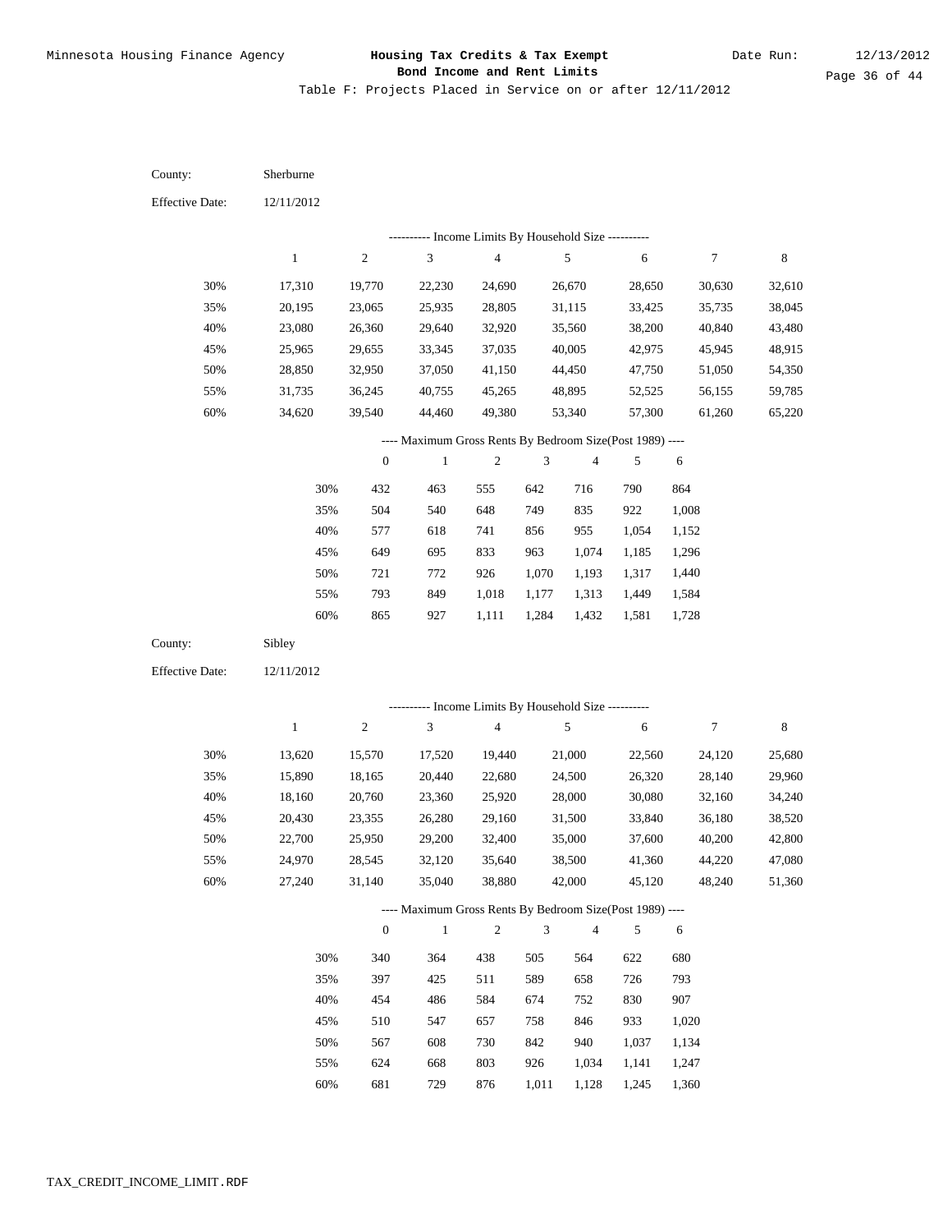County: Sherburne

Effective Date: 12/11/2012

---------- Income Limits By Household Size ----------

| | 1 | 2 | 3 | 4 | 5 | 6 | 7 | 8 |
|---|---|---|---|---|---|---|---|---|
| 30% | 17,310 | 19,770 | 22,230 | 24,690 | 26,670 | 28,650 | 30,630 | 32,610 |
| 35% | 20,195 | 23,065 | 25,935 | 28,805 | 31,115 | 33,425 | 35,735 | 38,045 |
| 40% | 23,080 | 26,360 | 29,640 | 32,920 | 35,560 | 38,200 | 40,840 | 43,480 |
| 45% | 25,965 | 29,655 | 33,345 | 37,035 | 40,005 | 42,975 | 45,945 | 48,915 |
| 50% | 28,850 | 32,950 | 37,050 | 41,150 | 44,450 | 47,750 | 51,050 | 54,350 |
| 55% | 31,735 | 36,245 | 40,755 | 45,265 | 48,895 | 52,525 | 56,155 | 59,785 |
| 60% | 34,620 | 39,540 | 44,460 | 49,380 | 53,340 | 57,300 | 61,260 | 65,220 |

---- Maximum Gross Rents By Bedroom Size(Post 1989) ----

| | 0 | 1 | 2 | 3 | 4 | 5 | 6 |
|---|---|---|---|---|---|---|---|
| 30% | 432 | 463 | 555 | 642 | 716 | 790 | 864 |
| 35% | 504 | 540 | 648 | 749 | 835 | 922 | 1,008 |
| 40% | 577 | 618 | 741 | 856 | 955 | 1,054 | 1,152 |
| 45% | 649 | 695 | 833 | 963 | 1,074 | 1,185 | 1,296 |
| 50% | 721 | 772 | 926 | 1,070 | 1,193 | 1,317 | 1,440 |
| 55% | 793 | 849 | 1,018 | 1,177 | 1,313 | 1,449 | 1,584 |
| 60% | 865 | 927 | 1,111 | 1,284 | 1,432 | 1,581 | 1,728 |

County: Sibley

Effective Date: 12/11/2012

---------- Income Limits By Household Size ----------

| | 1 | 2 | 3 | 4 | 5 | 6 | 7 | 8 |
|---|---|---|---|---|---|---|---|---|
| 30% | 13,620 | 15,570 | 17,520 | 19,440 | 21,000 | 22,560 | 24,120 | 25,680 |
| 35% | 15,890 | 18,165 | 20,440 | 22,680 | 24,500 | 26,320 | 28,140 | 29,960 |
| 40% | 18,160 | 20,760 | 23,360 | 25,920 | 28,000 | 30,080 | 32,160 | 34,240 |
| 45% | 20,430 | 23,355 | 26,280 | 29,160 | 31,500 | 33,840 | 36,180 | 38,520 |
| 50% | 22,700 | 25,950 | 29,200 | 32,400 | 35,000 | 37,600 | 40,200 | 42,800 |
| 55% | 24,970 | 28,545 | 32,120 | 35,640 | 38,500 | 41,360 | 44,220 | 47,080 |
| 60% | 27,240 | 31,140 | 35,040 | 38,880 | 42,000 | 45,120 | 48,240 | 51,360 |

---- Maximum Gross Rents By Bedroom Size(Post 1989) ----

| | 0 | 1 | 2 | 3 | 4 | 5 | 6 |
|---|---|---|---|---|---|---|---|
| 30% | 340 | 364 | 438 | 505 | 564 | 622 | 680 |
| 35% | 397 | 425 | 511 | 589 | 658 | 726 | 793 |
| 40% | 454 | 486 | 584 | 674 | 752 | 830 | 907 |
| 45% | 510 | 547 | 657 | 758 | 846 | 933 | 1,020 |
| 50% | 567 | 608 | 730 | 842 | 940 | 1,037 | 1,134 |
| 55% | 624 | 668 | 803 | 926 | 1,034 | 1,141 | 1,247 |
| 60% | 681 | 729 | 876 | 1,011 | 1,128 | 1,245 | 1,360 |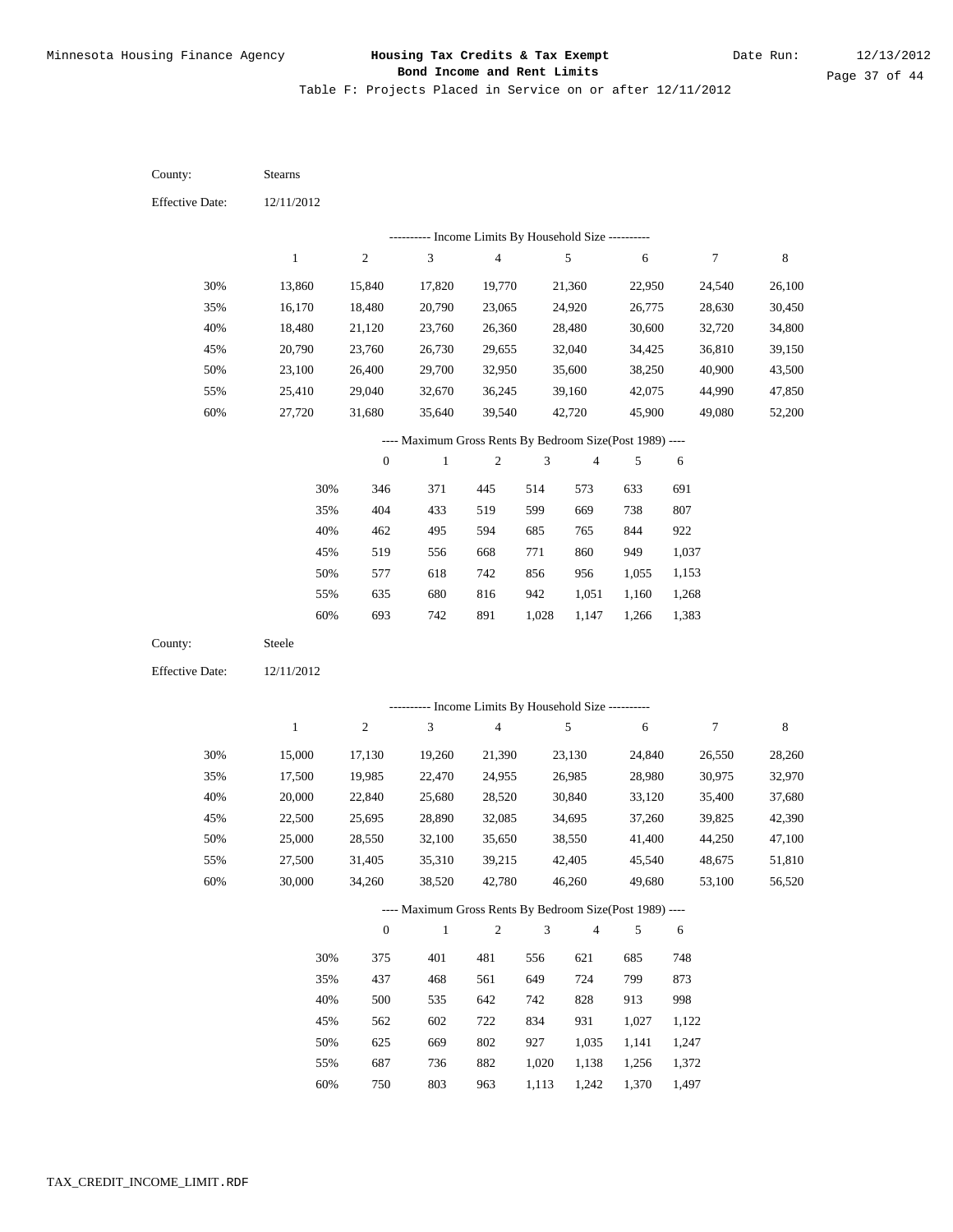County: Stearns

Effective Date: 12/11/2012

---------- Income Limits By Household Size ----------

| | 1 | 2 | 3 | 4 | 5 | 6 | 7 | 8 |
|---|---|---|---|---|---|---|---|---|
| 30% | 13,860 | 15,840 | 17,820 | 19,770 | 21,360 | 22,950 | 24,540 | 26,100 |
| 35% | 16,170 | 18,480 | 20,790 | 23,065 | 24,920 | 26,775 | 28,630 | 30,450 |
| 40% | 18,480 | 21,120 | 23,760 | 26,360 | 28,480 | 30,600 | 32,720 | 34,800 |
| 45% | 20,790 | 23,760 | 26,730 | 29,655 | 32,040 | 34,425 | 36,810 | 39,150 |
| 50% | 23,100 | 26,400 | 29,700 | 32,950 | 35,600 | 38,250 | 40,900 | 43,500 |
| 55% | 25,410 | 29,040 | 32,670 | 36,245 | 39,160 | 42,075 | 44,990 | 47,850 |
| 60% | 27,720 | 31,680 | 35,640 | 39,540 | 42,720 | 45,900 | 49,080 | 52,200 |

---- Maximum Gross Rents By Bedroom Size(Post 1989) ----

| | 0 | 1 | 2 | 3 | 4 | 5 | 6 |
|---|---|---|---|---|---|---|---|
| 30% | 346 | 371 | 445 | 514 | 573 | 633 | 691 |
| 35% | 404 | 433 | 519 | 599 | 669 | 738 | 807 |
| 40% | 462 | 495 | 594 | 685 | 765 | 844 | 922 |
| 45% | 519 | 556 | 668 | 771 | 860 | 949 | 1,037 |
| 50% | 577 | 618 | 742 | 856 | 956 | 1,055 | 1,153 |
| 55% | 635 | 680 | 816 | 942 | 1,051 | 1,160 | 1,268 |
| 60% | 693 | 742 | 891 | 1,028 | 1,147 | 1,266 | 1,383 |

County: Steele

Effective Date: 12/11/2012

---------- Income Limits By Household Size ----------

| | 1 | 2 | 3 | 4 | 5 | 6 | 7 | 8 |
|---|---|---|---|---|---|---|---|---|
| 30% | 15,000 | 17,130 | 19,260 | 21,390 | 23,130 | 24,840 | 26,550 | 28,260 |
| 35% | 17,500 | 19,985 | 22,470 | 24,955 | 26,985 | 28,980 | 30,975 | 32,970 |
| 40% | 20,000 | 22,840 | 25,680 | 28,520 | 30,840 | 33,120 | 35,400 | 37,680 |
| 45% | 22,500 | 25,695 | 28,890 | 32,085 | 34,695 | 37,260 | 39,825 | 42,390 |
| 50% | 25,000 | 28,550 | 32,100 | 35,650 | 38,550 | 41,400 | 44,250 | 47,100 |
| 55% | 27,500 | 31,405 | 35,310 | 39,215 | 42,405 | 45,540 | 48,675 | 51,810 |
| 60% | 30,000 | 34,260 | 38,520 | 42,780 | 46,260 | 49,680 | 53,100 | 56,520 |

---- Maximum Gross Rents By Bedroom Size(Post 1989) ----

| | 0 | 1 | 2 | 3 | 4 | 5 | 6 |
|---|---|---|---|---|---|---|---|
| 30% | 375 | 401 | 481 | 556 | 621 | 685 | 748 |
| 35% | 437 | 468 | 561 | 649 | 724 | 799 | 873 |
| 40% | 500 | 535 | 642 | 742 | 828 | 913 | 998 |
| 45% | 562 | 602 | 722 | 834 | 931 | 1,027 | 1,122 |
| 50% | 625 | 669 | 802 | 927 | 1,035 | 1,141 | 1,247 |
| 55% | 687 | 736 | 882 | 1,020 | 1,138 | 1,256 | 1,372 |
| 60% | 750 | 803 | 963 | 1,113 | 1,242 | 1,370 | 1,497 |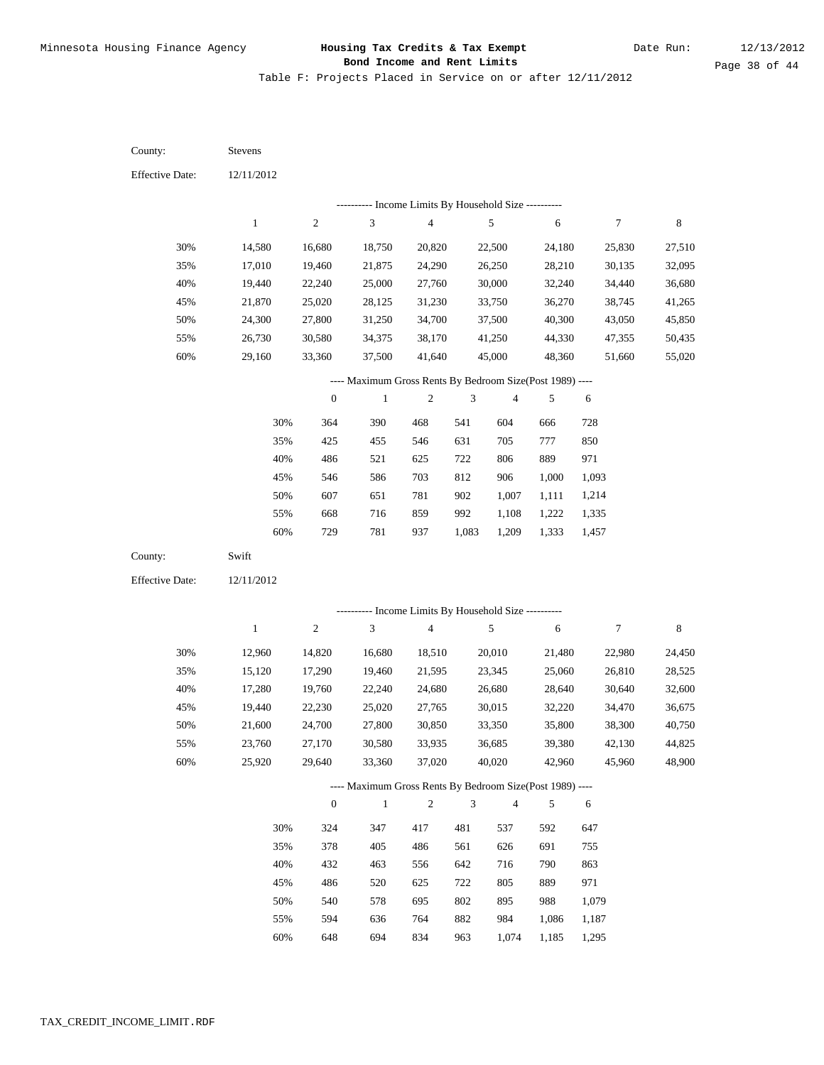County: Stevens

Effective Date: 12/11/2012

---------- Income Limits By Household Size ----------

| | 1 | 2 | 3 | 4 | 5 | 6 | 7 | 8 |
|---|---|---|---|---|---|---|---|---|
| 30% | 14,580 | 16,680 | 18,750 | 20,820 | 22,500 | 24,180 | 25,830 | 27,510 |
| 35% | 17,010 | 19,460 | 21,875 | 24,290 | 26,250 | 28,210 | 30,135 | 32,095 |
| 40% | 19,440 | 22,240 | 25,000 | 27,760 | 30,000 | 32,240 | 34,440 | 36,680 |
| 45% | 21,870 | 25,020 | 28,125 | 31,230 | 33,750 | 36,270 | 38,745 | 41,265 |
| 50% | 24,300 | 27,800 | 31,250 | 34,700 | 37,500 | 40,300 | 43,050 | 45,850 |
| 55% | 26,730 | 30,580 | 34,375 | 38,170 | 41,250 | 44,330 | 47,355 | 50,435 |
| 60% | 29,160 | 33,360 | 37,500 | 41,640 | 45,000 | 48,360 | 51,660 | 55,020 |

---- Maximum Gross Rents By Bedroom Size(Post 1989) ----

| | 0 | 1 | 2 | 3 | 4 | 5 | 6 |
|---|---|---|---|---|---|---|---|
| 30% | 364 | 390 | 468 | 541 | 604 | 666 | 728 |
| 35% | 425 | 455 | 546 | 631 | 705 | 777 | 850 |
| 40% | 486 | 521 | 625 | 722 | 806 | 889 | 971 |
| 45% | 546 | 586 | 703 | 812 | 906 | 1,000 | 1,093 |
| 50% | 607 | 651 | 781 | 902 | 1,007 | 1,111 | 1,214 |
| 55% | 668 | 716 | 859 | 992 | 1,108 | 1,222 | 1,335 |
| 60% | 729 | 781 | 937 | 1,083 | 1,209 | 1,333 | 1,457 |

County: Swift

Effective Date: 12/11/2012

---------- Income Limits By Household Size ----------

| | 1 | 2 | 3 | 4 | 5 | 6 | 7 | 8 |
|---|---|---|---|---|---|---|---|---|
| 30% | 12,960 | 14,820 | 16,680 | 18,510 | 20,010 | 21,480 | 22,980 | 24,450 |
| 35% | 15,120 | 17,290 | 19,460 | 21,595 | 23,345 | 25,060 | 26,810 | 28,525 |
| 40% | 17,280 | 19,760 | 22,240 | 24,680 | 26,680 | 28,640 | 30,640 | 32,600 |
| 45% | 19,440 | 22,230 | 25,020 | 27,765 | 30,015 | 32,220 | 34,470 | 36,675 |
| 50% | 21,600 | 24,700 | 27,800 | 30,850 | 33,350 | 35,800 | 38,300 | 40,750 |
| 55% | 23,760 | 27,170 | 30,580 | 33,935 | 36,685 | 39,380 | 42,130 | 44,825 |
| 60% | 25,920 | 29,640 | 33,360 | 37,020 | 40,020 | 42,960 | 45,960 | 48,900 |

---- Maximum Gross Rents By Bedroom Size(Post 1989) ----

| | 0 | 1 | 2 | 3 | 4 | 5 | 6 |
|---|---|---|---|---|---|---|---|
| 30% | 324 | 347 | 417 | 481 | 537 | 592 | 647 |
| 35% | 378 | 405 | 486 | 561 | 626 | 691 | 755 |
| 40% | 432 | 463 | 556 | 642 | 716 | 790 | 863 |
| 45% | 486 | 520 | 625 | 722 | 805 | 889 | 971 |
| 50% | 540 | 578 | 695 | 802 | 895 | 988 | 1,079 |
| 55% | 594 | 636 | 764 | 882 | 984 | 1,086 | 1,187 |
| 60% | 648 | 694 | 834 | 963 | 1,074 | 1,185 | 1,295 |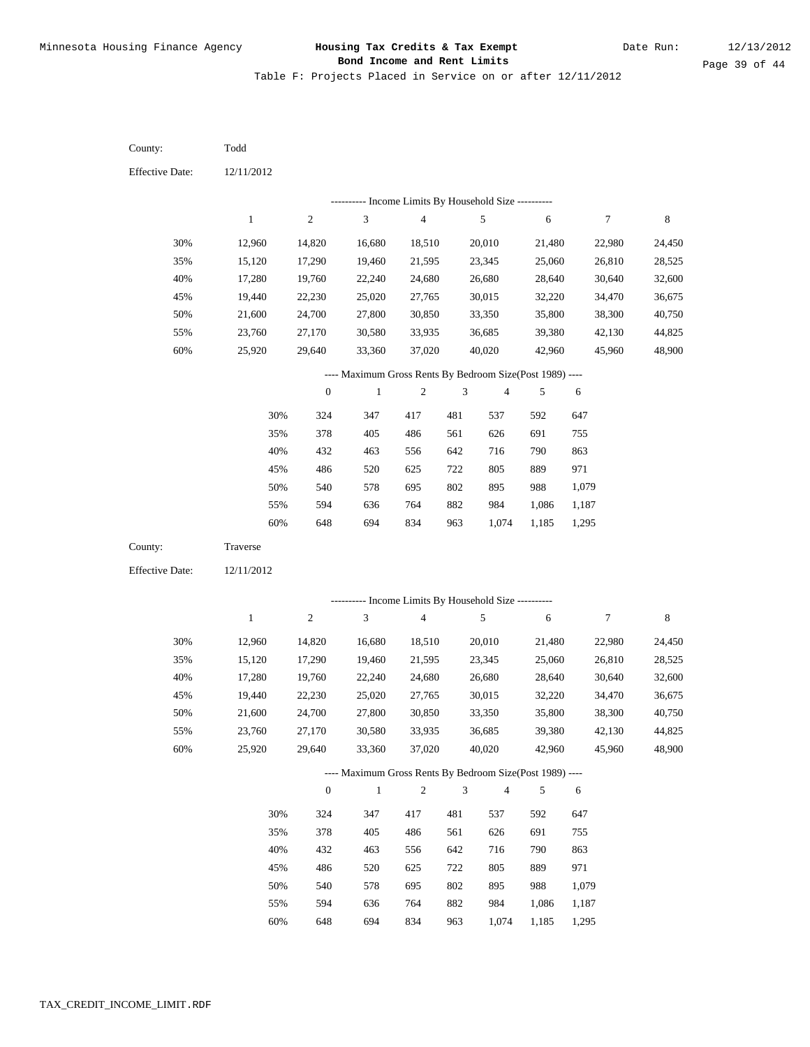County: Todd

Effective Date: 12/11/2012

---------- Income Limits By Household Size ----------

| | 1 | 2 | 3 | 4 | 5 | 6 | 7 | 8 |
|---|---|---|---|---|---|---|---|---|
| 30% | 12,960 | 14,820 | 16,680 | 18,510 | 20,010 | 21,480 | 22,980 | 24,450 |
| 35% | 15,120 | 17,290 | 19,460 | 21,595 | 23,345 | 25,060 | 26,810 | 28,525 |
| 40% | 17,280 | 19,760 | 22,240 | 24,680 | 26,680 | 28,640 | 30,640 | 32,600 |
| 45% | 19,440 | 22,230 | 25,020 | 27,765 | 30,015 | 32,220 | 34,470 | 36,675 |
| 50% | 21,600 | 24,700 | 27,800 | 30,850 | 33,350 | 35,800 | 38,300 | 40,750 |
| 55% | 23,760 | 27,170 | 30,580 | 33,935 | 36,685 | 39,380 | 42,130 | 44,825 |
| 60% | 25,920 | 29,640 | 33,360 | 37,020 | 40,020 | 42,960 | 45,960 | 48,900 |

---- Maximum Gross Rents By Bedroom Size(Post 1989) ----

| | 0 | 1 | 2 | 3 | 4 | 5 | 6 |
|---|---|---|---|---|---|---|---|
| 30% | 324 | 347 | 417 | 481 | 537 | 592 | 647 |
| 35% | 378 | 405 | 486 | 561 | 626 | 691 | 755 |
| 40% | 432 | 463 | 556 | 642 | 716 | 790 | 863 |
| 45% | 486 | 520 | 625 | 722 | 805 | 889 | 971 |
| 50% | 540 | 578 | 695 | 802 | 895 | 988 | 1,079 |
| 55% | 594 | 636 | 764 | 882 | 984 | 1,086 | 1,187 |
| 60% | 648 | 694 | 834 | 963 | 1,074 | 1,185 | 1,295 |

County: Traverse

Effective Date: 12/11/2012

---------- Income Limits By Household Size ----------

| | 1 | 2 | 3 | 4 | 5 | 6 | 7 | 8 |
|---|---|---|---|---|---|---|---|---|
| 30% | 12,960 | 14,820 | 16,680 | 18,510 | 20,010 | 21,480 | 22,980 | 24,450 |
| 35% | 15,120 | 17,290 | 19,460 | 21,595 | 23,345 | 25,060 | 26,810 | 28,525 |
| 40% | 17,280 | 19,760 | 22,240 | 24,680 | 26,680 | 28,640 | 30,640 | 32,600 |
| 45% | 19,440 | 22,230 | 25,020 | 27,765 | 30,015 | 32,220 | 34,470 | 36,675 |
| 50% | 21,600 | 24,700 | 27,800 | 30,850 | 33,350 | 35,800 | 38,300 | 40,750 |
| 55% | 23,760 | 27,170 | 30,580 | 33,935 | 36,685 | 39,380 | 42,130 | 44,825 |
| 60% | 25,920 | 29,640 | 33,360 | 37,020 | 40,020 | 42,960 | 45,960 | 48,900 |

---- Maximum Gross Rents By Bedroom Size(Post 1989) ----

| | 0 | 1 | 2 | 3 | 4 | 5 | 6 |
|---|---|---|---|---|---|---|---|
| 30% | 324 | 347 | 417 | 481 | 537 | 592 | 647 |
| 35% | 378 | 405 | 486 | 561 | 626 | 691 | 755 |
| 40% | 432 | 463 | 556 | 642 | 716 | 790 | 863 |
| 45% | 486 | 520 | 625 | 722 | 805 | 889 | 971 |
| 50% | 540 | 578 | 695 | 802 | 895 | 988 | 1,079 |
| 55% | 594 | 636 | 764 | 882 | 984 | 1,086 | 1,187 |
| 60% | 648 | 694 | 834 | 963 | 1,074 | 1,185 | 1,295 |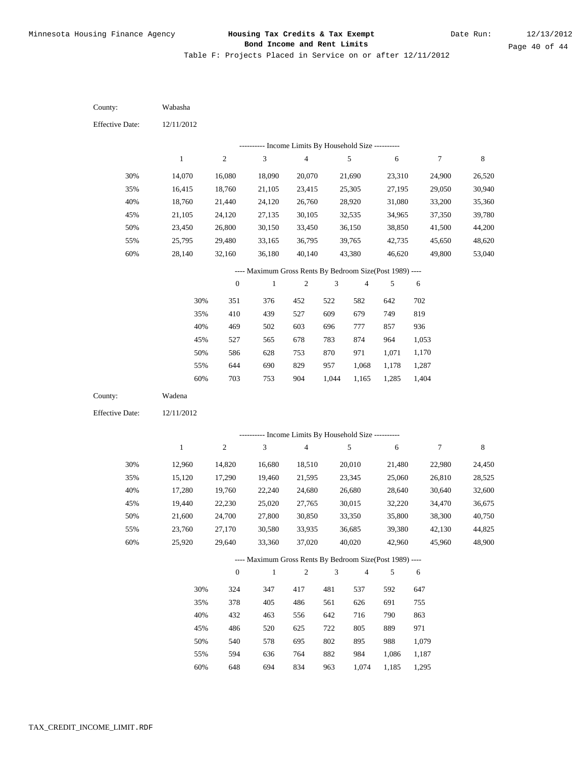County: Wabasha

Effective Date: 12/11/2012

---------- Income Limits By Household Size ----------

| | 1 | 2 | 3 | 4 | 5 | 6 | 7 | 8 |
|---|---|---|---|---|---|---|---|---|
| 30% | 14,070 | 16,080 | 18,090 | 20,070 | 21,690 | 23,310 | 24,900 | 26,520 |
| 35% | 16,415 | 18,760 | 21,105 | 23,415 | 25,305 | 27,195 | 29,050 | 30,940 |
| 40% | 18,760 | 21,440 | 24,120 | 26,760 | 28,920 | 31,080 | 33,200 | 35,360 |
| 45% | 21,105 | 24,120 | 27,135 | 30,105 | 32,535 | 34,965 | 37,350 | 39,780 |
| 50% | 23,450 | 26,800 | 30,150 | 33,450 | 36,150 | 38,850 | 41,500 | 44,200 |
| 55% | 25,795 | 29,480 | 33,165 | 36,795 | 39,765 | 42,735 | 45,650 | 48,620 |
| 60% | 28,140 | 32,160 | 36,180 | 40,140 | 43,380 | 46,620 | 49,800 | 53,040 |

---- Maximum Gross Rents By Bedroom Size(Post 1989) ----

| | 0 | 1 | 2 | 3 | 4 | 5 | 6 |
|---|---|---|---|---|---|---|---|
| 30% | 351 | 376 | 452 | 522 | 582 | 642 | 702 |
| 35% | 410 | 439 | 527 | 609 | 679 | 749 | 819 |
| 40% | 469 | 502 | 603 | 696 | 777 | 857 | 936 |
| 45% | 527 | 565 | 678 | 783 | 874 | 964 | 1,053 |
| 50% | 586 | 628 | 753 | 870 | 971 | 1,071 | 1,170 |
| 55% | 644 | 690 | 829 | 957 | 1,068 | 1,178 | 1,287 |
| 60% | 703 | 753 | 904 | 1,044 | 1,165 | 1,285 | 1,404 |

County: Wadena

Effective Date: 12/11/2012

---------- Income Limits By Household Size ----------

| | 1 | 2 | 3 | 4 | 5 | 6 | 7 | 8 |
|---|---|---|---|---|---|---|---|---|
| 30% | 12,960 | 14,820 | 16,680 | 18,510 | 20,010 | 21,480 | 22,980 | 24,450 |
| 35% | 15,120 | 17,290 | 19,460 | 21,595 | 23,345 | 25,060 | 26,810 | 28,525 |
| 40% | 17,280 | 19,760 | 22,240 | 24,680 | 26,680 | 28,640 | 30,640 | 32,600 |
| 45% | 19,440 | 22,230 | 25,020 | 27,765 | 30,015 | 32,220 | 34,470 | 36,675 |
| 50% | 21,600 | 24,700 | 27,800 | 30,850 | 33,350 | 35,800 | 38,300 | 40,750 |
| 55% | 23,760 | 27,170 | 30,580 | 33,935 | 36,685 | 39,380 | 42,130 | 44,825 |
| 60% | 25,920 | 29,640 | 33,360 | 37,020 | 40,020 | 42,960 | 45,960 | 48,900 |

---- Maximum Gross Rents By Bedroom Size(Post 1989) ----

| | 0 | 1 | 2 | 3 | 4 | 5 | 6 |
|---|---|---|---|---|---|---|---|
| 30% | 324 | 347 | 417 | 481 | 537 | 592 | 647 |
| 35% | 378 | 405 | 486 | 561 | 626 | 691 | 755 |
| 40% | 432 | 463 | 556 | 642 | 716 | 790 | 863 |
| 45% | 486 | 520 | 625 | 722 | 805 | 889 | 971 |
| 50% | 540 | 578 | 695 | 802 | 895 | 988 | 1,079 |
| 55% | 594 | 636 | 764 | 882 | 984 | 1,086 | 1,187 |
| 60% | 648 | 694 | 834 | 963 | 1,074 | 1,185 | 1,295 |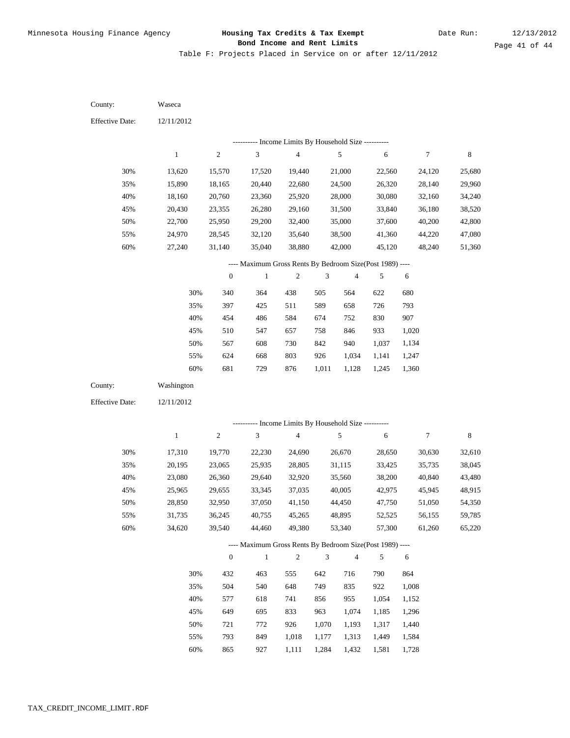County: Waseca

Effective Date: 12/11/2012

---------- Income Limits By Household Size ----------

| | 1 | 2 | 3 | 4 | 5 | 6 | 7 | 8 |
|---|---|---|---|---|---|---|---|---|
| 30% | 13,620 | 15,570 | 17,520 | 19,440 | 21,000 | 22,560 | 24,120 | 25,680 |
| 35% | 15,890 | 18,165 | 20,440 | 22,680 | 24,500 | 26,320 | 28,140 | 29,960 |
| 40% | 18,160 | 20,760 | 23,360 | 25,920 | 28,000 | 30,080 | 32,160 | 34,240 |
| 45% | 20,430 | 23,355 | 26,280 | 29,160 | 31,500 | 33,840 | 36,180 | 38,520 |
| 50% | 22,700 | 25,950 | 29,200 | 32,400 | 35,000 | 37,600 | 40,200 | 42,800 |
| 55% | 24,970 | 28,545 | 32,120 | 35,640 | 38,500 | 41,360 | 44,220 | 47,080 |
| 60% | 27,240 | 31,140 | 35,040 | 38,880 | 42,000 | 45,120 | 48,240 | 51,360 |

---- Maximum Gross Rents By Bedroom Size(Post 1989) ----

| | 0 | 1 | 2 | 3 | 4 | 5 | 6 |
|---|---|---|---|---|---|---|---|
| 30% | 340 | 364 | 438 | 505 | 564 | 622 | 680 |
| 35% | 397 | 425 | 511 | 589 | 658 | 726 | 793 |
| 40% | 454 | 486 | 584 | 674 | 752 | 830 | 907 |
| 45% | 510 | 547 | 657 | 758 | 846 | 933 | 1,020 |
| 50% | 567 | 608 | 730 | 842 | 940 | 1,037 | 1,134 |
| 55% | 624 | 668 | 803 | 926 | 1,034 | 1,141 | 1,247 |
| 60% | 681 | 729 | 876 | 1,011 | 1,128 | 1,245 | 1,360 |

County: Washington

Effective Date: 12/11/2012

---------- Income Limits By Household Size ----------

| | 1 | 2 | 3 | 4 | 5 | 6 | 7 | 8 |
|---|---|---|---|---|---|---|---|---|
| 30% | 17,310 | 19,770 | 22,230 | 24,690 | 26,670 | 28,650 | 30,630 | 32,610 |
| 35% | 20,195 | 23,065 | 25,935 | 28,805 | 31,115 | 33,425 | 35,735 | 38,045 |
| 40% | 23,080 | 26,360 | 29,640 | 32,920 | 35,560 | 38,200 | 40,840 | 43,480 |
| 45% | 25,965 | 29,655 | 33,345 | 37,035 | 40,005 | 42,975 | 45,945 | 48,915 |
| 50% | 28,850 | 32,950 | 37,050 | 41,150 | 44,450 | 47,750 | 51,050 | 54,350 |
| 55% | 31,735 | 36,245 | 40,755 | 45,265 | 48,895 | 52,525 | 56,155 | 59,785 |
| 60% | 34,620 | 39,540 | 44,460 | 49,380 | 53,340 | 57,300 | 61,260 | 65,220 |

---- Maximum Gross Rents By Bedroom Size(Post 1989) ----

| | 0 | 1 | 2 | 3 | 4 | 5 | 6 |
|---|---|---|---|---|---|---|---|
| 30% | 432 | 463 | 555 | 642 | 716 | 790 | 864 |
| 35% | 504 | 540 | 648 | 749 | 835 | 922 | 1,008 |
| 40% | 577 | 618 | 741 | 856 | 955 | 1,054 | 1,152 |
| 45% | 649 | 695 | 833 | 963 | 1,074 | 1,185 | 1,296 |
| 50% | 721 | 772 | 926 | 1,070 | 1,193 | 1,317 | 1,440 |
| 55% | 793 | 849 | 1,018 | 1,177 | 1,313 | 1,449 | 1,584 |
| 60% | 865 | 927 | 1,111 | 1,284 | 1,432 | 1,581 | 1,728 |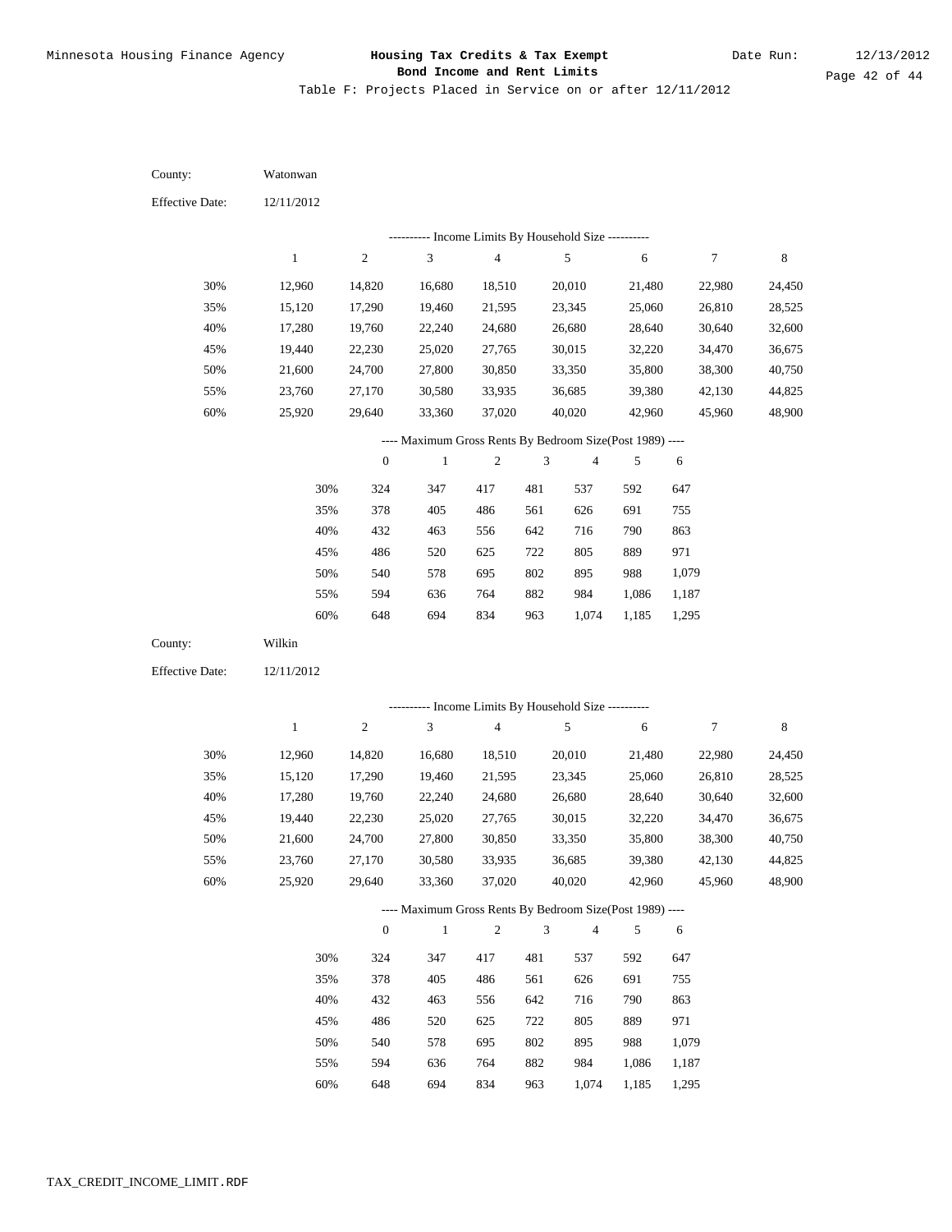County: Watonwan

Effective Date: 12/11/2012

---------- Income Limits By Household Size ----------

| | 1 | 2 | 3 | 4 | 5 | 6 | 7 | 8 |
|---|---|---|---|---|---|---|---|---|
| 30% | 12,960 | 14,820 | 16,680 | 18,510 | 20,010 | 21,480 | 22,980 | 24,450 |
| 35% | 15,120 | 17,290 | 19,460 | 21,595 | 23,345 | 25,060 | 26,810 | 28,525 |
| 40% | 17,280 | 19,760 | 22,240 | 24,680 | 26,680 | 28,640 | 30,640 | 32,600 |
| 45% | 19,440 | 22,230 | 25,020 | 27,765 | 30,015 | 32,220 | 34,470 | 36,675 |
| 50% | 21,600 | 24,700 | 27,800 | 30,850 | 33,350 | 35,800 | 38,300 | 40,750 |
| 55% | 23,760 | 27,170 | 30,580 | 33,935 | 36,685 | 39,380 | 42,130 | 44,825 |
| 60% | 25,920 | 29,640 | 33,360 | 37,020 | 40,020 | 42,960 | 45,960 | 48,900 |

---- Maximum Gross Rents By Bedroom Size(Post 1989) ----

| | 0 | 1 | 2 | 3 | 4 | 5 | 6 |
|---|---|---|---|---|---|---|---|
| 30% | 324 | 347 | 417 | 481 | 537 | 592 | 647 |
| 35% | 378 | 405 | 486 | 561 | 626 | 691 | 755 |
| 40% | 432 | 463 | 556 | 642 | 716 | 790 | 863 |
| 45% | 486 | 520 | 625 | 722 | 805 | 889 | 971 |
| 50% | 540 | 578 | 695 | 802 | 895 | 988 | 1,079 |
| 55% | 594 | 636 | 764 | 882 | 984 | 1,086 | 1,187 |
| 60% | 648 | 694 | 834 | 963 | 1,074 | 1,185 | 1,295 |

County: Wilkin

Effective Date: 12/11/2012

---------- Income Limits By Household Size ----------

| | 1 | 2 | 3 | 4 | 5 | 6 | 7 | 8 |
|---|---|---|---|---|---|---|---|---|
| 30% | 12,960 | 14,820 | 16,680 | 18,510 | 20,010 | 21,480 | 22,980 | 24,450 |
| 35% | 15,120 | 17,290 | 19,460 | 21,595 | 23,345 | 25,060 | 26,810 | 28,525 |
| 40% | 17,280 | 19,760 | 22,240 | 24,680 | 26,680 | 28,640 | 30,640 | 32,600 |
| 45% | 19,440 | 22,230 | 25,020 | 27,765 | 30,015 | 32,220 | 34,470 | 36,675 |
| 50% | 21,600 | 24,700 | 27,800 | 30,850 | 33,350 | 35,800 | 38,300 | 40,750 |
| 55% | 23,760 | 27,170 | 30,580 | 33,935 | 36,685 | 39,380 | 42,130 | 44,825 |
| 60% | 25,920 | 29,640 | 33,360 | 37,020 | 40,020 | 42,960 | 45,960 | 48,900 |

---- Maximum Gross Rents By Bedroom Size(Post 1989) ----

| | 0 | 1 | 2 | 3 | 4 | 5 | 6 |
|---|---|---|---|---|---|---|---|
| 30% | 324 | 347 | 417 | 481 | 537 | 592 | 647 |
| 35% | 378 | 405 | 486 | 561 | 626 | 691 | 755 |
| 40% | 432 | 463 | 556 | 642 | 716 | 790 | 863 |
| 45% | 486 | 520 | 625 | 722 | 805 | 889 | 971 |
| 50% | 540 | 578 | 695 | 802 | 895 | 988 | 1,079 |
| 55% | 594 | 636 | 764 | 882 | 984 | 1,086 | 1,187 |
| 60% | 648 | 694 | 834 | 963 | 1,074 | 1,185 | 1,295 |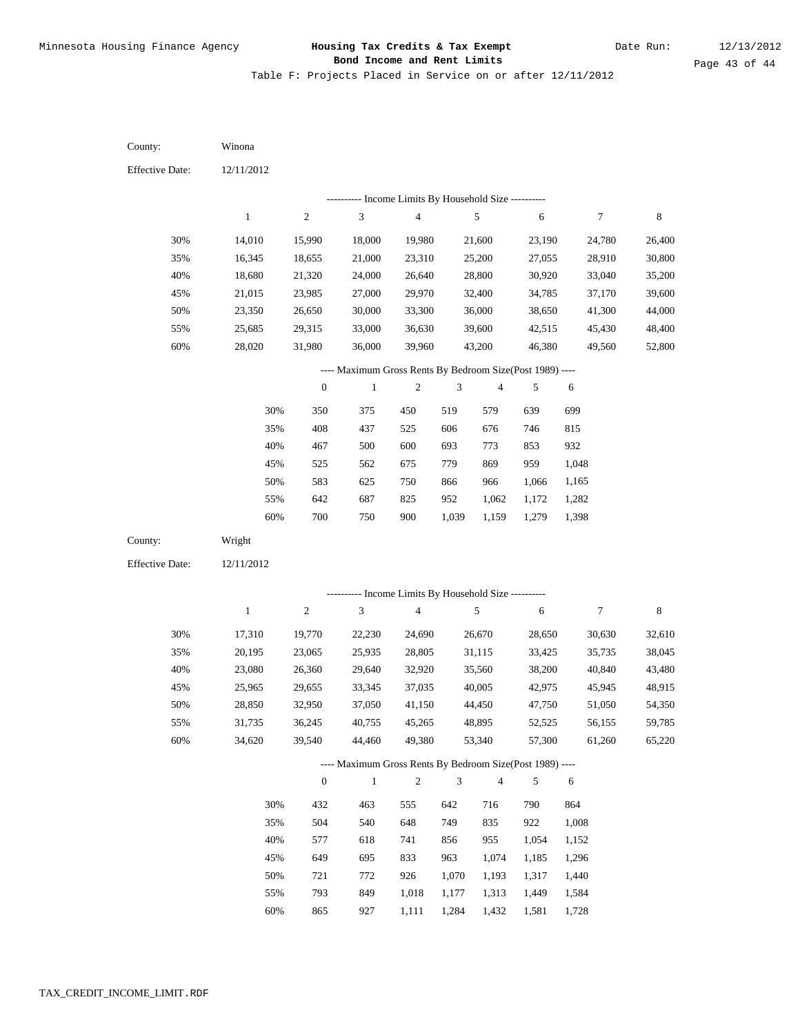Minnesota Housing Finance Agency

**Housing Tax Credits & Tax Exempt Bond Income and Rent Limits**

Date Run: 12/13/2012

Table F: Projects Placed in Service on or after 12/11/2012

County: Winona

Effective Date: 12/11/2012

---------- Income Limits By Household Size ----------

| | 1 | 2 | 3 | 4 | 5 | 6 | 7 | 8 |
|---|---|---|---|---|---|---|---|---|
| 30% | 14,010 | 15,990 | 18,000 | 19,980 | 21,600 | 23,190 | 24,780 | 26,400 |
| 35% | 16,345 | 18,655 | 21,000 | 23,310 | 25,200 | 27,055 | 28,910 | 30,800 |
| 40% | 18,680 | 21,320 | 24,000 | 26,640 | 28,800 | 30,920 | 33,040 | 35,200 |
| 45% | 21,015 | 23,985 | 27,000 | 29,970 | 32,400 | 34,785 | 37,170 | 39,600 |
| 50% | 23,350 | 26,650 | 30,000 | 33,300 | 36,000 | 38,650 | 41,300 | 44,000 |
| 55% | 25,685 | 29,315 | 33,000 | 36,630 | 39,600 | 42,515 | 45,430 | 48,400 |
| 60% | 28,020 | 31,980 | 36,000 | 39,960 | 43,200 | 46,380 | 49,560 | 52,800 |

---- Maximum Gross Rents By Bedroom Size(Post 1989) ----

| | 0 | 1 | 2 | 3 | 4 | 5 | 6 |
|---|---|---|---|---|---|---|---|
| 30% | 350 | 375 | 450 | 519 | 579 | 639 | 699 |
| 35% | 408 | 437 | 525 | 606 | 676 | 746 | 815 |
| 40% | 467 | 500 | 600 | 693 | 773 | 853 | 932 |
| 45% | 525 | 562 | 675 | 779 | 869 | 959 | 1,048 |
| 50% | 583 | 625 | 750 | 866 | 966 | 1,066 | 1,165 |
| 55% | 642 | 687 | 825 | 952 | 1,062 | 1,172 | 1,282 |
| 60% | 700 | 750 | 900 | 1,039 | 1,159 | 1,279 | 1,398 |

County: Wright

Effective Date: 12/11/2012

---------- Income Limits By Household Size ----------

| | 1 | 2 | 3 | 4 | 5 | 6 | 7 | 8 |
|---|---|---|---|---|---|---|---|---|
| 30% | 17,310 | 19,770 | 22,230 | 24,690 | 26,670 | 28,650 | 30,630 | 32,610 |
| 35% | 20,195 | 23,065 | 25,935 | 28,805 | 31,115 | 33,425 | 35,735 | 38,045 |
| 40% | 23,080 | 26,360 | 29,640 | 32,920 | 35,560 | 38,200 | 40,840 | 43,480 |
| 45% | 25,965 | 29,655 | 33,345 | 37,035 | 40,005 | 42,975 | 45,945 | 48,915 |
| 50% | 28,850 | 32,950 | 37,050 | 41,150 | 44,450 | 47,750 | 51,050 | 54,350 |
| 55% | 31,735 | 36,245 | 40,755 | 45,265 | 48,895 | 52,525 | 56,155 | 59,785 |
| 60% | 34,620 | 39,540 | 44,460 | 49,380 | 53,340 | 57,300 | 61,260 | 65,220 |

---- Maximum Gross Rents By Bedroom Size(Post 1989) ----

| | 0 | 1 | 2 | 3 | 4 | 5 | 6 |
|---|---|---|---|---|---|---|---|
| 30% | 432 | 463 | 555 | 642 | 716 | 790 | 864 |
| 35% | 504 | 540 | 648 | 749 | 835 | 922 | 1,008 |
| 40% | 577 | 618 | 741 | 856 | 955 | 1,054 | 1,152 |
| 45% | 649 | 695 | 833 | 963 | 1,074 | 1,185 | 1,296 |
| 50% | 721 | 772 | 926 | 1,070 | 1,193 | 1,317 | 1,440 |
| 55% | 793 | 849 | 1,018 | 1,177 | 1,313 | 1,449 | 1,584 |
| 60% | 865 | 927 | 1,111 | 1,284 | 1,432 | 1,581 | 1,728 |

TAX_CREDIT_INCOME_LIMIT.RDF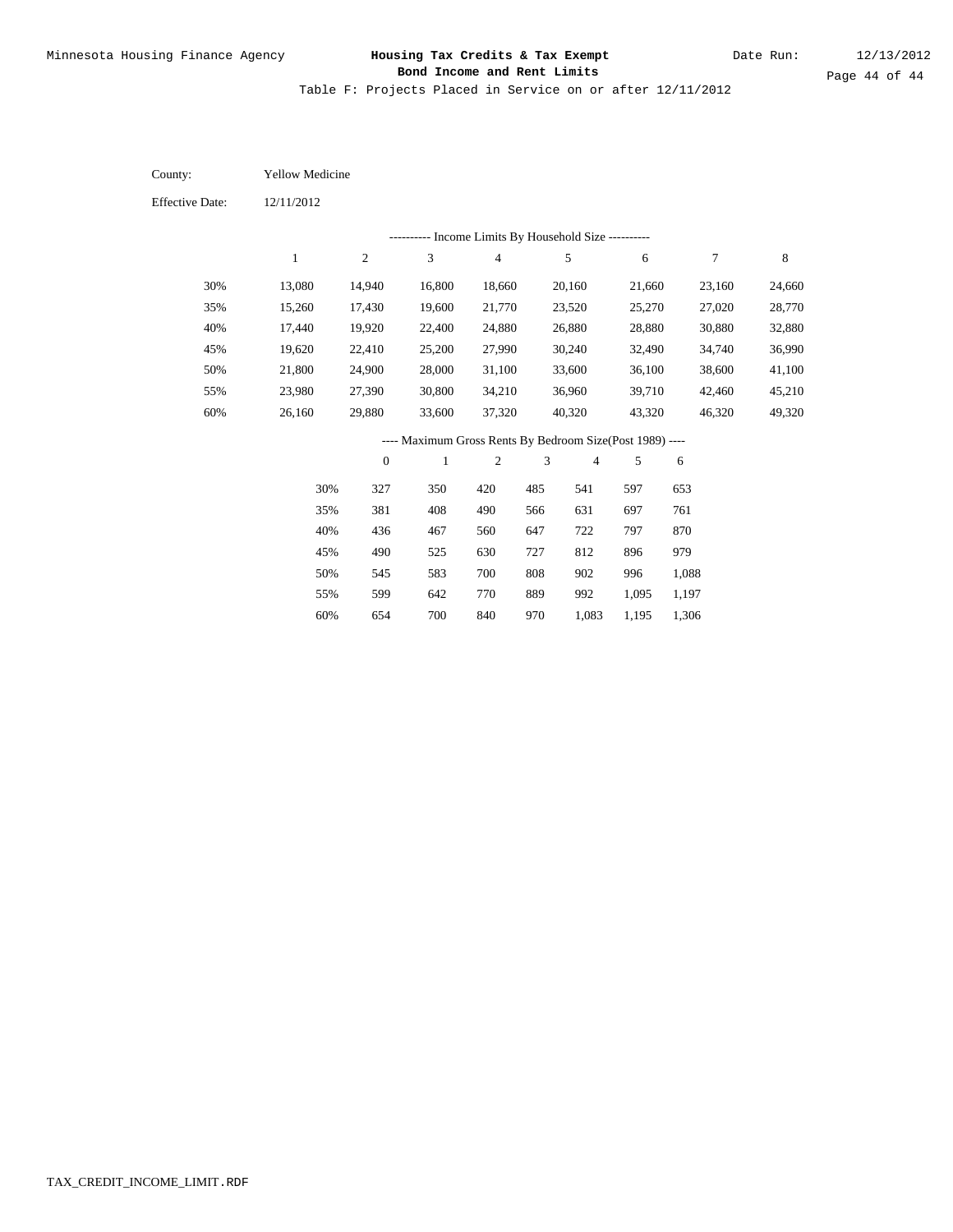County: Yellow Medicine

Effective Date: 12/11/2012

---------- Income Limits By Household Size ----------

| | 1 | 2 | 3 | 4 | 5 | 6 | 7 | 8 |
|---|---|---|---|---|---|---|---|---|
| 30% | 13,080 | 14,940 | 16,800 | 18,660 | 20,160 | 21,660 | 23,160 | 24,660 |
| 35% | 15,260 | 17,430 | 19,600 | 21,770 | 23,520 | 25,270 | 27,020 | 28,770 |
| 40% | 17,440 | 19,920 | 22,400 | 24,880 | 26,880 | 28,880 | 30,880 | 32,880 |
| 45% | 19,620 | 22,410 | 25,200 | 27,990 | 30,240 | 32,490 | 34,740 | 36,990 |
| 50% | 21,800 | 24,900 | 28,000 | 31,100 | 33,600 | 36,100 | 38,600 | 41,100 |
| 55% | 23,980 | 27,390 | 30,800 | 34,210 | 36,960 | 39,710 | 42,460 | 45,210 |
| 60% | 26,160 | 29,880 | 33,600 | 37,320 | 40,320 | 43,320 | 46,320 | 49,320 |

---- Maximum Gross Rents By Bedroom Size(Post 1989) ----

| | 0 | 1 | 2 | 3 | 4 | 5 | 6 |
|---|---|---|---|---|---|---|---|
| 30% | 327 | 350 | 420 | 485 | 541 | 597 | 653 |
| 35% | 381 | 408 | 490 | 566 | 631 | 697 | 761 |
| 40% | 436 | 467 | 560 | 647 | 722 | 797 | 870 |
| 45% | 490 | 525 | 630 | 727 | 812 | 896 | 979 |
| 50% | 545 | 583 | 700 | 808 | 902 | 996 | 1,088 |
| 55% | 599 | 642 | 770 | 889 | 992 | 1,095 | 1,197 |
| 60% | 654 | 700 | 840 | 970 | 1,083 | 1,195 | 1,306 |